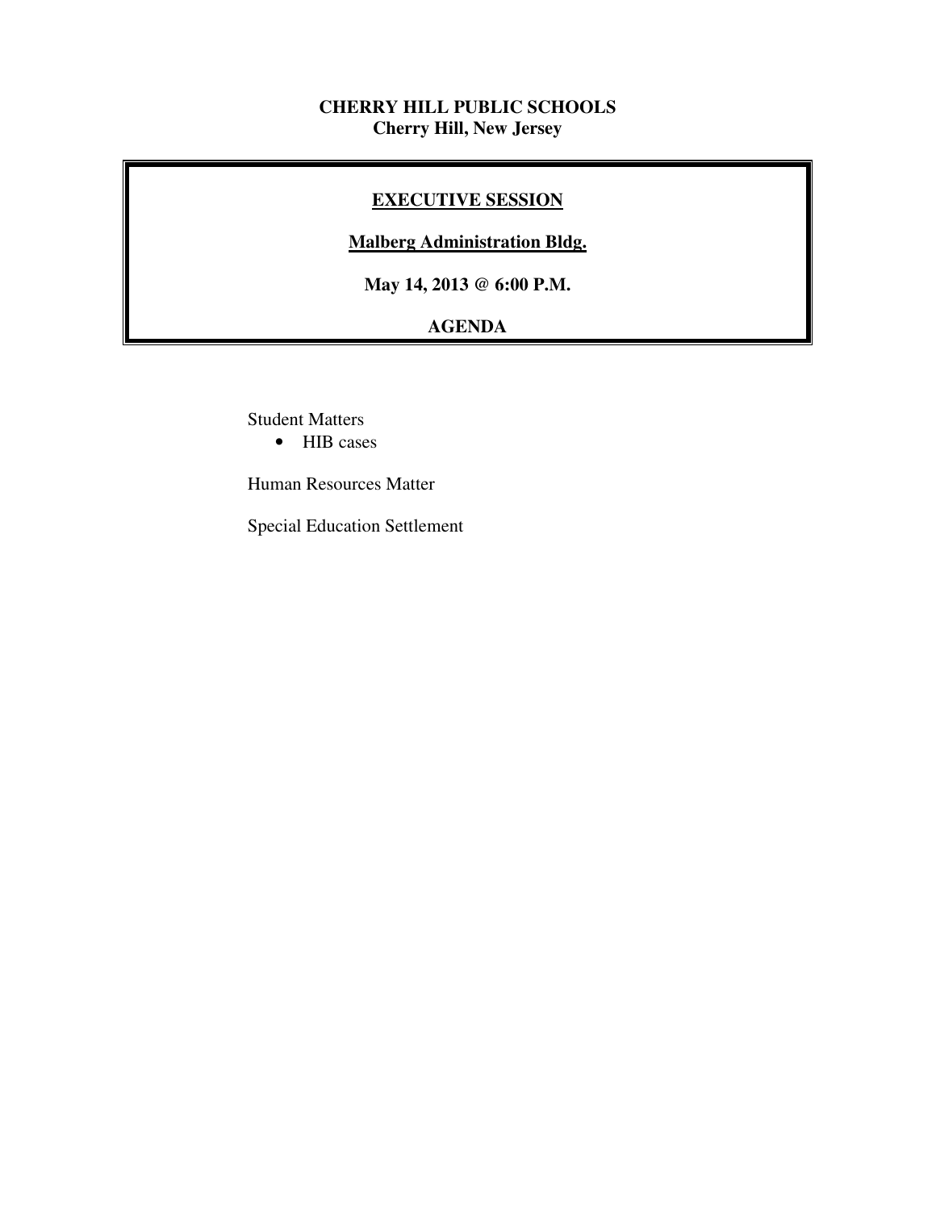**CHERRY HILL PUBLIC SCHOOLS**
**Cherry Hill, New Jersey**

## EXECUTIVE SESSION

**Malberg Administration Bldg.**

**May 14, 2013 @ 6:00 P.M.**

**AGENDA**

Student Matters

- HIB cases

Human Resources Matter

Special Education Settlement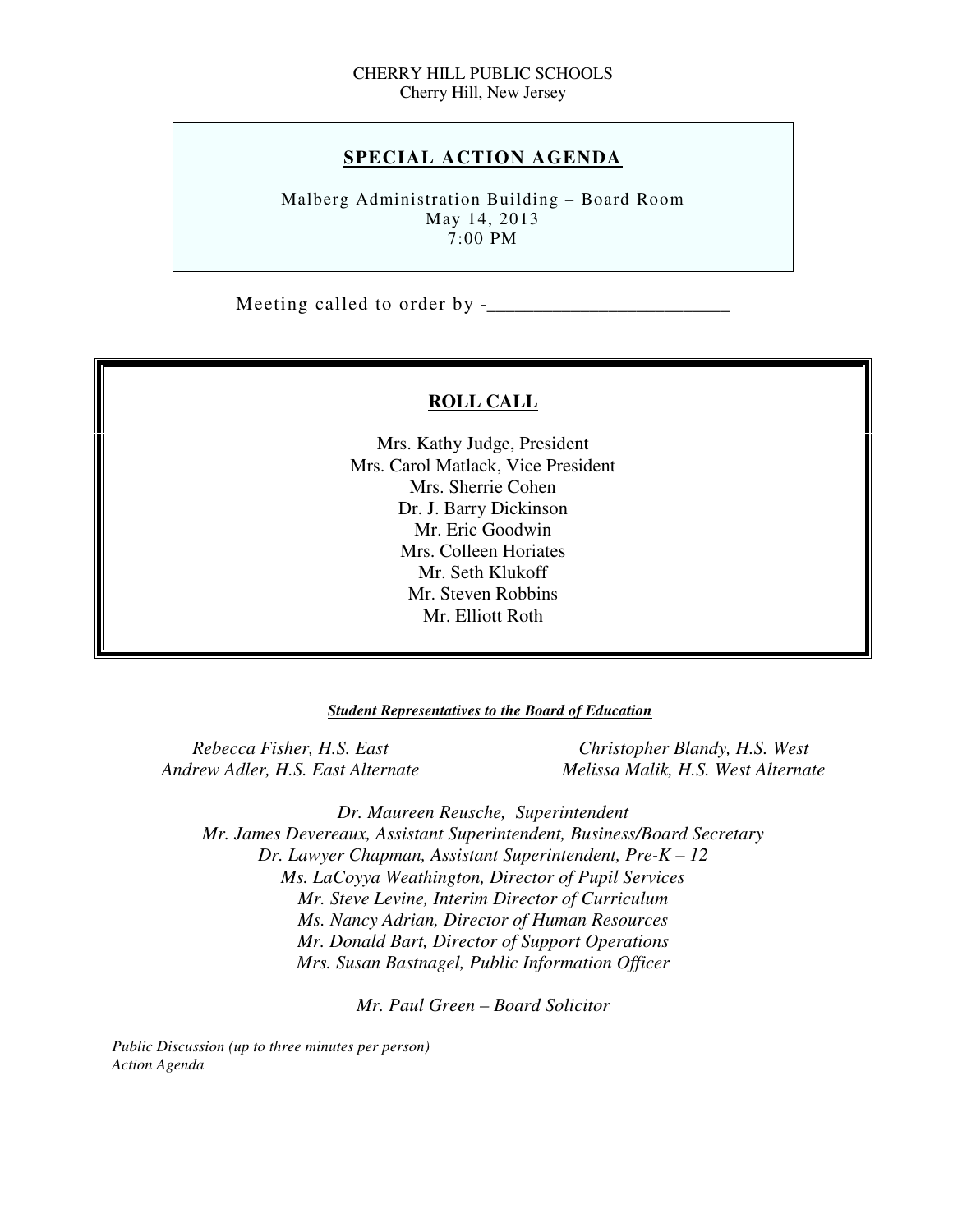CHERRY HILL PUBLIC SCHOOLS
Cherry Hill, New Jersey

## SPECIAL ACTION AGENDA

Malberg Administration Building – Board Room
May 14, 2013
7:00 PM

Meeting called to order by -_________________________

### ROLL CALL

Mrs. Kathy Judge, President
Mrs. Carol Matlack, Vice President
Mrs. Sherrie Cohen
Dr. J. Barry Dickinson
Mr. Eric Goodwin
Mrs. Colleen Horiates
Mr. Seth Klukoff
Mr. Steven Robbins
Mr. Elliott Roth

***Student Representatives to the Board of Education***

*Rebecca Fisher, H.S. East*
*Andrew Adler, H.S. East Alternate*

*Christopher Blandy, H.S. West*
*Melissa Malik, H.S. West Alternate*

*Dr. Maureen Reusche, Superintendent*
*Mr. James Devereaux, Assistant Superintendent, Business/Board Secretary*
*Dr. Lawyer Chapman, Assistant Superintendent, Pre-K – 12*
*Ms. LaCoyya Weathington, Director of Pupil Services*
*Mr. Steve Levine, Interim Director of Curriculum*
*Ms. Nancy Adrian, Director of Human Resources*
*Mr. Donald Bart, Director of Support Operations*
*Mrs. Susan Bastnagel, Public Information Officer*

*Mr. Paul Green – Board Solicitor*

*Public Discussion (up to three minutes per person)*
*Action Agenda*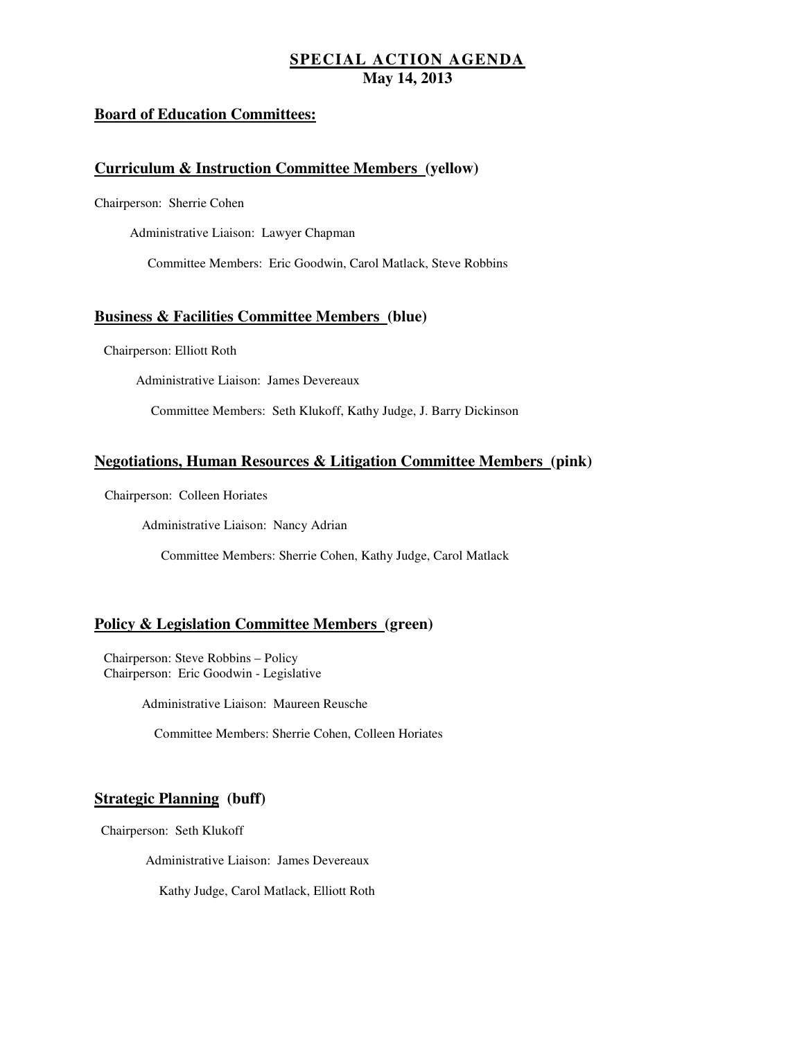# SPECIAL ACTION AGENDA
**May 14, 2013**

## Board of Education Committees:

### Curriculum & Instruction Committee Members (yellow)

Chairperson: Sherrie Cohen

Administrative Liaison: Lawyer Chapman

Committee Members: Eric Goodwin, Carol Matlack, Steve Robbins

### Business & Facilities Committee Members (blue)

Chairperson: Elliott Roth

Administrative Liaison: James Devereaux

Committee Members: Seth Klukoff, Kathy Judge, J. Barry Dickinson

### Negotiations, Human Resources & Litigation Committee Members (pink)

Chairperson: Colleen Horiates

Administrative Liaison: Nancy Adrian

Committee Members: Sherrie Cohen, Kathy Judge, Carol Matlack

### Policy & Legislation Committee Members (green)

Chairperson: Steve Robbins – Policy
Chairperson: Eric Goodwin - Legislative

Administrative Liaison: Maureen Reusche

Committee Members: Sherrie Cohen, Colleen Horiates

### Strategic Planning (buff)

Chairperson: Seth Klukoff

Administrative Liaison: James Devereaux

Kathy Judge, Carol Matlack, Elliott Roth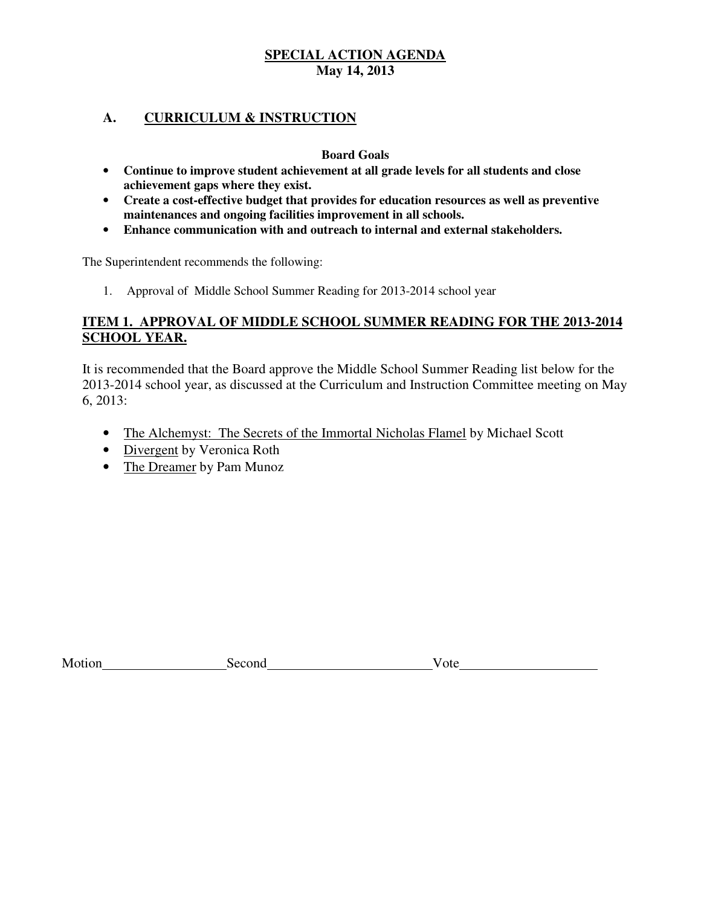**SPECIAL ACTION AGENDA**
**May 14, 2013**

## A. CURRICULUM & INSTRUCTION

**Board Goals**

- **Continue to improve student achievement at all grade levels for all students and close achievement gaps where they exist.**
- **Create a cost-effective budget that provides for education resources as well as preventive maintenances and ongoing facilities improvement in all schools.**
- **Enhance communication with and outreach to internal and external stakeholders.**

The Superintendent recommends the following:

1. Approval of Middle School Summer Reading for 2013-2014 school year

### ITEM 1. APPROVAL OF MIDDLE SCHOOL SUMMER READING FOR THE 2013-2014 SCHOOL YEAR.

It is recommended that the Board approve the Middle School Summer Reading list below for the 2013-2014 school year, as discussed at the Curriculum and Instruction Committee meeting on May 6, 2013:

- The Alchemyst: The Secrets of the Immortal Nicholas Flamel by Michael Scott
- Divergent by Veronica Roth
- The Dreamer by Pam Munoz

Motion__________________Second________________________Vote____________________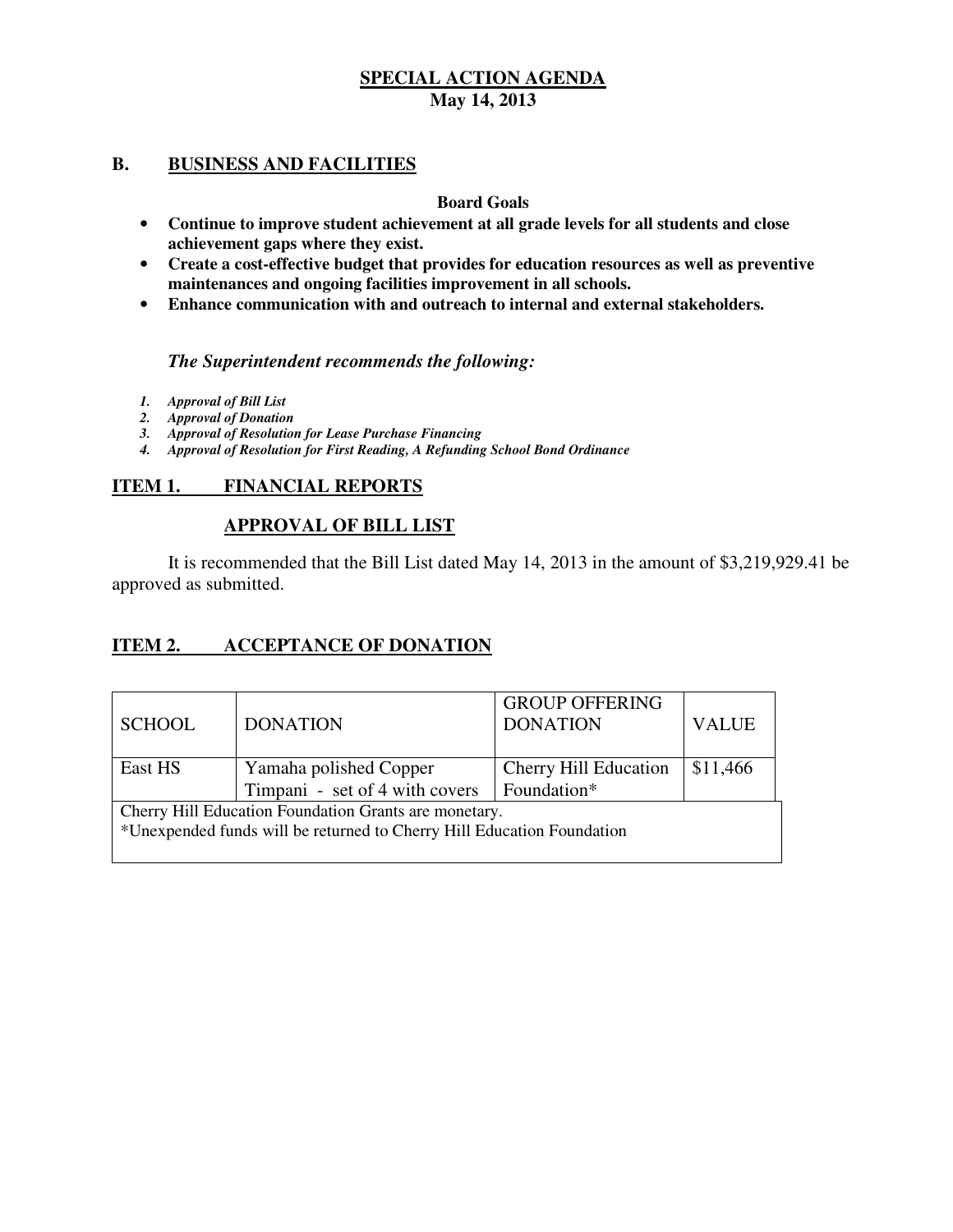# SPECIAL ACTION AGENDA

**May 14, 2013**

## B. BUSINESS AND FACILITIES

**Board Goals**

- **Continue to improve student achievement at all grade levels for all students and close achievement gaps where they exist.**
- **Create a cost-effective budget that provides for education resources as well as preventive maintenances and ongoing facilities improvement in all schools.**
- **Enhance communication with and outreach to internal and external stakeholders.**

***The Superintendent recommends the following:***

1. ***Approval of Bill List***
2. ***Approval of Donation***
3. ***Approval of Resolution for Lease Purchase Financing***
4. ***Approval of Resolution for First Reading, A Refunding School Bond Ordinance***

## ITEM 1. FINANCIAL REPORTS

### APPROVAL OF BILL LIST

It is recommended that the Bill List dated May 14, 2013 in the amount of $3,219,929.41 be approved as submitted.

## ITEM 2. ACCEPTANCE OF DONATION

| SCHOOL | DONATION | GROUP OFFERING DONATION | VALUE |
|---|---|---|---|
| East HS | Yamaha polished Copper Timpani - set of 4 with covers | Cherry Hill Education Foundation* | $11,466 |
| Cherry Hill Education Foundation Grants are monetary.<br>*Unexpended funds will be returned to Cherry Hill Education Foundation | | | |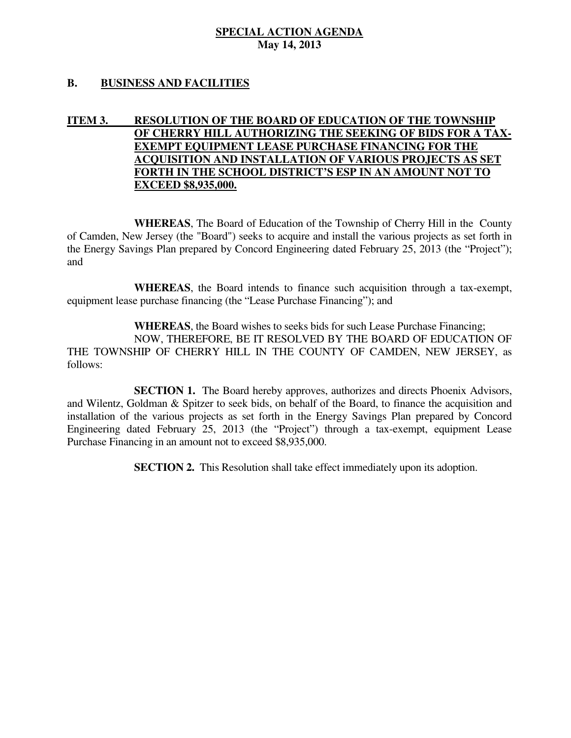**SPECIAL ACTION AGENDA**
**May 14, 2013**

## B. BUSINESS AND FACILITIES

### ITEM 3. RESOLUTION OF THE BOARD OF EDUCATION OF THE TOWNSHIP OF CHERRY HILL AUTHORIZING THE SEEKING OF BIDS FOR A TAX-EXEMPT EQUIPMENT LEASE PURCHASE FINANCING FOR THE ACQUISITION AND INSTALLATION OF VARIOUS PROJECTS AS SET FORTH IN THE SCHOOL DISTRICT'S ESP IN AN AMOUNT NOT TO EXCEED $8,935,000.

**WHEREAS**, The Board of Education of the Township of Cherry Hill in the County of Camden, New Jersey (the "Board") seeks to acquire and install the various projects as set forth in the Energy Savings Plan prepared by Concord Engineering dated February 25, 2013 (the "Project"); and

**WHEREAS**, the Board intends to finance such acquisition through a tax-exempt, equipment lease purchase financing (the "Lease Purchase Financing"); and

**WHEREAS**, the Board wishes to seeks bids for such Lease Purchase Financing;

NOW, THEREFORE, BE IT RESOLVED BY THE BOARD OF EDUCATION OF THE TOWNSHIP OF CHERRY HILL IN THE COUNTY OF CAMDEN, NEW JERSEY, as follows:

**SECTION 1.** The Board hereby approves, authorizes and directs Phoenix Advisors, and Wilentz, Goldman & Spitzer to seek bids, on behalf of the Board, to finance the acquisition and installation of the various projects as set forth in the Energy Savings Plan prepared by Concord Engineering dated February 25, 2013 (the "Project") through a tax-exempt, equipment Lease Purchase Financing in an amount not to exceed $8,935,000.

**SECTION 2.** This Resolution shall take effect immediately upon its adoption.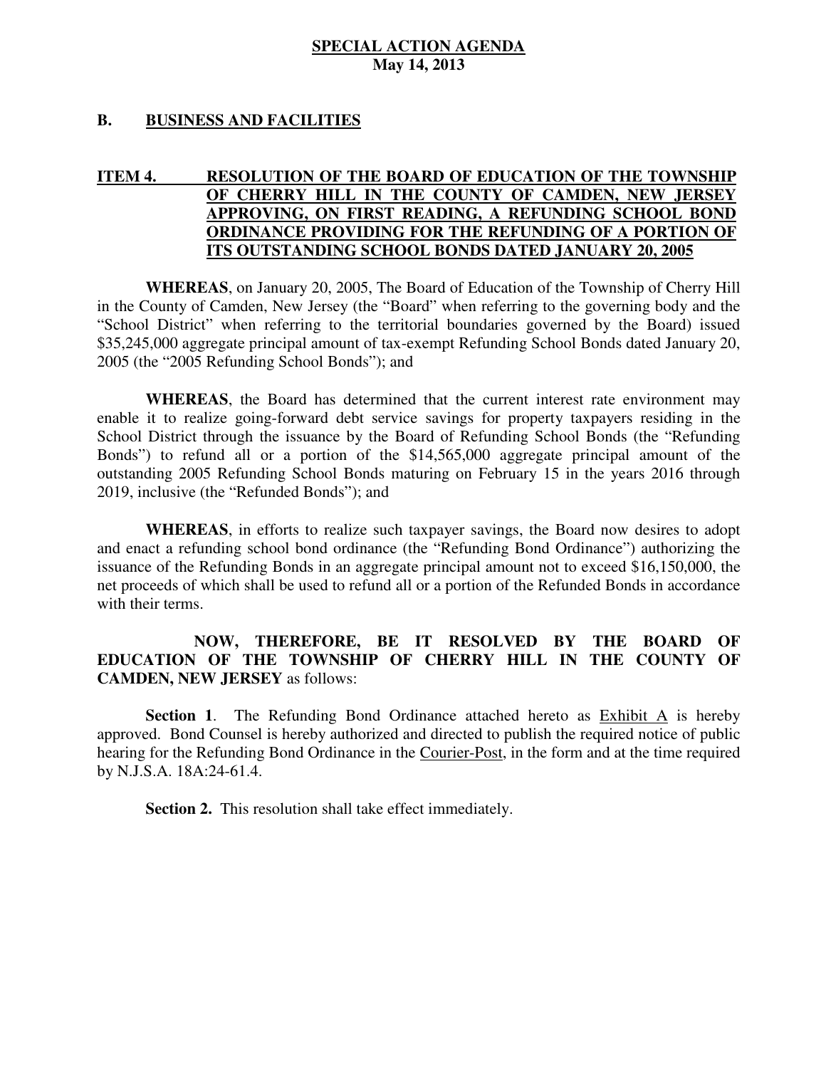**SPECIAL ACTION AGENDA**
**May 14, 2013**

## B. BUSINESS AND FACILITIES

### ITEM 4. RESOLUTION OF THE BOARD OF EDUCATION OF THE TOWNSHIP OF CHERRY HILL IN THE COUNTY OF CAMDEN, NEW JERSEY APPROVING, ON FIRST READING, A REFUNDING SCHOOL BOND ORDINANCE PROVIDING FOR THE REFUNDING OF A PORTION OF ITS OUTSTANDING SCHOOL BONDS DATED JANUARY 20, 2005

**WHEREAS**, on January 20, 2005, The Board of Education of the Township of Cherry Hill in the County of Camden, New Jersey (the "Board" when referring to the governing body and the "School District" when referring to the territorial boundaries governed by the Board) issued \$35,245,000 aggregate principal amount of tax-exempt Refunding School Bonds dated January 20, 2005 (the "2005 Refunding School Bonds"); and

**WHEREAS**, the Board has determined that the current interest rate environment may enable it to realize going-forward debt service savings for property taxpayers residing in the School District through the issuance by the Board of Refunding School Bonds (the "Refunding Bonds") to refund all or a portion of the \$14,565,000 aggregate principal amount of the outstanding 2005 Refunding School Bonds maturing on February 15 in the years 2016 through 2019, inclusive (the "Refunded Bonds"); and

**WHEREAS**, in efforts to realize such taxpayer savings, the Board now desires to adopt and enact a refunding school bond ordinance (the "Refunding Bond Ordinance") authorizing the issuance of the Refunding Bonds in an aggregate principal amount not to exceed \$16,150,000, the net proceeds of which shall be used to refund all or a portion of the Refunded Bonds in accordance with their terms.

**NOW, THEREFORE, BE IT RESOLVED BY THE BOARD OF EDUCATION OF THE TOWNSHIP OF CHERRY HILL IN THE COUNTY OF CAMDEN, NEW JERSEY** as follows:

**Section 1**. The Refunding Bond Ordinance attached hereto as Exhibit A is hereby approved. Bond Counsel is hereby authorized and directed to publish the required notice of public hearing for the Refunding Bond Ordinance in the Courier-Post, in the form and at the time required by N.J.S.A. 18A:24-61.4.

**Section 2.** This resolution shall take effect immediately.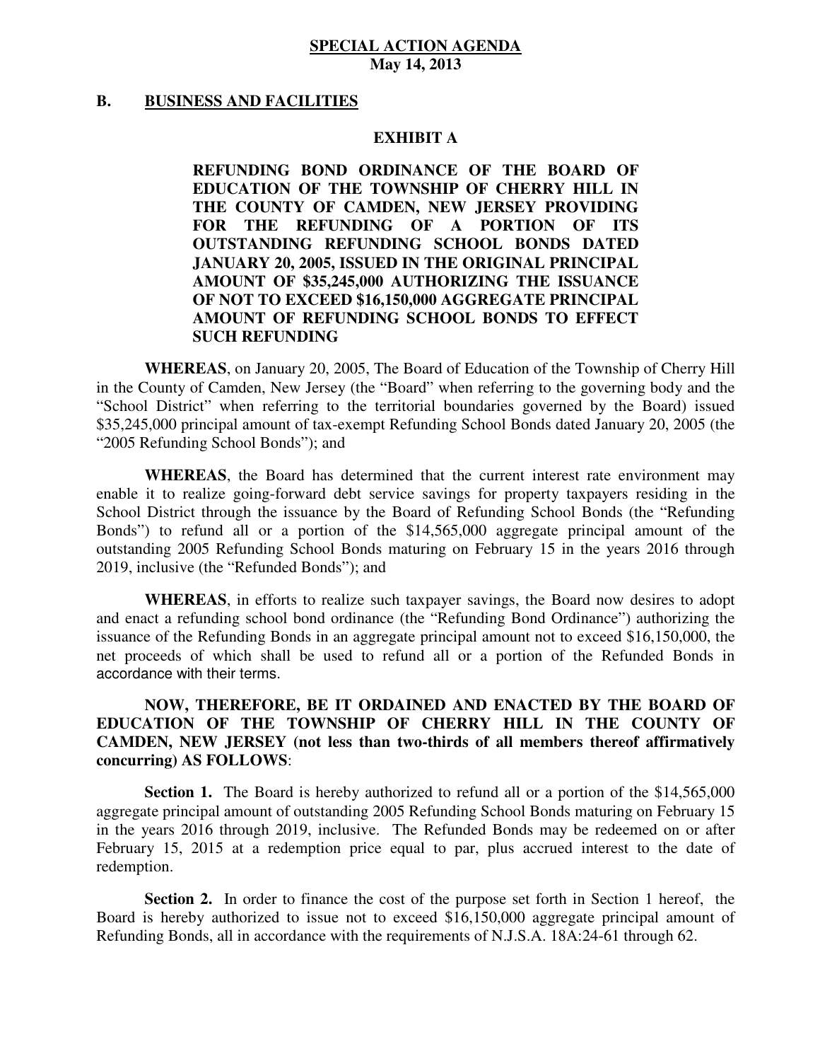**SPECIAL ACTION AGENDA**
**May 14, 2013**

## B. BUSINESS AND FACILITIES

### EXHIBIT A

**REFUNDING BOND ORDINANCE OF THE BOARD OF EDUCATION OF THE TOWNSHIP OF CHERRY HILL IN THE COUNTY OF CAMDEN, NEW JERSEY PROVIDING FOR THE REFUNDING OF A PORTION OF ITS OUTSTANDING REFUNDING SCHOOL BONDS DATED JANUARY 20, 2005, ISSUED IN THE ORIGINAL PRINCIPAL AMOUNT OF $35,245,000 AUTHORIZING THE ISSUANCE OF NOT TO EXCEED $16,150,000 AGGREGATE PRINCIPAL AMOUNT OF REFUNDING SCHOOL BONDS TO EFFECT SUCH REFUNDING**

**WHEREAS**, on January 20, 2005, The Board of Education of the Township of Cherry Hill in the County of Camden, New Jersey (the "Board" when referring to the governing body and the "School District" when referring to the territorial boundaries governed by the Board) issued $35,245,000 principal amount of tax-exempt Refunding School Bonds dated January 20, 2005 (the "2005 Refunding School Bonds"); and

**WHEREAS**, the Board has determined that the current interest rate environment may enable it to realize going-forward debt service savings for property taxpayers residing in the School District through the issuance by the Board of Refunding School Bonds (the "Refunding Bonds") to refund all or a portion of the $14,565,000 aggregate principal amount of the outstanding 2005 Refunding School Bonds maturing on February 15 in the years 2016 through 2019, inclusive (the "Refunded Bonds"); and

**WHEREAS**, in efforts to realize such taxpayer savings, the Board now desires to adopt and enact a refunding school bond ordinance (the "Refunding Bond Ordinance") authorizing the issuance of the Refunding Bonds in an aggregate principal amount not to exceed $16,150,000, the net proceeds of which shall be used to refund all or a portion of the Refunded Bonds in accordance with their terms.

**NOW, THEREFORE, BE IT ORDAINED AND ENACTED BY THE BOARD OF EDUCATION OF THE TOWNSHIP OF CHERRY HILL IN THE COUNTY OF CAMDEN, NEW JERSEY (not less than two-thirds of all members thereof affirmatively concurring) AS FOLLOWS**:

**Section 1.** The Board is hereby authorized to refund all or a portion of the $14,565,000 aggregate principal amount of outstanding 2005 Refunding School Bonds maturing on February 15 in the years 2016 through 2019, inclusive. The Refunded Bonds may be redeemed on or after February 15, 2015 at a redemption price equal to par, plus accrued interest to the date of redemption.

**Section 2.** In order to finance the cost of the purpose set forth in Section 1 hereof, the Board is hereby authorized to issue not to exceed $16,150,000 aggregate principal amount of Refunding Bonds, all in accordance with the requirements of N.J.S.A. 18A:24-61 through 62.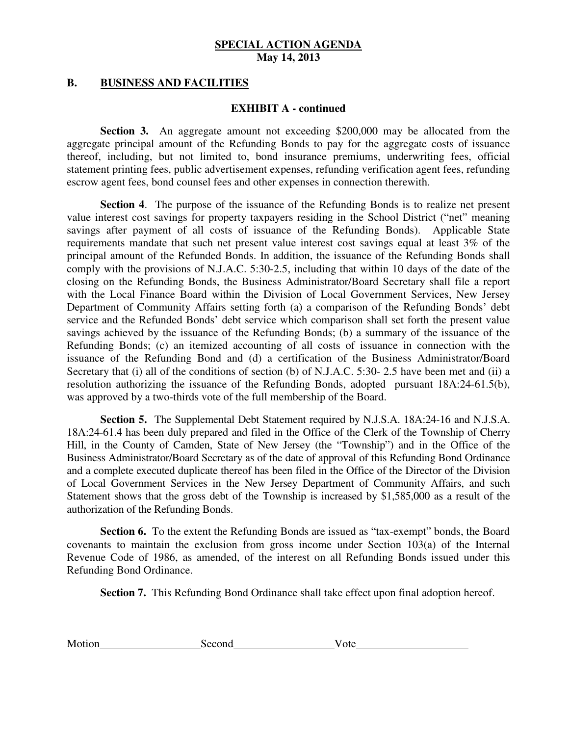**SPECIAL ACTION AGENDA**
**May 14, 2013**

## B. BUSINESS AND FACILITIES

**EXHIBIT A - continued**

**Section 3.** An aggregate amount not exceeding $200,000 may be allocated from the aggregate principal amount of the Refunding Bonds to pay for the aggregate costs of issuance thereof, including, but not limited to, bond insurance premiums, underwriting fees, official statement printing fees, public advertisement expenses, refunding verification agent fees, refunding escrow agent fees, bond counsel fees and other expenses in connection therewith.

**Section 4**. The purpose of the issuance of the Refunding Bonds is to realize net present value interest cost savings for property taxpayers residing in the School District ("net" meaning savings after payment of all costs of issuance of the Refunding Bonds). Applicable State requirements mandate that such net present value interest cost savings equal at least 3% of the principal amount of the Refunded Bonds. In addition, the issuance of the Refunding Bonds shall comply with the provisions of N.J.A.C. 5:30-2.5, including that within 10 days of the date of the closing on the Refunding Bonds, the Business Administrator/Board Secretary shall file a report with the Local Finance Board within the Division of Local Government Services, New Jersey Department of Community Affairs setting forth (a) a comparison of the Refunding Bonds' debt service and the Refunded Bonds' debt service which comparison shall set forth the present value savings achieved by the issuance of the Refunding Bonds; (b) a summary of the issuance of the Refunding Bonds; (c) an itemized accounting of all costs of issuance in connection with the issuance of the Refunding Bond and (d) a certification of the Business Administrator/Board Secretary that (i) all of the conditions of section (b) of N.J.A.C. 5:30- 2.5 have been met and (ii) a resolution authorizing the issuance of the Refunding Bonds, adopted pursuant 18A:24-61.5(b), was approved by a two-thirds vote of the full membership of the Board.

**Section 5.** The Supplemental Debt Statement required by N.J.S.A. 18A:24-16 and N.J.S.A. 18A:24-61.4 has been duly prepared and filed in the Office of the Clerk of the Township of Cherry Hill, in the County of Camden, State of New Jersey (the "Township") and in the Office of the Business Administrator/Board Secretary as of the date of approval of this Refunding Bond Ordinance and a complete executed duplicate thereof has been filed in the Office of the Director of the Division of Local Government Services in the New Jersey Department of Community Affairs, and such Statement shows that the gross debt of the Township is increased by $1,585,000 as a result of the authorization of the Refunding Bonds.

**Section 6.** To the extent the Refunding Bonds are issued as "tax-exempt" bonds, the Board covenants to maintain the exclusion from gross income under Section 103(a) of the Internal Revenue Code of 1986, as amended, of the interest on all Refunding Bonds issued under this Refunding Bond Ordinance.

**Section 7.** This Refunding Bond Ordinance shall take effect upon final adoption hereof.

Motion\_\_\_\_\_\_\_\_\_\_\_\_\_\_\_\_\_\_ Second\_\_\_\_\_\_\_\_\_\_\_\_\_\_\_\_\_\_ Vote\_\_\_\_\_\_\_\_\_\_\_\_\_\_\_\_\_\_\_\_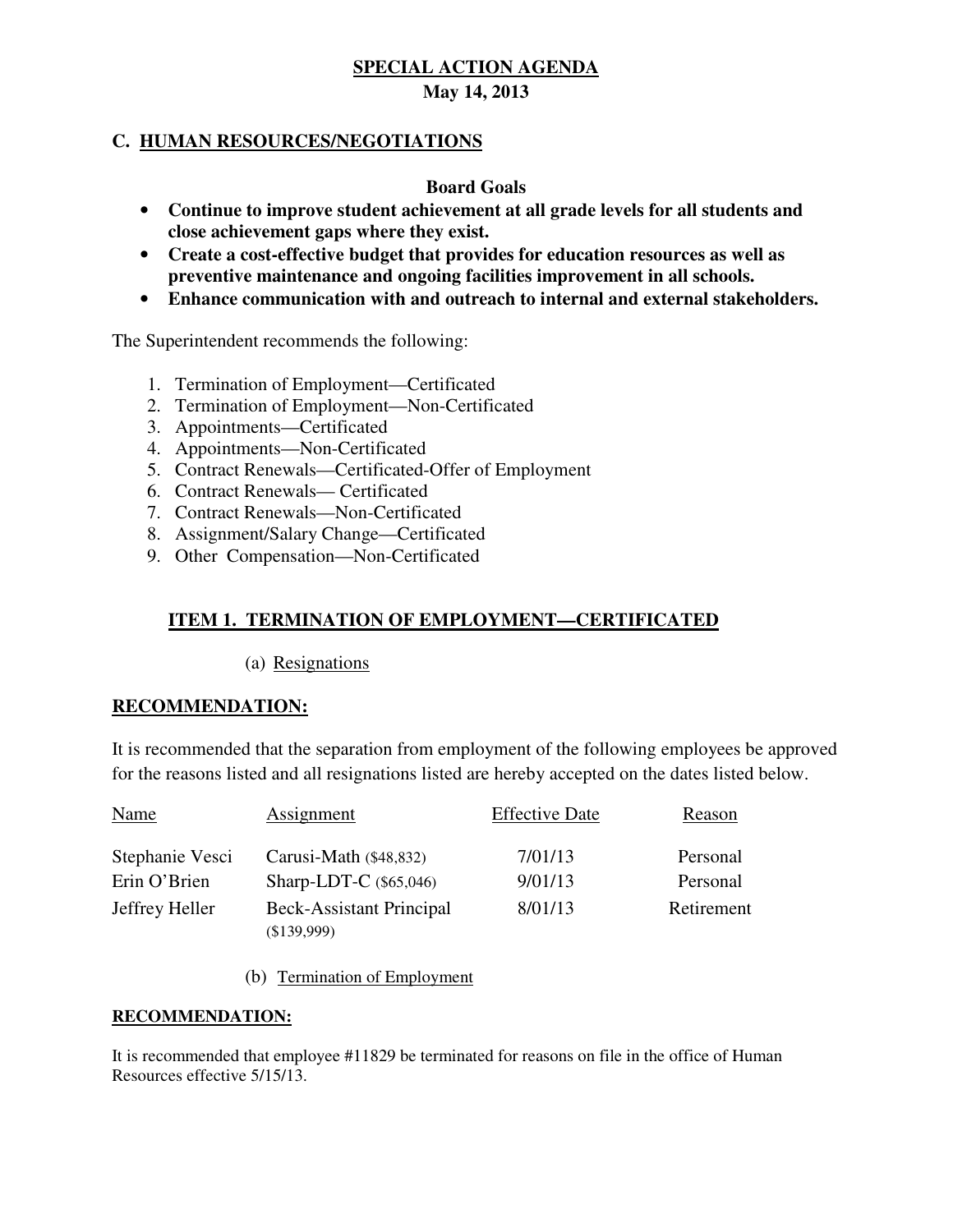**SPECIAL ACTION AGENDA**
**May 14, 2013**

## C. HUMAN RESOURCES/NEGOTIATIONS

**Board Goals**

- **Continue to improve student achievement at all grade levels for all students and close achievement gaps where they exist.**
- **Create a cost-effective budget that provides for education resources as well as preventive maintenance and ongoing facilities improvement in all schools.**
- **Enhance communication with and outreach to internal and external stakeholders.**

The Superintendent recommends the following:

1. Termination of Employment—Certificated
2. Termination of Employment—Non-Certificated
3. Appointments—Certificated
4. Appointments—Non-Certificated
5. Contract Renewals—Certificated-Offer of Employment
6. Contract Renewals— Certificated
7. Contract Renewals—Non-Certificated
8. Assignment/Salary Change—Certificated
9. Other Compensation—Non-Certificated

### ITEM 1. TERMINATION OF EMPLOYMENT—CERTIFICATED

(a) Resignations

**RECOMMENDATION:**

It is recommended that the separation from employment of the following employees be approved for the reasons listed and all resignations listed are hereby accepted on the dates listed below.

| Name | Assignment | Effective Date | Reason |
|---|---|---|---|
| Stephanie Vesci | Carusi-Math ($48,832) | 7/01/13 | Personal |
| Erin O'Brien | Sharp-LDT-C ($65,046) | 9/01/13 | Personal |
| Jeffrey Heller | Beck-Assistant Principal ($139,999) | 8/01/13 | Retirement |

(b) Termination of Employment

**RECOMMENDATION:**

It is recommended that employee #11829 be terminated for reasons on file in the office of Human Resources effective 5/15/13.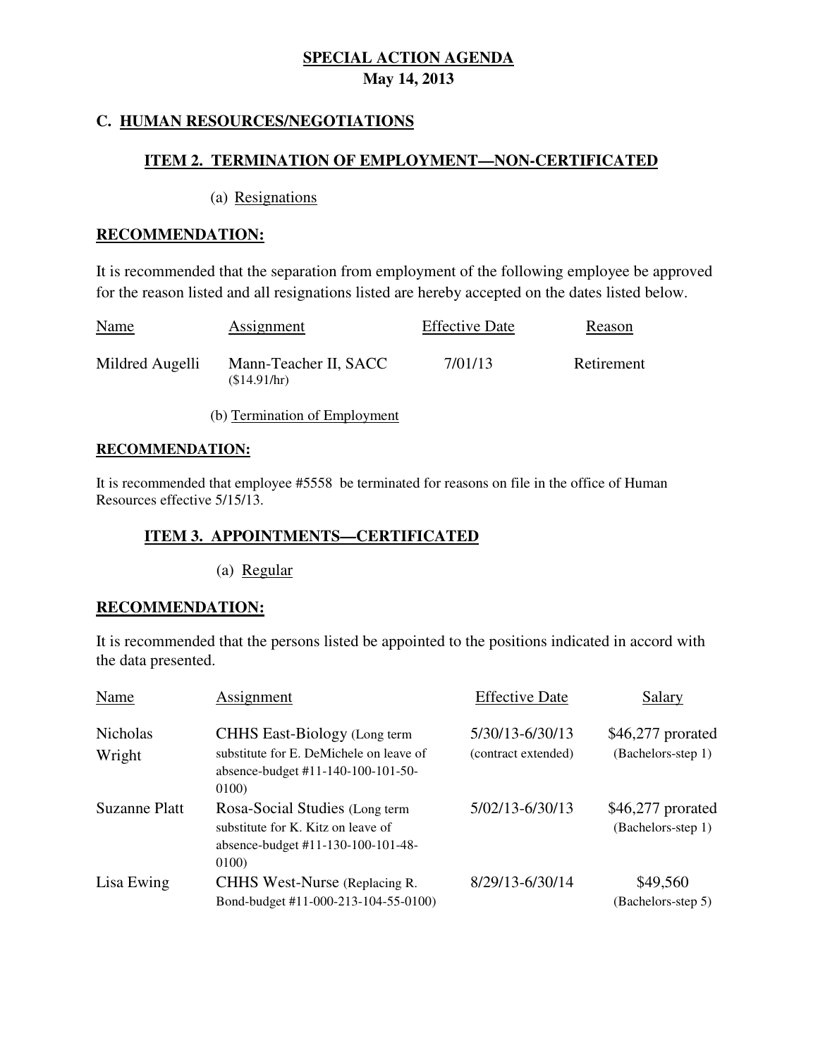# SPECIAL ACTION AGENDA
**May 14, 2013**

## C. HUMAN RESOURCES/NEGOTIATIONS

### ITEM 2. TERMINATION OF EMPLOYMENT—NON-CERTIFICATED

(a) Resignations

**RECOMMENDATION:**

It is recommended that the separation from employment of the following employee be approved for the reason listed and all resignations listed are hereby accepted on the dates listed below.

| Name | Assignment | Effective Date | Reason |
|---|---|---|---|
| Mildred Augelli | Mann-Teacher II, SACC ($14.91/hr) | 7/01/13 | Retirement |

(b) Termination of Employment

**RECOMMENDATION:**

It is recommended that employee #5558 be terminated for reasons on file in the office of Human Resources effective 5/15/13.

### ITEM 3. APPOINTMENTS—CERTIFICATED

(a) Regular

**RECOMMENDATION:**

It is recommended that the persons listed be appointed to the positions indicated in accord with the data presented.

| Name | Assignment | Effective Date | Salary |
|---|---|---|---|
| Nicholas Wright | CHHS East-Biology (Long term substitute for E. DeMichele on leave of absence-budget #11-140-100-101-50-0100) | 5/30/13-6/30/13 (contract extended) | $46,277 prorated (Bachelors-step 1) |
| Suzanne Platt | Rosa-Social Studies (Long term substitute for K. Kitz on leave of absence-budget #11-130-100-101-48-0100) | 5/02/13-6/30/13 | $46,277 prorated (Bachelors-step 1) |
| Lisa Ewing | CHHS West-Nurse (Replacing R. Bond-budget #11-000-213-104-55-0100) | 8/29/13-6/30/14 | $49,560 (Bachelors-step 5) |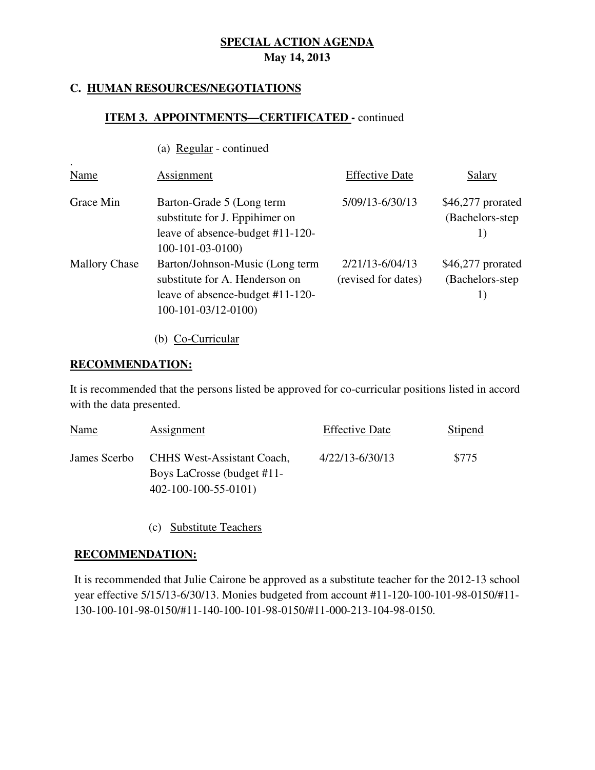**SPECIAL ACTION AGENDA**
**May 14, 2013**

## C. HUMAN RESOURCES/NEGOTIATIONS

### ITEM 3. APPOINTMENTS—CERTIFICATED - continued

(a) Regular - continued

| Name | Assignment | Effective Date | Salary |
|---|---|---|---|
| Grace Min | Barton-Grade 5 (Long term substitute for J. Eppihimer on leave of absence-budget #11-120-100-101-03-0100) | 5/09/13-6/30/13 | $46,277 prorated (Bachelors-step 1) |
| Mallory Chase | Barton/Johnson-Music (Long term substitute for A. Henderson on leave of absence-budget #11-120-100-101-03/12-0100) | 2/21/13-6/04/13 (revised for dates) | $46,277 prorated (Bachelors-step 1) |

(b) Co-Curricular

**RECOMMENDATION:**

It is recommended that the persons listed be approved for co-curricular positions listed in accord with the data presented.

| Name | Assignment | Effective Date | Stipend |
|---|---|---|---|
| James Scerbo | CHHS West-Assistant Coach, Boys LaCrosse (budget #11-402-100-100-55-0101) | 4/22/13-6/30/13 | $775 |

(c) Substitute Teachers

**RECOMMENDATION:**

It is recommended that Julie Cairone be approved as a substitute teacher for the 2012-13 school year effective 5/15/13-6/30/13. Monies budgeted from account #11-120-100-101-98-0150/#11-130-100-101-98-0150/#11-140-100-101-98-0150/#11-000-213-104-98-0150.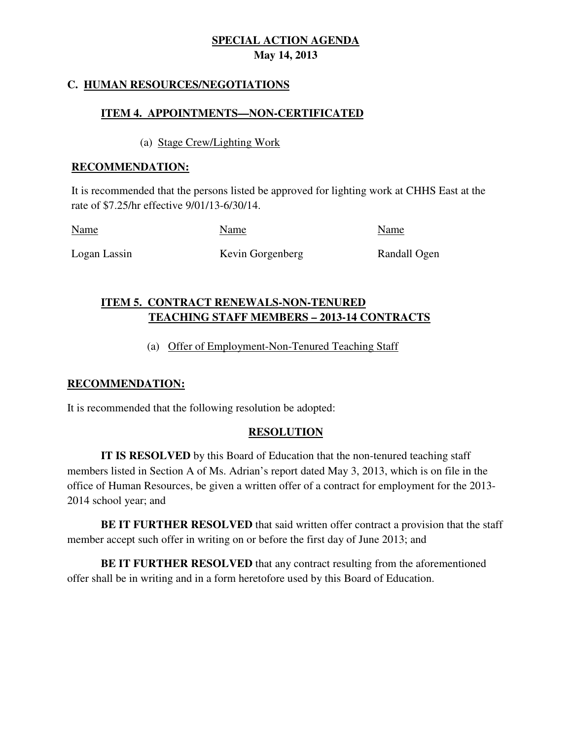**SPECIAL ACTION AGENDA**
**May 14, 2013**

## C. HUMAN RESOURCES/NEGOTIATIONS

### ITEM 4. APPOINTMENTS—NON-CERTIFICATED

(a) Stage Crew/Lighting Work

**RECOMMENDATION:**

It is recommended that the persons listed be approved for lighting work at CHHS East at the rate of $7.25/hr effective 9/01/13-6/30/14.

| Name | Name | Name |
|---|---|---|
| Logan Lassin | Kevin Gorgenberg | Randall Ogen |

### ITEM 5. CONTRACT RENEWALS-NON-TENURED TEACHING STAFF MEMBERS – 2013-14 CONTRACTS

(a) Offer of Employment-Non-Tenured Teaching Staff

**RECOMMENDATION:**

It is recommended that the following resolution be adopted:

**RESOLUTION**

**IT IS RESOLVED** by this Board of Education that the non-tenured teaching staff members listed in Section A of Ms. Adrian's report dated May 3, 2013, which is on file in the office of Human Resources, be given a written offer of a contract for employment for the 2013-2014 school year; and

**BE IT FURTHER RESOLVED** that said written offer contract a provision that the staff member accept such offer in writing on or before the first day of June 2013; and

**BE IT FURTHER RESOLVED** that any contract resulting from the aforementioned offer shall be in writing and in a form heretofore used by this Board of Education.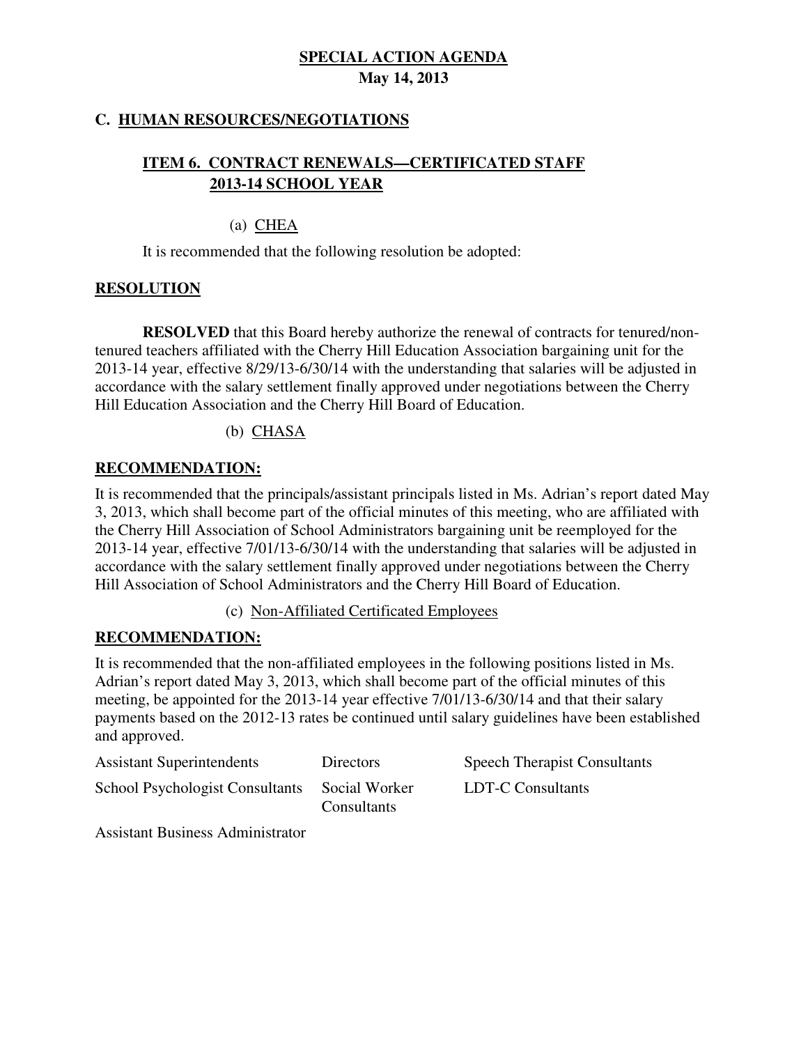**SPECIAL ACTION AGENDA**
**May 14, 2013**

## C. HUMAN RESOURCES/NEGOTIATIONS

### ITEM 6. CONTRACT RENEWALS—CERTIFICATED STAFF 2013-14 SCHOOL YEAR

(a) CHEA

It is recommended that the following resolution be adopted:

**RESOLUTION**

**RESOLVED** that this Board hereby authorize the renewal of contracts for tenured/non-tenured teachers affiliated with the Cherry Hill Education Association bargaining unit for the 2013-14 year, effective 8/29/13-6/30/14 with the understanding that salaries will be adjusted in accordance with the salary settlement finally approved under negotiations between the Cherry Hill Education Association and the Cherry Hill Board of Education.

(b) CHASA

**RECOMMENDATION:**

It is recommended that the principals/assistant principals listed in Ms. Adrian's report dated May 3, 2013, which shall become part of the official minutes of this meeting, who are affiliated with the Cherry Hill Association of School Administrators bargaining unit be reemployed for the 2013-14 year, effective 7/01/13-6/30/14 with the understanding that salaries will be adjusted in accordance with the salary settlement finally approved under negotiations between the Cherry Hill Association of School Administrators and the Cherry Hill Board of Education.

(c) Non-Affiliated Certificated Employees

**RECOMMENDATION:**

It is recommended that the non-affiliated employees in the following positions listed in Ms. Adrian's report dated May 3, 2013, which shall become part of the official minutes of this meeting, be appointed for the 2013-14 year effective 7/01/13-6/30/14 and that their salary payments based on the 2012-13 rates be continued until salary guidelines have been established and approved.

| | | |
|---|---|---|
| Assistant Superintendents | Directors | Speech Therapist Consultants |
| School Psychologist Consultants | Social Worker Consultants | LDT-C Consultants |
| Assistant Business Administrator | | |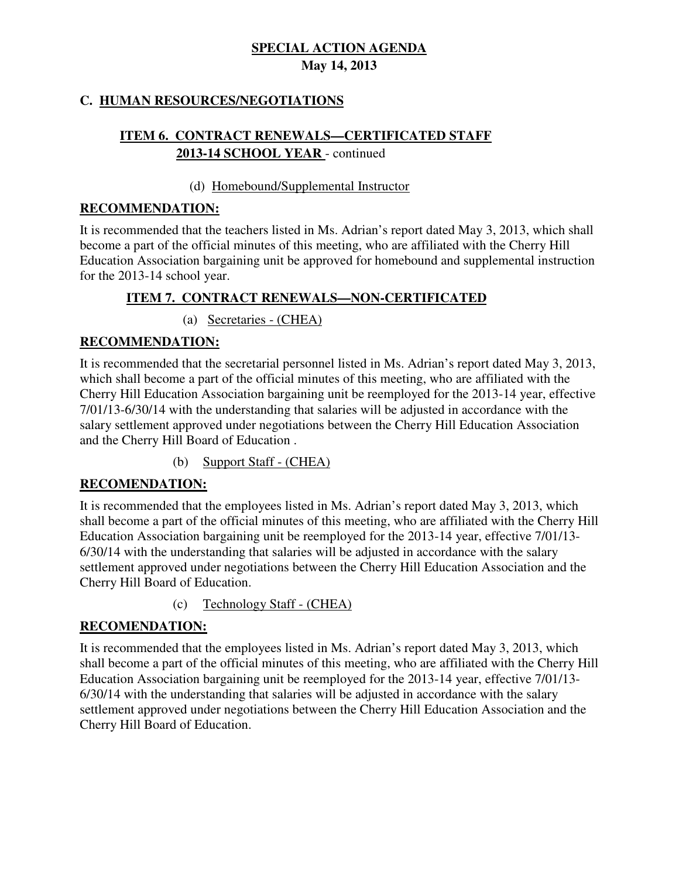**SPECIAL ACTION AGENDA**
**May 14, 2013**

## C. HUMAN RESOURCES/NEGOTIATIONS

### ITEM 6. CONTRACT RENEWALS—CERTIFICATED STAFF 2013-14 SCHOOL YEAR - continued

(d) Homebound/Supplemental Instructor

**RECOMMENDATION:**

It is recommended that the teachers listed in Ms. Adrian's report dated May 3, 2013, which shall become a part of the official minutes of this meeting, who are affiliated with the Cherry Hill Education Association bargaining unit be approved for homebound and supplemental instruction for the 2013-14 school year.

### ITEM 7. CONTRACT RENEWALS—NON-CERTIFICATED

(a) Secretaries - (CHEA)

**RECOMMENDATION:**

It is recommended that the secretarial personnel listed in Ms. Adrian's report dated May 3, 2013, which shall become a part of the official minutes of this meeting, who are affiliated with the Cherry Hill Education Association bargaining unit be reemployed for the 2013-14 year, effective 7/01/13-6/30/14 with the understanding that salaries will be adjusted in accordance with the salary settlement approved under negotiations between the Cherry Hill Education Association and the Cherry Hill Board of Education .

(b) Support Staff - (CHEA)

**RECOMENDATION:**

It is recommended that the employees listed in Ms. Adrian's report dated May 3, 2013, which shall become a part of the official minutes of this meeting, who are affiliated with the Cherry Hill Education Association bargaining unit be reemployed for the 2013-14 year, effective 7/01/13-6/30/14 with the understanding that salaries will be adjusted in accordance with the salary settlement approved under negotiations between the Cherry Hill Education Association and the Cherry Hill Board of Education.

(c) Technology Staff - (CHEA)

**RECOMENDATION:**

It is recommended that the employees listed in Ms. Adrian's report dated May 3, 2013, which shall become a part of the official minutes of this meeting, who are affiliated with the Cherry Hill Education Association bargaining unit be reemployed for the 2013-14 year, effective 7/01/13-6/30/14 with the understanding that salaries will be adjusted in accordance with the salary settlement approved under negotiations between the Cherry Hill Education Association and the Cherry Hill Board of Education.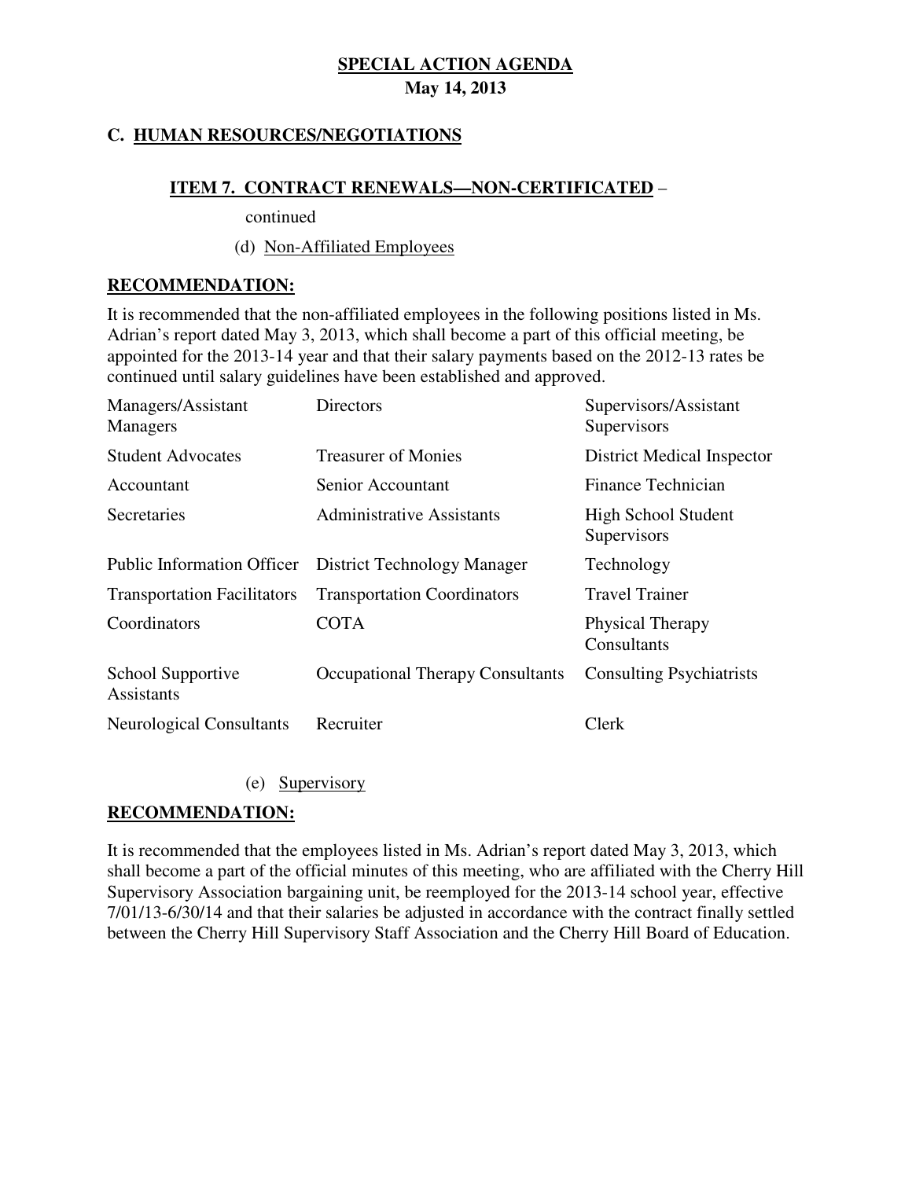**SPECIAL ACTION AGENDA**

**May 14, 2013**

## C. HUMAN RESOURCES/NEGOTIATIONS

### ITEM 7. CONTRACT RENEWALS—NON-CERTIFICATED –

continued

(d) Non-Affiliated Employees

**RECOMMENDATION:**

It is recommended that the non-affiliated employees in the following positions listed in Ms. Adrian's report dated May 3, 2013, which shall become a part of this official meeting, be appointed for the 2013-14 year and that their salary payments based on the 2012-13 rates be continued until salary guidelines have been established and approved.

| | | |
|---|---|---|
| Managers/Assistant Managers | Directors | Supervisors/Assistant Supervisors |
| Student Advocates | Treasurer of Monies | District Medical Inspector |
| Accountant | Senior Accountant | Finance Technician |
| Secretaries | Administrative Assistants | High School Student Supervisors |
| Public Information Officer | District Technology Manager | Technology |
| Transportation Facilitators | Transportation Coordinators | Travel Trainer |
| Coordinators | COTA | Physical Therapy Consultants |
| School Supportive Assistants | Occupational Therapy Consultants | Consulting Psychiatrists |
| Neurological Consultants | Recruiter | Clerk |

(e) Supervisory

**RECOMMENDATION:**

It is recommended that the employees listed in Ms. Adrian's report dated May 3, 2013, which shall become a part of the official minutes of this meeting, who are affiliated with the Cherry Hill Supervisory Association bargaining unit, be reemployed for the 2013-14 school year, effective 7/01/13-6/30/14 and that their salaries be adjusted in accordance with the contract finally settled between the Cherry Hill Supervisory Staff Association and the Cherry Hill Board of Education.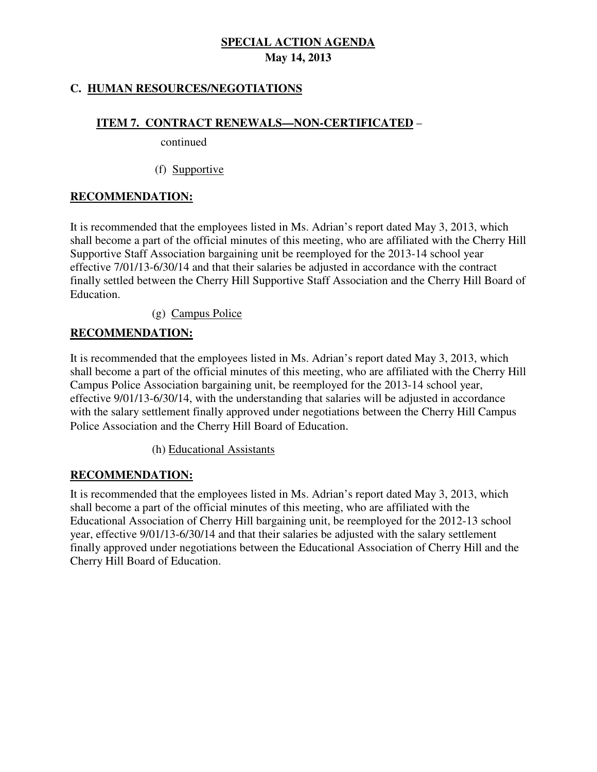**SPECIAL ACTION AGENDA**
**May 14, 2013**

## C. HUMAN RESOURCES/NEGOTIATIONS

### ITEM 7. CONTRACT RENEWALS—NON-CERTIFICATED – continued

(f) Supportive

**RECOMMENDATION:**

It is recommended that the employees listed in Ms. Adrian's report dated May 3, 2013, which shall become a part of the official minutes of this meeting, who are affiliated with the Cherry Hill Supportive Staff Association bargaining unit be reemployed for the 2013-14 school year effective 7/01/13-6/30/14 and that their salaries be adjusted in accordance with the contract finally settled between the Cherry Hill Supportive Staff Association and the Cherry Hill Board of Education.

(g) Campus Police

**RECOMMENDATION:**

It is recommended that the employees listed in Ms. Adrian's report dated May 3, 2013, which shall become a part of the official minutes of this meeting, who are affiliated with the Cherry Hill Campus Police Association bargaining unit, be reemployed for the 2013-14 school year, effective 9/01/13-6/30/14, with the understanding that salaries will be adjusted in accordance with the salary settlement finally approved under negotiations between the Cherry Hill Campus Police Association and the Cherry Hill Board of Education.

(h) Educational Assistants

**RECOMMENDATION:**

It is recommended that the employees listed in Ms. Adrian's report dated May 3, 2013, which shall become a part of the official minutes of this meeting, who are affiliated with the Educational Association of Cherry Hill bargaining unit, be reemployed for the 2012-13 school year, effective 9/01/13-6/30/14 and that their salaries be adjusted with the salary settlement finally approved under negotiations between the Educational Association of Cherry Hill and the Cherry Hill Board of Education.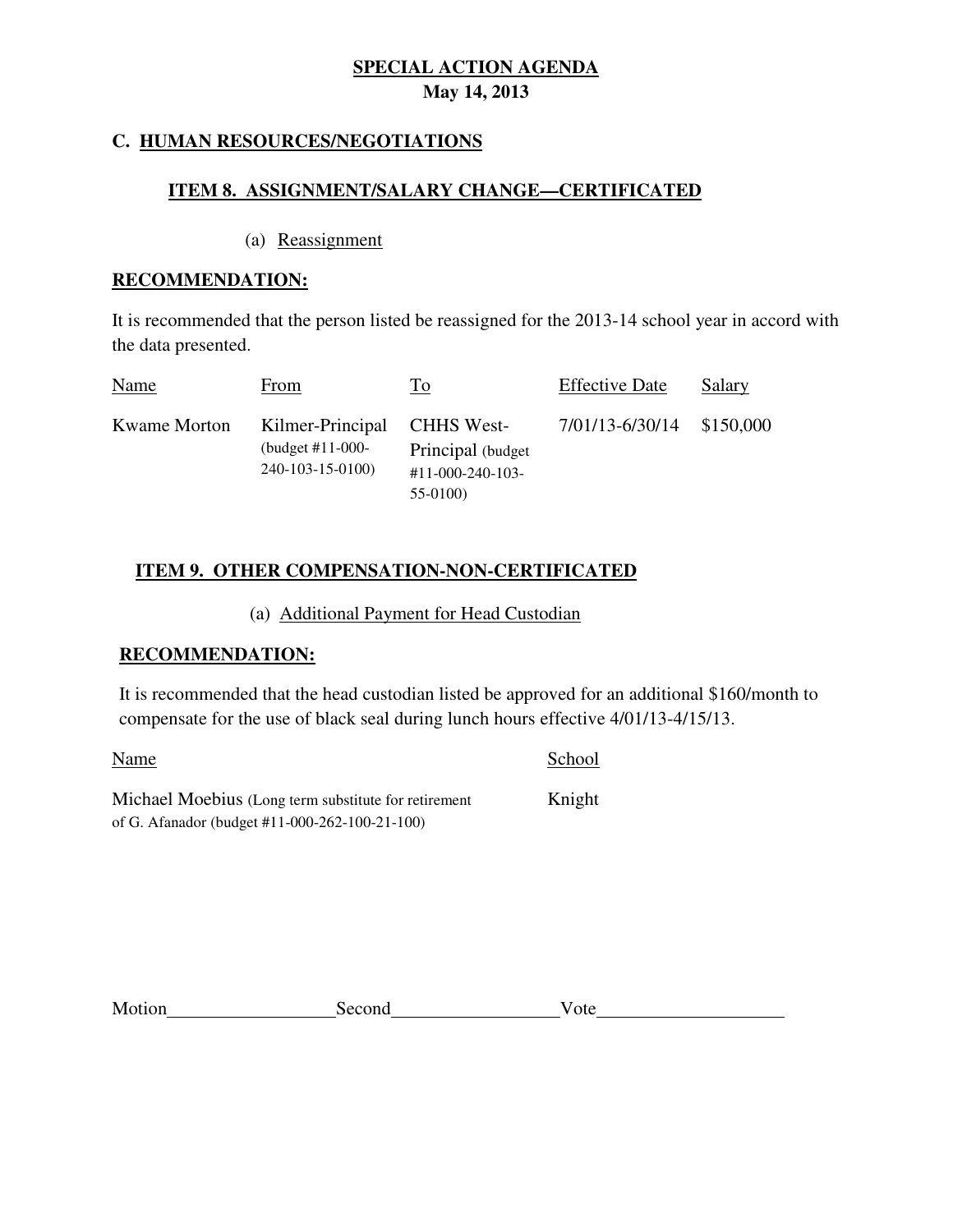## SPECIAL ACTION AGENDA
**May 14, 2013**

### C. HUMAN RESOURCES/NEGOTIATIONS

#### ITEM 8. ASSIGNMENT/SALARY CHANGE—CERTIFICATED

(a) Reassignment

**RECOMMENDATION:**

It is recommended that the person listed be reassigned for the 2013-14 school year in accord with the data presented.

| Name | From | To | Effective Date | Salary |
|---|---|---|---|---|
| Kwame Morton | Kilmer-Principal (budget #11-000-240-103-15-0100) | CHHS West-Principal (budget #11-000-240-103-55-0100) | 7/01/13-6/30/14 | $150,000 |

#### ITEM 9. OTHER COMPENSATION-NON-CERTIFICATED

(a) Additional Payment for Head Custodian

**RECOMMENDATION:**

It is recommended that the head custodian listed be approved for an additional $160/month to compensate for the use of black seal during lunch hours effective 4/01/13-4/15/13.

| Name | School |
|---|---|
| Michael Moebius (Long term substitute for retirement of G. Afanador (budget #11-000-262-100-21-100) | Knight |

Motion\_\_\_\_\_\_\_\_\_\_\_\_\_\_\_\_\_\_Second\_\_\_\_\_\_\_\_\_\_\_\_\_\_\_\_\_\_Vote\_\_\_\_\_\_\_\_\_\_\_\_\_\_\_\_\_\_\_\_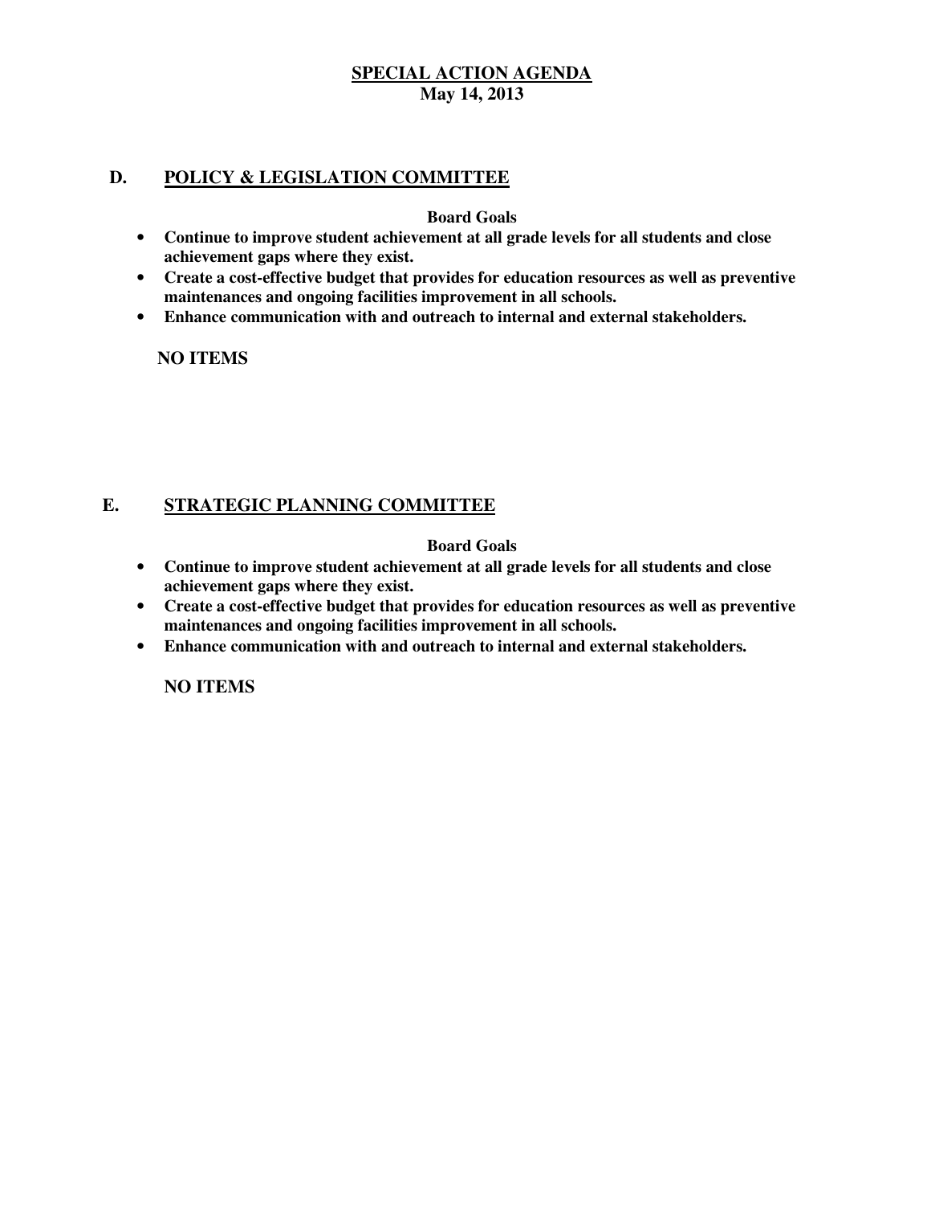# SPECIAL ACTION AGENDA
**May 14, 2013**

## D. POLICY & LEGISLATION COMMITTEE

**Board Goals**

- **Continue to improve student achievement at all grade levels for all students and close achievement gaps where they exist.**
- **Create a cost-effective budget that provides for education resources as well as preventive maintenances and ongoing facilities improvement in all schools.**
- **Enhance communication with and outreach to internal and external stakeholders.**

**NO ITEMS**

## E. STRATEGIC PLANNING COMMITTEE

**Board Goals**

- **Continue to improve student achievement at all grade levels for all students and close achievement gaps where they exist.**
- **Create a cost-effective budget that provides for education resources as well as preventive maintenances and ongoing facilities improvement in all schools.**
- **Enhance communication with and outreach to internal and external stakeholders.**

**NO ITEMS**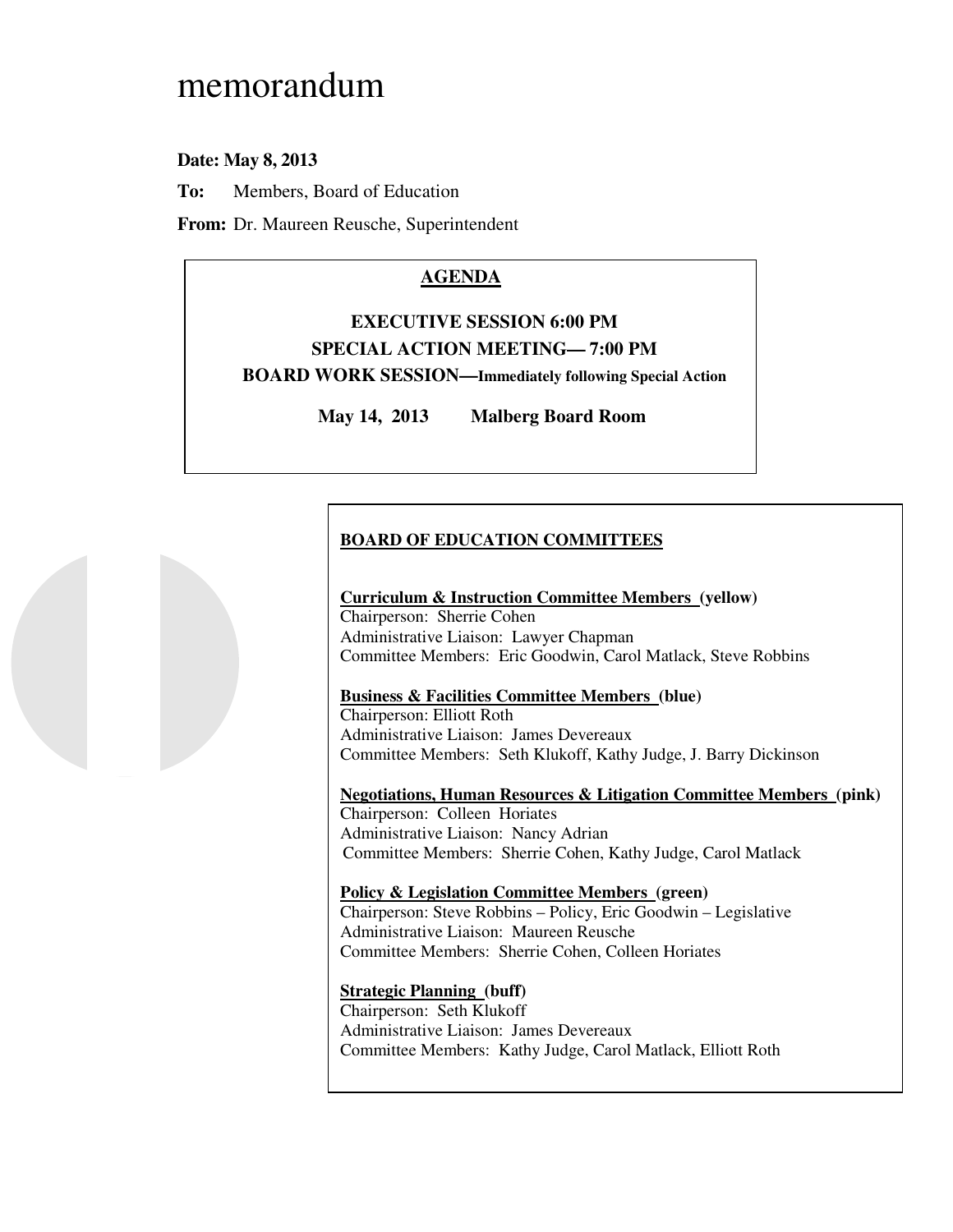# memorandum

**Date: May 8, 2013**

**To:** Members, Board of Education

**From:** Dr. Maureen Reusche, Superintendent

**AGENDA**

**EXECUTIVE SESSION 6:00 PM**

**SPECIAL ACTION MEETING— 7:00 PM**

**BOARD WORK SESSION—Immediately following Special Action**

**May 14, 2013 Malberg Board Room**

**BOARD OF EDUCATION COMMITTEES**

**Curriculum & Instruction Committee Members (yellow)**
Chairperson: Sherrie Cohen
Administrative Liaison: Lawyer Chapman
Committee Members: Eric Goodwin, Carol Matlack, Steve Robbins

**Business & Facilities Committee Members (blue)**
Chairperson: Elliott Roth
Administrative Liaison: James Devereaux
Committee Members: Seth Klukoff, Kathy Judge, J. Barry Dickinson

**Negotiations, Human Resources & Litigation Committee Members (pink)**
Chairperson: Colleen Horiates
Administrative Liaison: Nancy Adrian
Committee Members: Sherrie Cohen, Kathy Judge, Carol Matlack

**Policy & Legislation Committee Members (green)**
Chairperson: Steve Robbins – Policy, Eric Goodwin – Legislative
Administrative Liaison: Maureen Reusche
Committee Members: Sherrie Cohen, Colleen Horiates

**Strategic Planning (buff)**
Chairperson: Seth Klukoff
Administrative Liaison: James Devereaux
Committee Members: Kathy Judge, Carol Matlack, Elliott Roth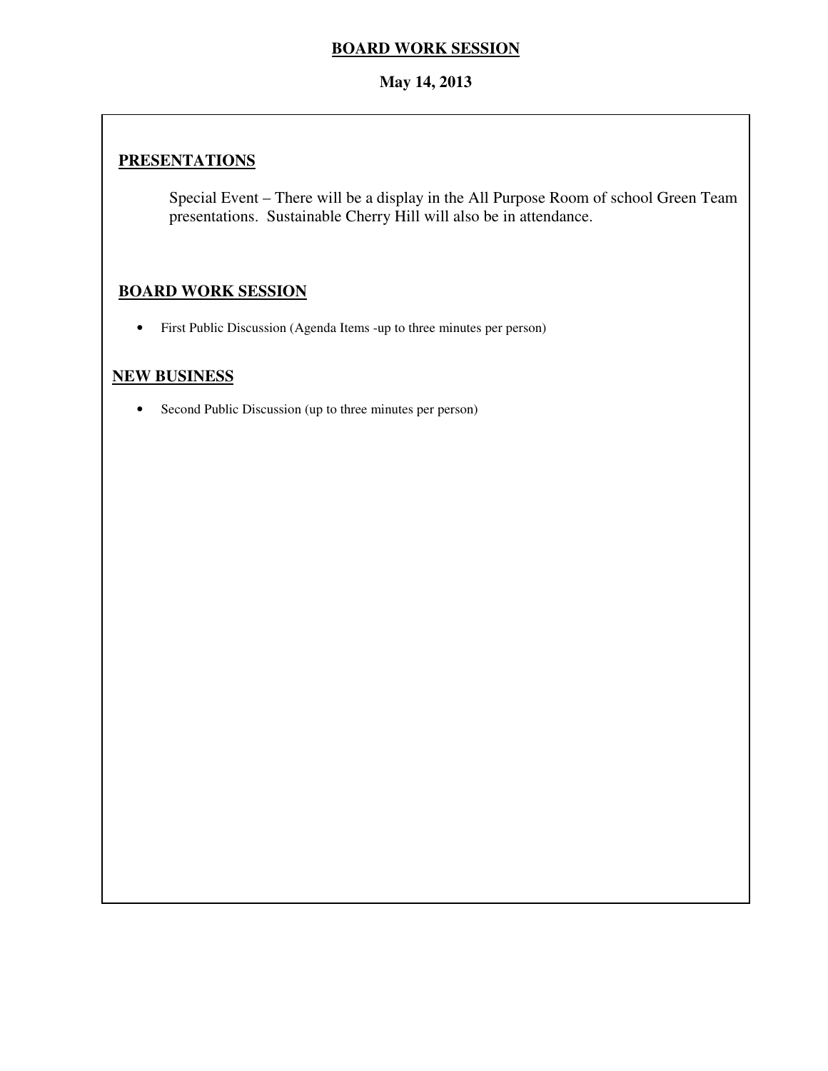# BOARD WORK SESSION

**May 14, 2013**

## PRESENTATIONS

Special Event – There will be a display in the All Purpose Room of school Green Team presentations. Sustainable Cherry Hill will also be in attendance.

## BOARD WORK SESSION

- First Public Discussion (Agenda Items -up to three minutes per person)

## NEW BUSINESS

- Second Public Discussion (up to three minutes per person)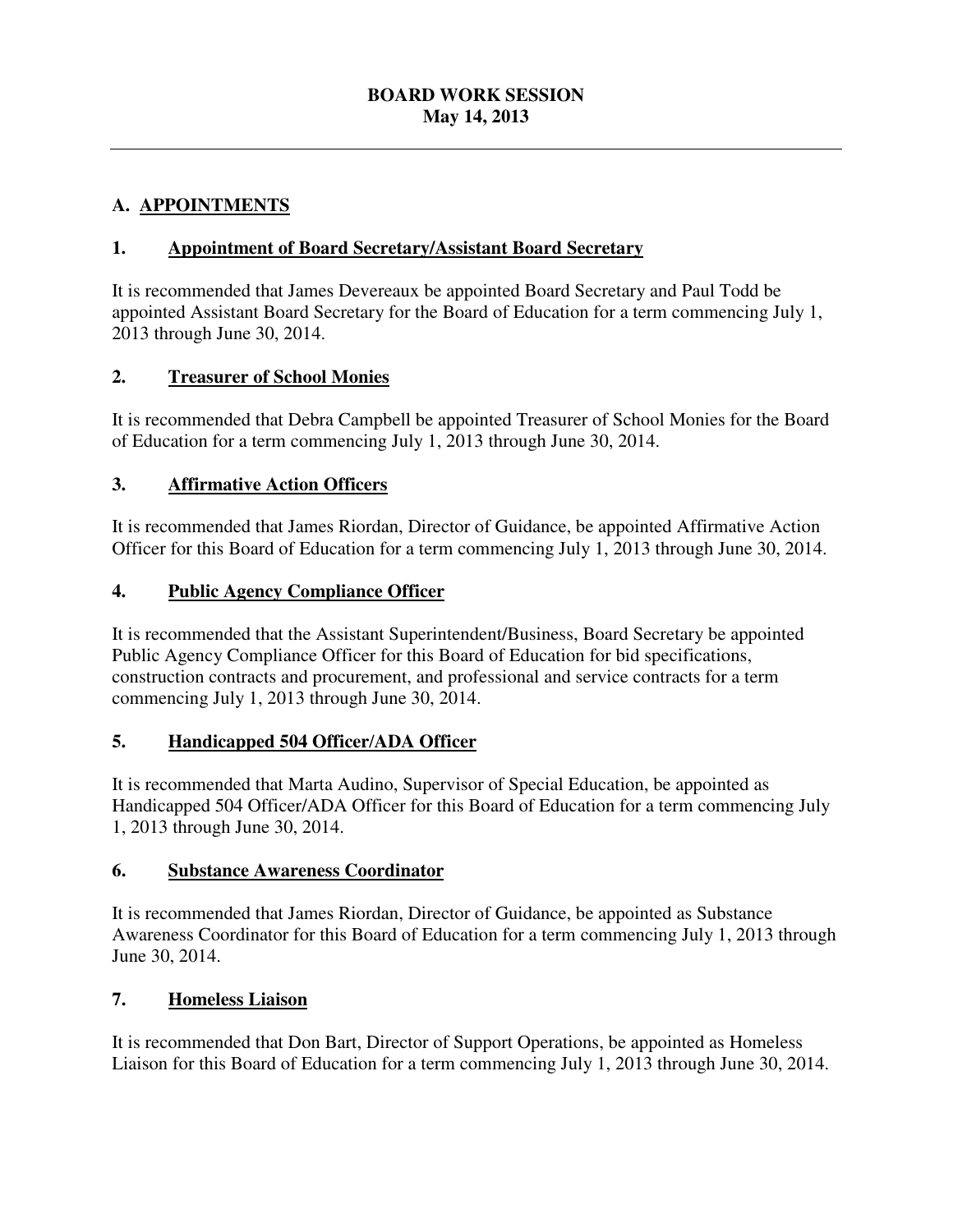**BOARD WORK SESSION**
**May 14, 2013**

---

## A. APPOINTMENTS

### 1. Appointment of Board Secretary/Assistant Board Secretary

It is recommended that James Devereaux be appointed Board Secretary and Paul Todd be appointed Assistant Board Secretary for the Board of Education for a term commencing July 1, 2013 through June 30, 2014.

### 2. Treasurer of School Monies

It is recommended that Debra Campbell be appointed Treasurer of School Monies for the Board of Education for a term commencing July 1, 2013 through June 30, 2014.

### 3. Affirmative Action Officers

It is recommended that James Riordan, Director of Guidance, be appointed Affirmative Action Officer for this Board of Education for a term commencing July 1, 2013 through June 30, 2014.

### 4. Public Agency Compliance Officer

It is recommended that the Assistant Superintendent/Business, Board Secretary be appointed Public Agency Compliance Officer for this Board of Education for bid specifications, construction contracts and procurement, and professional and service contracts for a term commencing July 1, 2013 through June 30, 2014.

### 5. Handicapped 504 Officer/ADA Officer

It is recommended that Marta Audino, Supervisor of Special Education, be appointed as Handicapped 504 Officer/ADA Officer for this Board of Education for a term commencing July 1, 2013 through June 30, 2014.

### 6. Substance Awareness Coordinator

It is recommended that James Riordan, Director of Guidance, be appointed as Substance Awareness Coordinator for this Board of Education for a term commencing July 1, 2013 through June 30, 2014.

### 7. Homeless Liaison

It is recommended that Don Bart, Director of Support Operations, be appointed as Homeless Liaison for this Board of Education for a term commencing July 1, 2013 through June 30, 2014.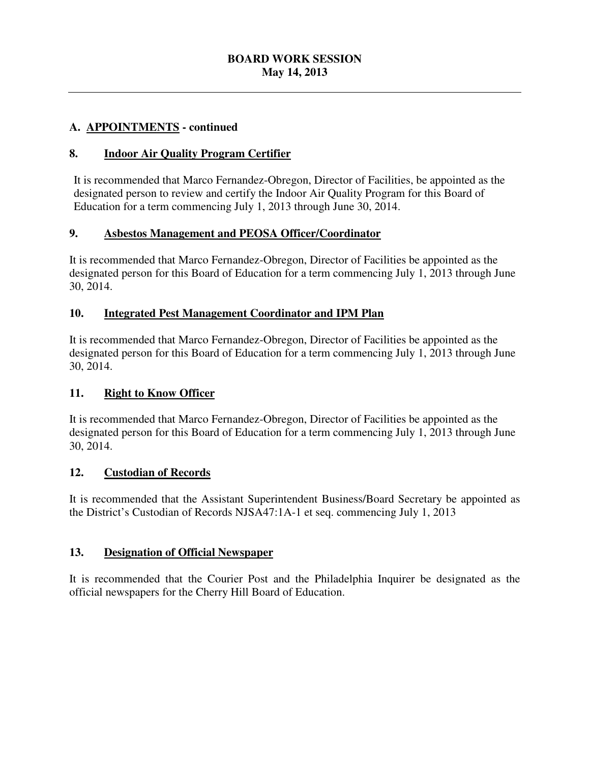**BOARD WORK SESSION**
**May 14, 2013**

---

## A. APPOINTMENTS - continued

### 8. Indoor Air Quality Program Certifier

It is recommended that Marco Fernandez-Obregon, Director of Facilities, be appointed as the designated person to review and certify the Indoor Air Quality Program for this Board of Education for a term commencing July 1, 2013 through June 30, 2014.

### 9. Asbestos Management and PEOSA Officer/Coordinator

It is recommended that Marco Fernandez-Obregon, Director of Facilities be appointed as the designated person for this Board of Education for a term commencing July 1, 2013 through June 30, 2014.

### 10. Integrated Pest Management Coordinator and IPM Plan

It is recommended that Marco Fernandez-Obregon, Director of Facilities be appointed as the designated person for this Board of Education for a term commencing July 1, 2013 through June 30, 2014.

### 11. Right to Know Officer

It is recommended that Marco Fernandez-Obregon, Director of Facilities be appointed as the designated person for this Board of Education for a term commencing July 1, 2013 through June 30, 2014.

### 12. Custodian of Records

It is recommended that the Assistant Superintendent Business/Board Secretary be appointed as the District's Custodian of Records NJSA47:1A-1 et seq. commencing July 1, 2013

### 13. Designation of Official Newspaper

It is recommended that the Courier Post and the Philadelphia Inquirer be designated as the official newspapers for the Cherry Hill Board of Education.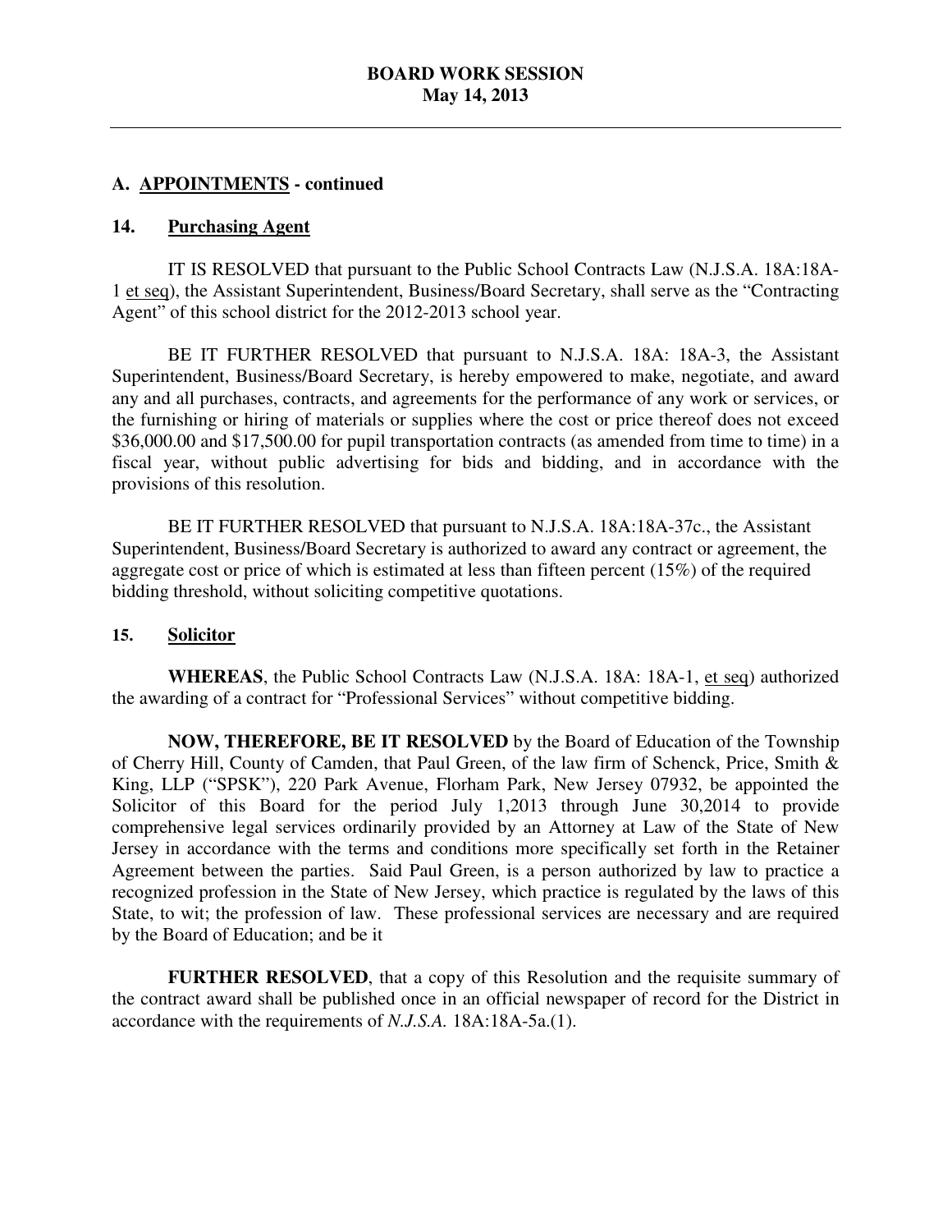## A. APPOINTMENTS - continued

### 14. Purchasing Agent

IT IS RESOLVED that pursuant to the Public School Contracts Law (N.J.S.A. 18A:18A-1 et seq), the Assistant Superintendent, Business/Board Secretary, shall serve as the "Contracting Agent" of this school district for the 2012-2013 school year.

BE IT FURTHER RESOLVED that pursuant to N.J.S.A. 18A: 18A-3, the Assistant Superintendent, Business/Board Secretary, is hereby empowered to make, negotiate, and award any and all purchases, contracts, and agreements for the performance of any work or services, or the furnishing or hiring of materials or supplies where the cost or price thereof does not exceed $36,000.00 and $17,500.00 for pupil transportation contracts (as amended from time to time) in a fiscal year, without public advertising for bids and bidding, and in accordance with the provisions of this resolution.

BE IT FURTHER RESOLVED that pursuant to N.J.S.A. 18A:18A-37c., the Assistant Superintendent, Business/Board Secretary is authorized to award any contract or agreement, the aggregate cost or price of which is estimated at less than fifteen percent (15%) of the required bidding threshold, without soliciting competitive quotations.

### 15. Solicitor

**WHEREAS**, the Public School Contracts Law (N.J.S.A. 18A: 18A-1, et seq) authorized the awarding of a contract for "Professional Services" without competitive bidding.

**NOW, THEREFORE, BE IT RESOLVED** by the Board of Education of the Township of Cherry Hill, County of Camden, that Paul Green, of the law firm of Schenck, Price, Smith & King, LLP ("SPSK"), 220 Park Avenue, Florham Park, New Jersey 07932, be appointed the Solicitor of this Board for the period July 1,2013 through June 30,2014 to provide comprehensive legal services ordinarily provided by an Attorney at Law of the State of New Jersey in accordance with the terms and conditions more specifically set forth in the Retainer Agreement between the parties. Said Paul Green, is a person authorized by law to practice a recognized profession in the State of New Jersey, which practice is regulated by the laws of this State, to wit; the profession of law. These professional services are necessary and are required by the Board of Education; and be it

**FURTHER RESOLVED**, that a copy of this Resolution and the requisite summary of the contract award shall be published once in an official newspaper of record for the District in accordance with the requirements of *N.J.S.A.* 18A:18A-5a.(1).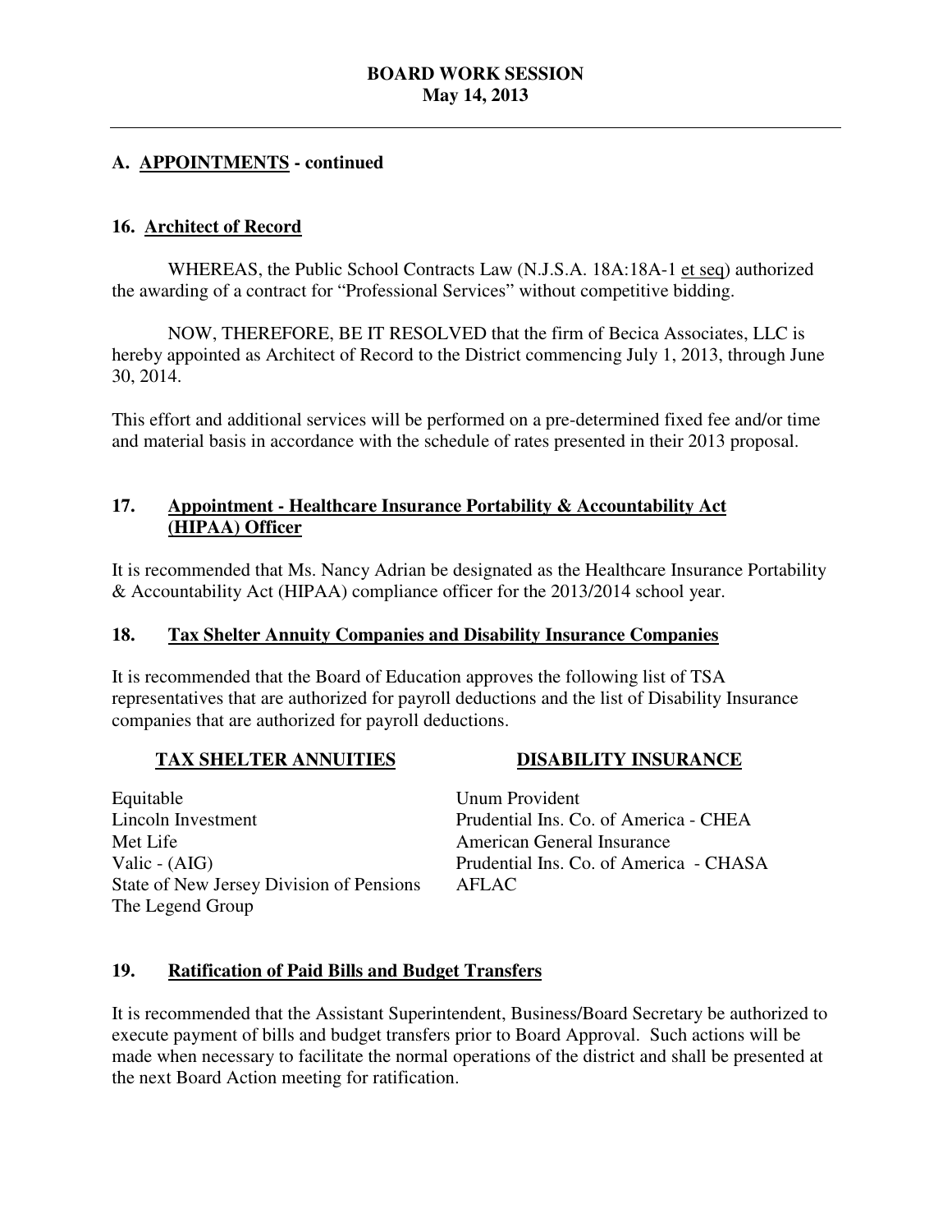## A. APPOINTMENTS - continued

### 16. Architect of Record

WHEREAS, the Public School Contracts Law (N.J.S.A. 18A:18A-1 et seq) authorized the awarding of a contract for "Professional Services" without competitive bidding.

NOW, THEREFORE, BE IT RESOLVED that the firm of Becica Associates, LLC is hereby appointed as Architect of Record to the District commencing July 1, 2013, through June 30, 2014.

This effort and additional services will be performed on a pre-determined fixed fee and/or time and material basis in accordance with the schedule of rates presented in their 2013 proposal.

### 17. Appointment - Healthcare Insurance Portability & Accountability Act (HIPAA) Officer

It is recommended that Ms. Nancy Adrian be designated as the Healthcare Insurance Portability & Accountability Act (HIPAA) compliance officer for the 2013/2014 school year.

### 18. Tax Shelter Annuity Companies and Disability Insurance Companies

It is recommended that the Board of Education approves the following list of TSA representatives that are authorized for payroll deductions and the list of Disability Insurance companies that are authorized for payroll deductions.

| TAX SHELTER ANNUITIES | DISABILITY INSURANCE |
|---|---|
| Equitable | Unum Provident |
| Lincoln Investment | Prudential Ins. Co. of America - CHEA |
| Met Life | American General Insurance |
| Valic - (AIG) | Prudential Ins. Co. of America - CHASA |
| State of New Jersey Division of Pensions | AFLAC |
| The Legend Group | |

### 19. Ratification of Paid Bills and Budget Transfers

It is recommended that the Assistant Superintendent, Business/Board Secretary be authorized to execute payment of bills and budget transfers prior to Board Approval. Such actions will be made when necessary to facilitate the normal operations of the district and shall be presented at the next Board Action meeting for ratification.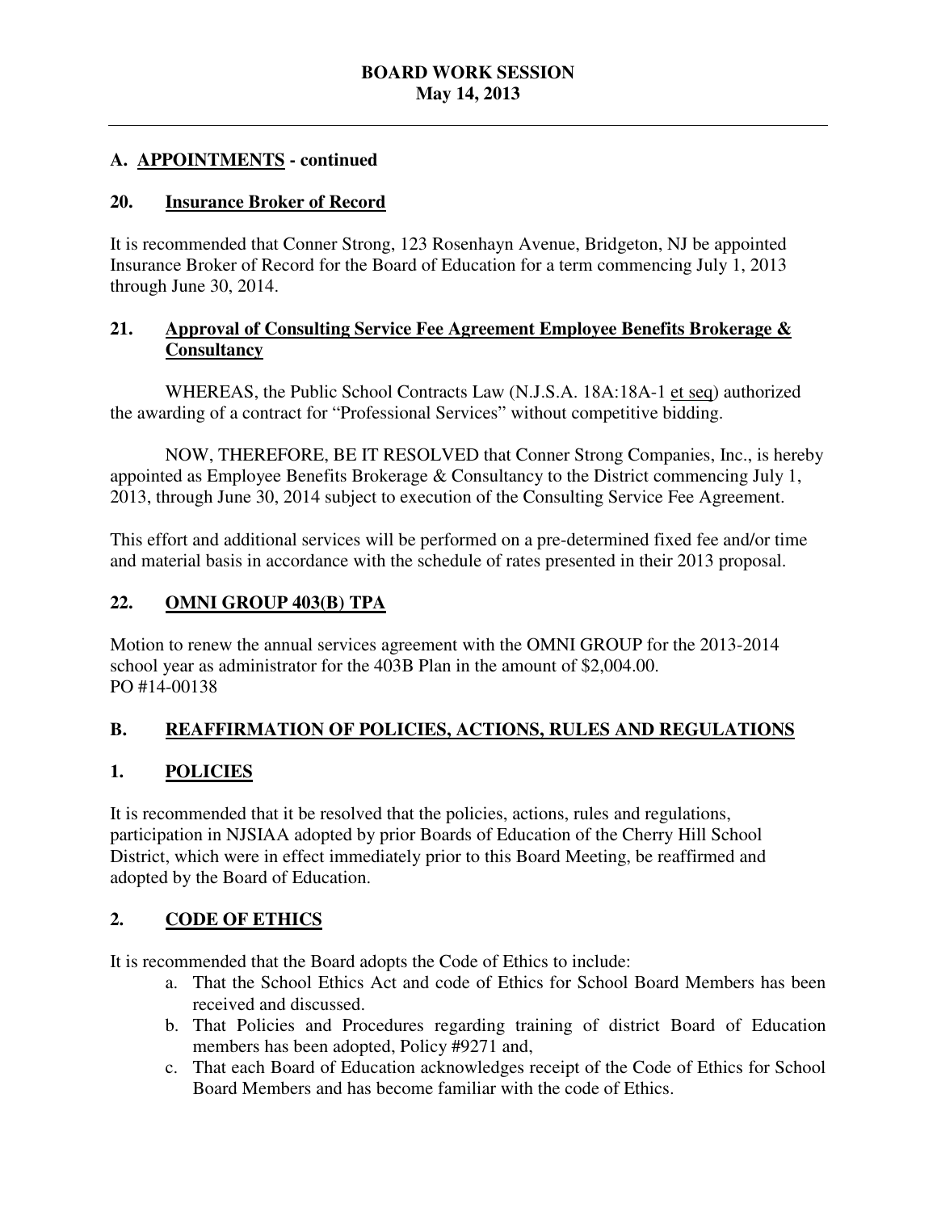# BOARD WORK SESSION
## May 14, 2013

## A. APPOINTMENTS - continued

### 20. Insurance Broker of Record

It is recommended that Conner Strong, 123 Rosenhayn Avenue, Bridgeton, NJ be appointed Insurance Broker of Record for the Board of Education for a term commencing July 1, 2013 through June 30, 2014.

### 21. Approval of Consulting Service Fee Agreement Employee Benefits Brokerage & Consultancy

WHEREAS, the Public School Contracts Law (N.J.S.A. 18A:18A-1 et seq) authorized the awarding of a contract for "Professional Services" without competitive bidding.

NOW, THEREFORE, BE IT RESOLVED that Conner Strong Companies, Inc., is hereby appointed as Employee Benefits Brokerage & Consultancy to the District commencing July 1, 2013, through June 30, 2014 subject to execution of the Consulting Service Fee Agreement.

This effort and additional services will be performed on a pre-determined fixed fee and/or time and material basis in accordance with the schedule of rates presented in their 2013 proposal.

### 22. OMNI GROUP 403(B) TPA

Motion to renew the annual services agreement with the OMNI GROUP for the 2013-2014 school year as administrator for the 403B Plan in the amount of $2,004.00.
PO #14-00138

## B. REAFFIRMATION OF POLICIES, ACTIONS, RULES AND REGULATIONS

### 1. POLICIES

It is recommended that it be resolved that the policies, actions, rules and regulations, participation in NJSIAA adopted by prior Boards of Education of the Cherry Hill School District, which were in effect immediately prior to this Board Meeting, be reaffirmed and adopted by the Board of Education.

### 2. CODE OF ETHICS

It is recommended that the Board adopts the Code of Ethics to include:

a. That the School Ethics Act and code of Ethics for School Board Members has been received and discussed.
b. That Policies and Procedures regarding training of district Board of Education members has been adopted, Policy #9271 and,
c. That each Board of Education acknowledges receipt of the Code of Ethics for School Board Members and has become familiar with the code of Ethics.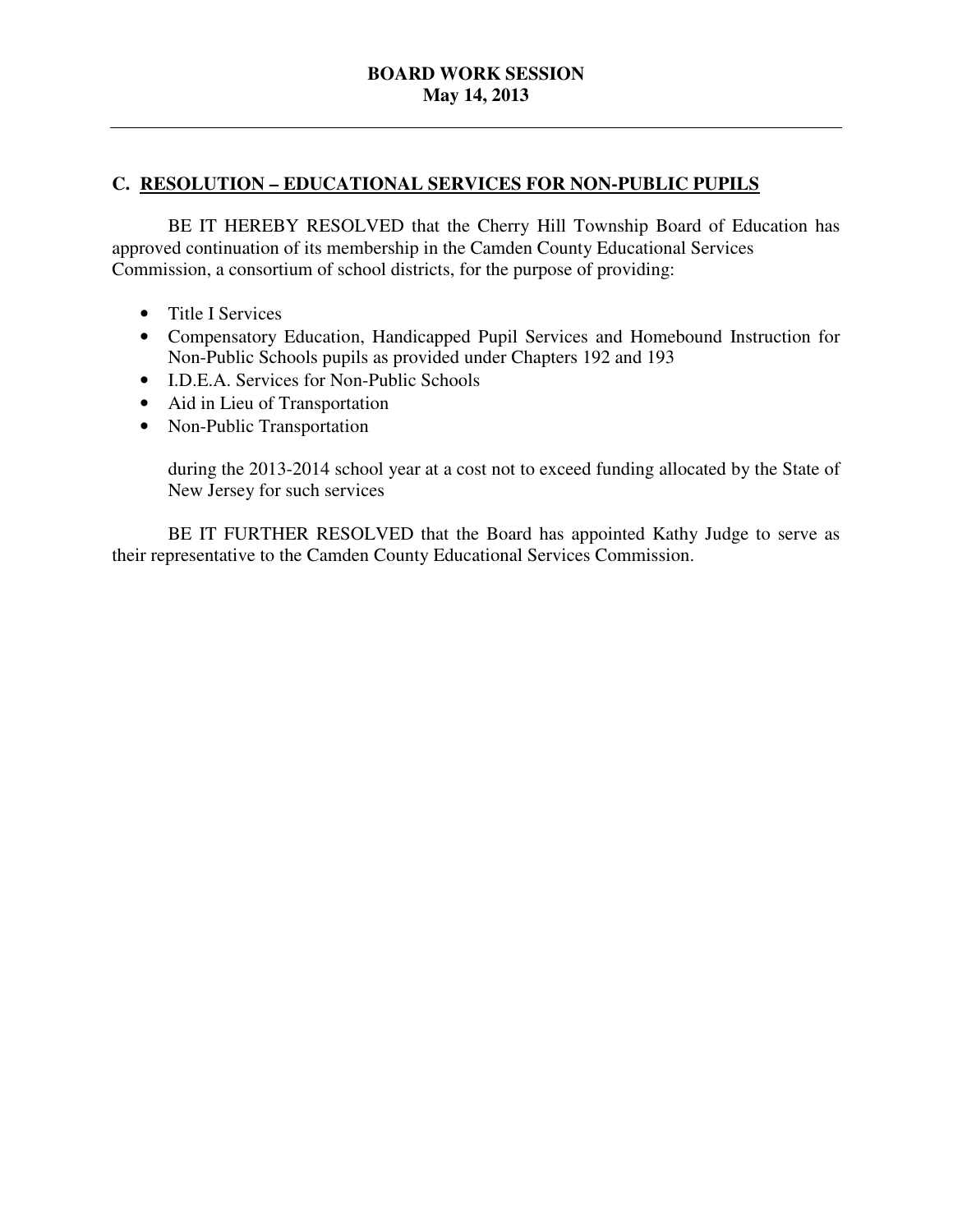## C. RESOLUTION – EDUCATIONAL SERVICES FOR NON-PUBLIC PUPILS

BE IT HEREBY RESOLVED that the Cherry Hill Township Board of Education has approved continuation of its membership in the Camden County Educational Services Commission, a consortium of school districts, for the purpose of providing:

- Title I Services
- Compensatory Education, Handicapped Pupil Services and Homebound Instruction for Non-Public Schools pupils as provided under Chapters 192 and 193
- I.D.E.A. Services for Non-Public Schools
- Aid in Lieu of Transportation
- Non-Public Transportation

during the 2013-2014 school year at a cost not to exceed funding allocated by the State of New Jersey for such services

BE IT FURTHER RESOLVED that the Board has appointed Kathy Judge to serve as their representative to the Camden County Educational Services Commission.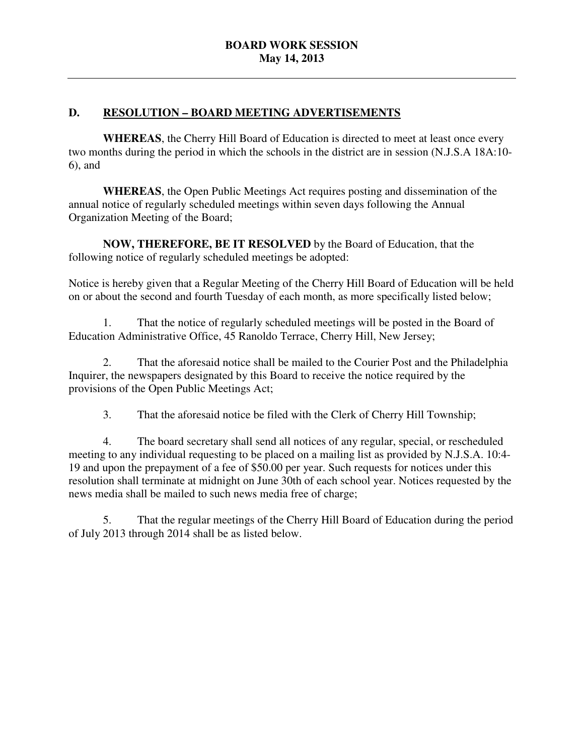## D. RESOLUTION – BOARD MEETING ADVERTISEMENTS

**WHEREAS**, the Cherry Hill Board of Education is directed to meet at least once every two months during the period in which the schools in the district are in session (N.J.S.A 18A:10-6), and

**WHEREAS**, the Open Public Meetings Act requires posting and dissemination of the annual notice of regularly scheduled meetings within seven days following the Annual Organization Meeting of the Board;

**NOW, THEREFORE, BE IT RESOLVED** by the Board of Education, that the following notice of regularly scheduled meetings be adopted:

Notice is hereby given that a Regular Meeting of the Cherry Hill Board of Education will be held on or about the second and fourth Tuesday of each month, as more specifically listed below;

1. That the notice of regularly scheduled meetings will be posted in the Board of Education Administrative Office, 45 Ranoldo Terrace, Cherry Hill, New Jersey;

2. That the aforesaid notice shall be mailed to the Courier Post and the Philadelphia Inquirer, the newspapers designated by this Board to receive the notice required by the provisions of the Open Public Meetings Act;

3. That the aforesaid notice be filed with the Clerk of Cherry Hill Township;

4. The board secretary shall send all notices of any regular, special, or rescheduled meeting to any individual requesting to be placed on a mailing list as provided by N.J.S.A. 10:4-19 and upon the prepayment of a fee of $50.00 per year. Such requests for notices under this resolution shall terminate at midnight on June 30th of each school year. Notices requested by the news media shall be mailed to such news media free of charge;

5. That the regular meetings of the Cherry Hill Board of Education during the period of July 2013 through 2014 shall be as listed below.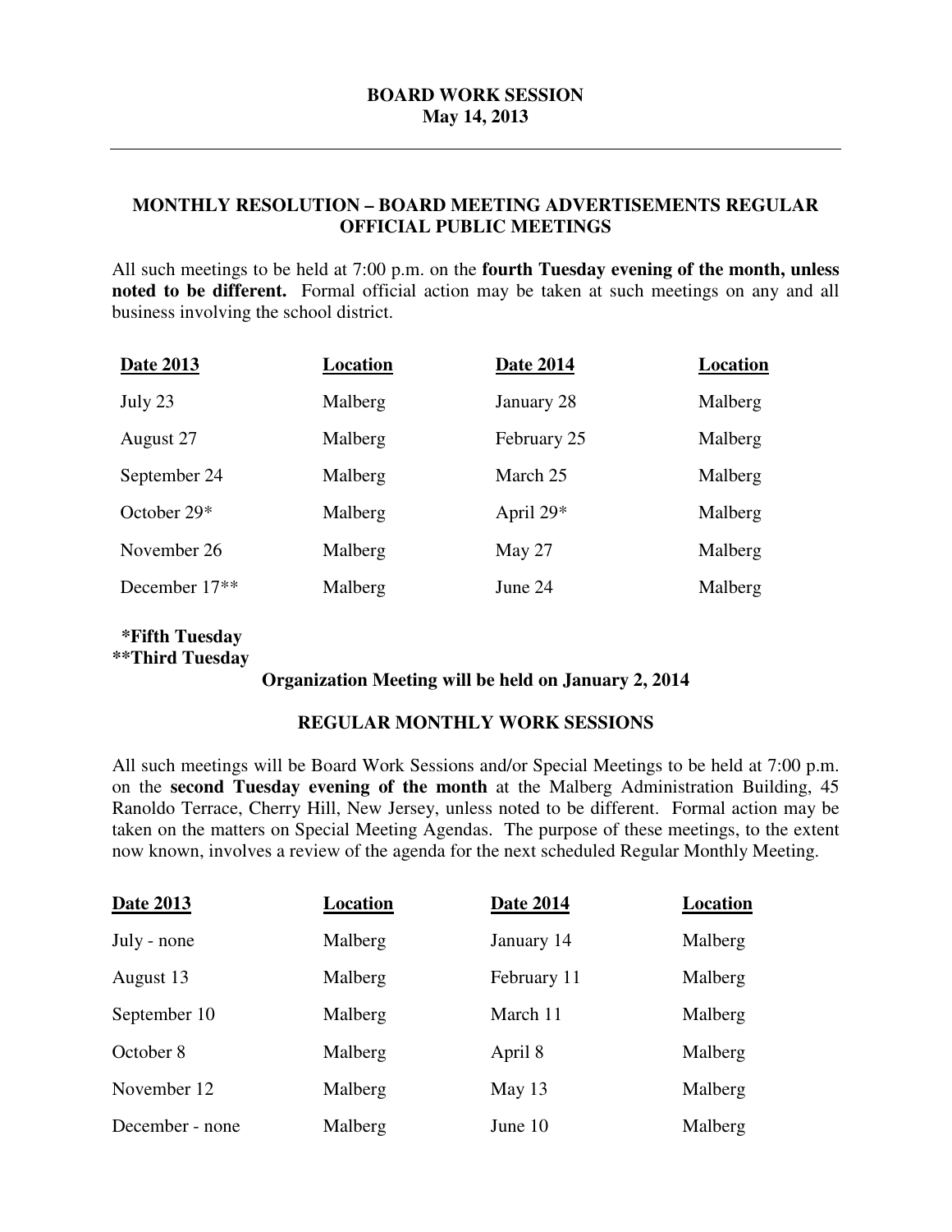**BOARD WORK SESSION**
**May 14, 2013**

---

## MONTHLY RESOLUTION – BOARD MEETING ADVERTISEMENTS REGULAR OFFICIAL PUBLIC MEETINGS

All such meetings to be held at 7:00 p.m. on the **fourth Tuesday evening of the month, unless noted to be different.** Formal official action may be taken at such meetings on any and all business involving the school district.

| Date 2013 | Location | Date 2014 | Location |
|---|---|---|---|
| July 23 | Malberg | January 28 | Malberg |
| August 27 | Malberg | February 25 | Malberg |
| September 24 | Malberg | March 25 | Malberg |
| October 29* | Malberg | April 29* | Malberg |
| November 26 | Malberg | May 27 | Malberg |
| December 17** | Malberg | June 24 | Malberg |

**\*Fifth Tuesday**
**\*\*Third Tuesday**

**Organization Meeting will be held on January 2, 2014**

## REGULAR MONTHLY WORK SESSIONS

All such meetings will be Board Work Sessions and/or Special Meetings to be held at 7:00 p.m. on the **second Tuesday evening of the month** at the Malberg Administration Building, 45 Ranoldo Terrace, Cherry Hill, New Jersey, unless noted to be different. Formal action may be taken on the matters on Special Meeting Agendas. The purpose of these meetings, to the extent now known, involves a review of the agenda for the next scheduled Regular Monthly Meeting.

| Date 2013 | Location | Date 2014 | Location |
|---|---|---|---|
| July - none | Malberg | January 14 | Malberg |
| August 13 | Malberg | February 11 | Malberg |
| September 10 | Malberg | March 11 | Malberg |
| October 8 | Malberg | April 8 | Malberg |
| November 12 | Malberg | May 13 | Malberg |
| December - none | Malberg | June 10 | Malberg |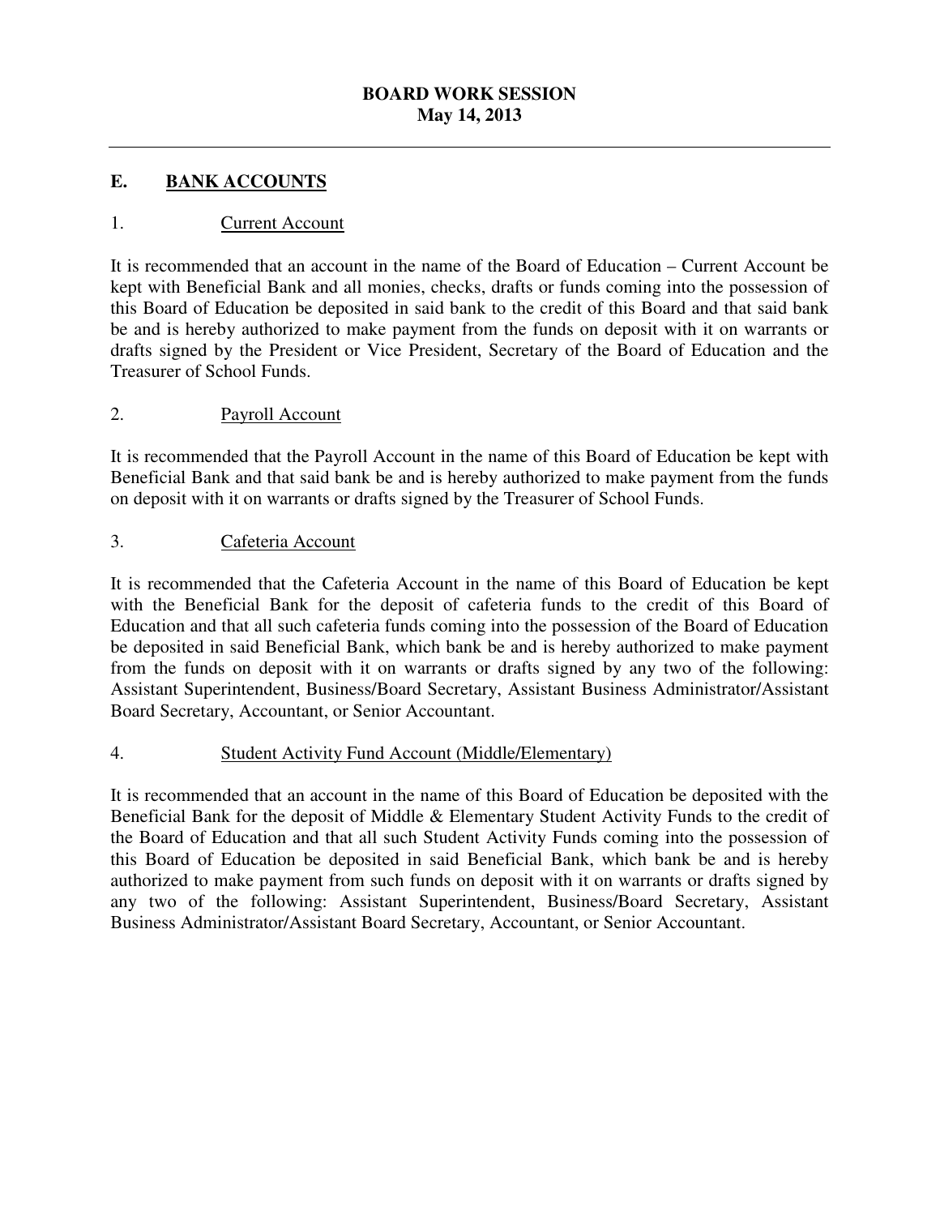**BOARD WORK SESSION**
**May 14, 2013**

## E. BANK ACCOUNTS

### 1. Current Account

It is recommended that an account in the name of the Board of Education – Current Account be kept with Beneficial Bank and all monies, checks, drafts or funds coming into the possession of this Board of Education be deposited in said bank to the credit of this Board and that said bank be and is hereby authorized to make payment from the funds on deposit with it on warrants or drafts signed by the President or Vice President, Secretary of the Board of Education and the Treasurer of School Funds.

### 2. Payroll Account

It is recommended that the Payroll Account in the name of this Board of Education be kept with Beneficial Bank and that said bank be and is hereby authorized to make payment from the funds on deposit with it on warrants or drafts signed by the Treasurer of School Funds.

### 3. Cafeteria Account

It is recommended that the Cafeteria Account in the name of this Board of Education be kept with the Beneficial Bank for the deposit of cafeteria funds to the credit of this Board of Education and that all such cafeteria funds coming into the possession of the Board of Education be deposited in said Beneficial Bank, which bank be and is hereby authorized to make payment from the funds on deposit with it on warrants or drafts signed by any two of the following: Assistant Superintendent, Business/Board Secretary, Assistant Business Administrator/Assistant Board Secretary, Accountant, or Senior Accountant.

### 4. Student Activity Fund Account (Middle/Elementary)

It is recommended that an account in the name of this Board of Education be deposited with the Beneficial Bank for the deposit of Middle & Elementary Student Activity Funds to the credit of the Board of Education and that all such Student Activity Funds coming into the possession of this Board of Education be deposited in said Beneficial Bank, which bank be and is hereby authorized to make payment from such funds on deposit with it on warrants or drafts signed by any two of the following: Assistant Superintendent, Business/Board Secretary, Assistant Business Administrator/Assistant Board Secretary, Accountant, or Senior Accountant.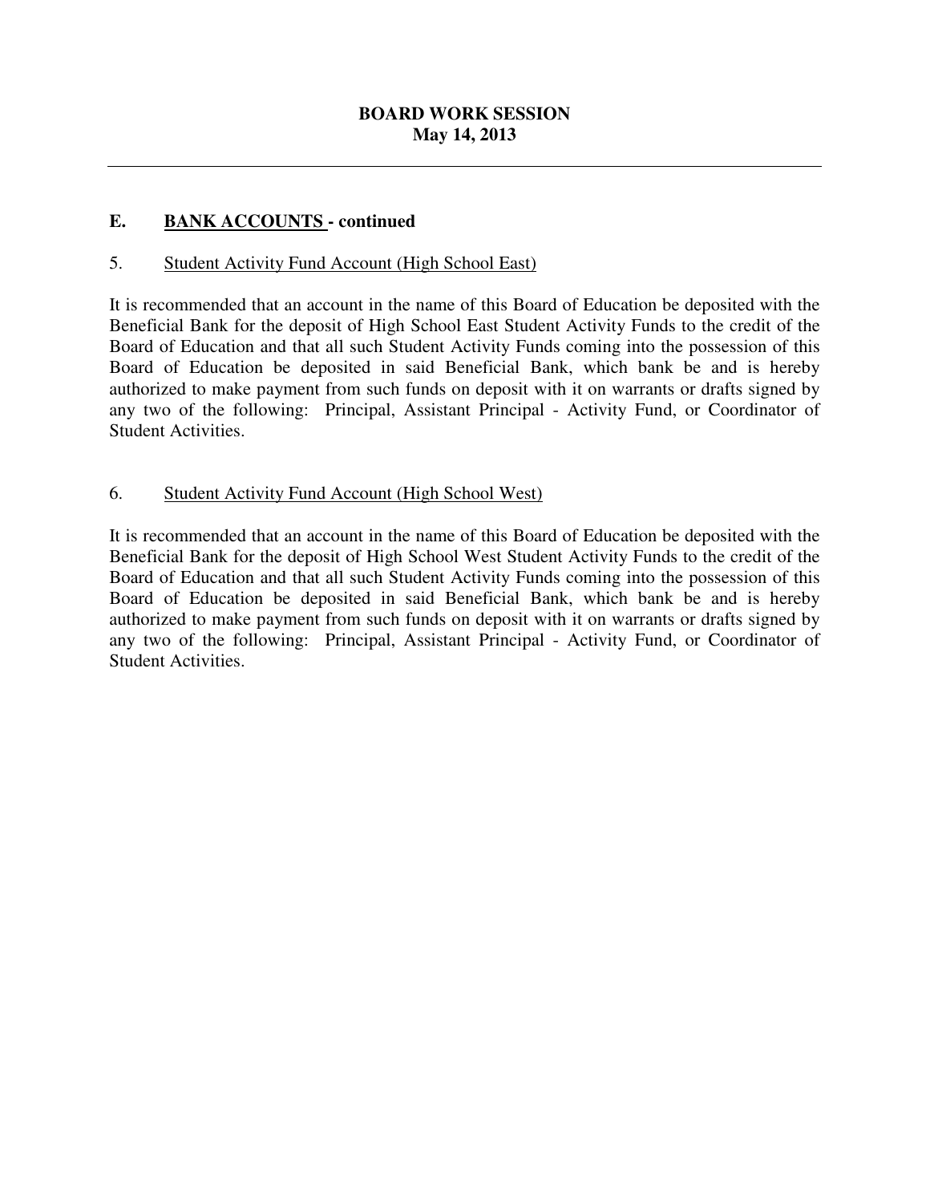# BOARD WORK SESSION
# May 14, 2013

## E. BANK ACCOUNTS - continued

### 5. Student Activity Fund Account (High School East)

It is recommended that an account in the name of this Board of Education be deposited with the Beneficial Bank for the deposit of High School East Student Activity Funds to the credit of the Board of Education and that all such Student Activity Funds coming into the possession of this Board of Education be deposited in said Beneficial Bank, which bank be and is hereby authorized to make payment from such funds on deposit with it on warrants or drafts signed by any two of the following: Principal, Assistant Principal - Activity Fund, or Coordinator of Student Activities.

### 6. Student Activity Fund Account (High School West)

It is recommended that an account in the name of this Board of Education be deposited with the Beneficial Bank for the deposit of High School West Student Activity Funds to the credit of the Board of Education and that all such Student Activity Funds coming into the possession of this Board of Education be deposited in said Beneficial Bank, which bank be and is hereby authorized to make payment from such funds on deposit with it on warrants or drafts signed by any two of the following: Principal, Assistant Principal - Activity Fund, or Coordinator of Student Activities.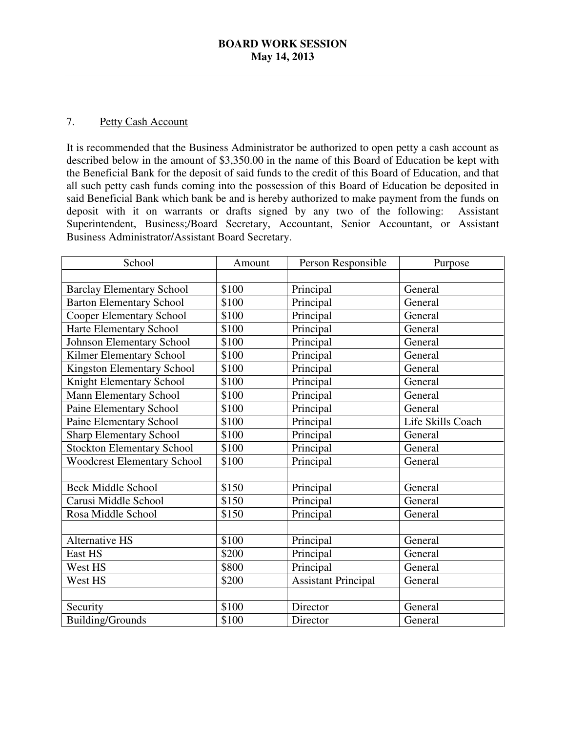7. Petty Cash Account

It is recommended that the Business Administrator be authorized to open petty a cash account as described below in the amount of $3,350.00 in the name of this Board of Education be kept with the Beneficial Bank for the deposit of said funds to the credit of this Board of Education, and that all such petty cash funds coming into the possession of this Board of Education be deposited in said Beneficial Bank which bank be and is hereby authorized to make payment from the funds on deposit with it on warrants or drafts signed by any two of the following: Assistant Superintendent, Business;/Board Secretary, Accountant, Senior Accountant, or Assistant Business Administrator/Assistant Board Secretary.

| School | Amount | Person Responsible | Purpose |
|---|---|---|---|
| | | | |
| Barclay Elementary School | $100 | Principal | General |
| Barton Elementary School | $100 | Principal | General |
| Cooper Elementary School | $100 | Principal | General |
| Harte Elementary School | $100 | Principal | General |
| Johnson Elementary School | $100 | Principal | General |
| Kilmer Elementary School | $100 | Principal | General |
| Kingston Elementary School | $100 | Principal | General |
| Knight Elementary School | $100 | Principal | General |
| Mann Elementary School | $100 | Principal | General |
| Paine Elementary School | $100 | Principal | General |
| Paine Elementary School | $100 | Principal | Life Skills Coach |
| Sharp Elementary School | $100 | Principal | General |
| Stockton Elementary School | $100 | Principal | General |
| Woodcrest Elementary School | $100 | Principal | General |
| | | | |
| Beck Middle School | $150 | Principal | General |
| Carusi Middle School | $150 | Principal | General |
| Rosa Middle School | $150 | Principal | General |
| | | | |
| Alternative HS | $100 | Principal | General |
| East HS | $200 | Principal | General |
| West HS | $800 | Principal | General |
| West HS | $200 | Assistant Principal | General |
| | | | |
| Security | $100 | Director | General |
| Building/Grounds | $100 | Director | General |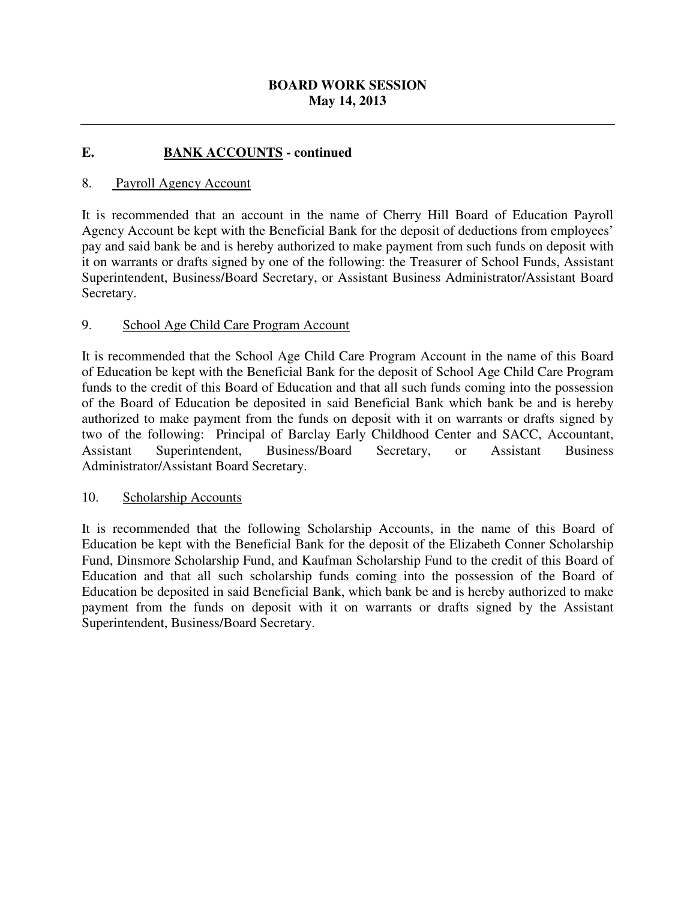**BOARD WORK SESSION**
**May 14, 2013**

## E. BANK ACCOUNTS - continued

8. Payroll Agency Account

It is recommended that an account in the name of Cherry Hill Board of Education Payroll Agency Account be kept with the Beneficial Bank for the deposit of deductions from employees' pay and said bank be and is hereby authorized to make payment from such funds on deposit with it on warrants or drafts signed by one of the following: the Treasurer of School Funds, Assistant Superintendent, Business/Board Secretary, or Assistant Business Administrator/Assistant Board Secretary.

9. School Age Child Care Program Account

It is recommended that the School Age Child Care Program Account in the name of this Board of Education be kept with the Beneficial Bank for the deposit of School Age Child Care Program funds to the credit of this Board of Education and that all such funds coming into the possession of the Board of Education be deposited in said Beneficial Bank which bank be and is hereby authorized to make payment from the funds on deposit with it on warrants or drafts signed by two of the following: Principal of Barclay Early Childhood Center and SACC, Accountant, Assistant Superintendent, Business/Board Secretary, or Assistant Business Administrator/Assistant Board Secretary.

10. Scholarship Accounts

It is recommended that the following Scholarship Accounts, in the name of this Board of Education be kept with the Beneficial Bank for the deposit of the Elizabeth Conner Scholarship Fund, Dinsmore Scholarship Fund, and Kaufman Scholarship Fund to the credit of this Board of Education and that all such scholarship funds coming into the possession of the Board of Education be deposited in said Beneficial Bank, which bank be and is hereby authorized to make payment from the funds on deposit with it on warrants or drafts signed by the Assistant Superintendent, Business/Board Secretary.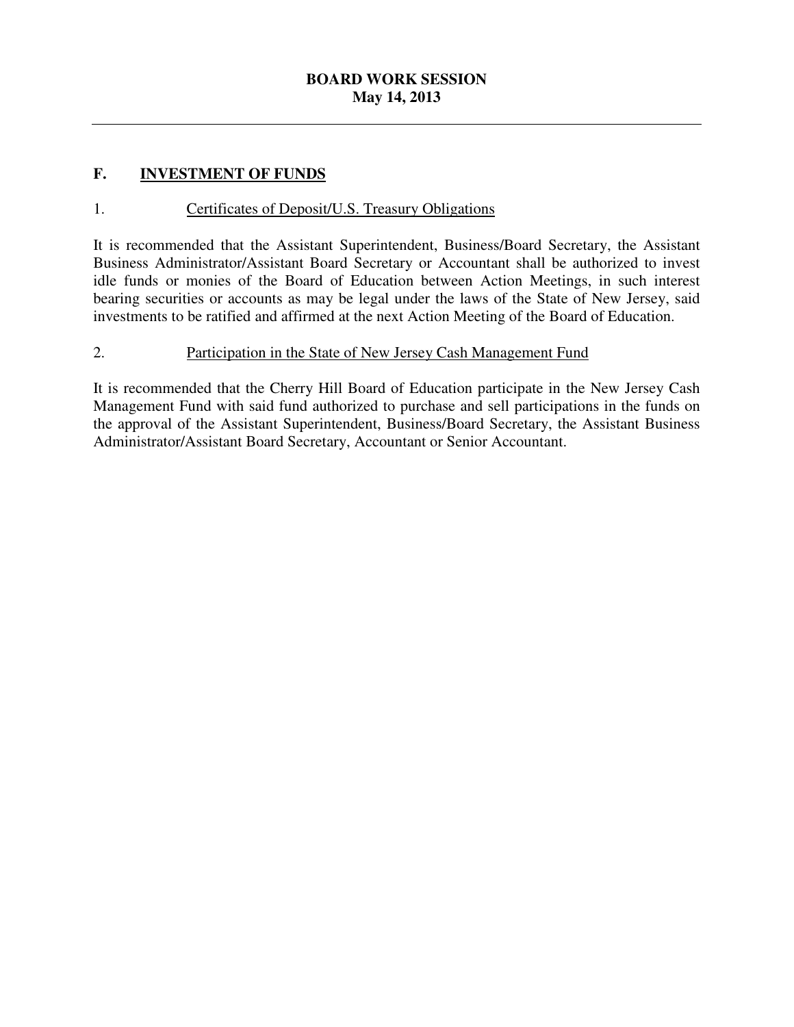## F. INVESTMENT OF FUNDS

1. Certificates of Deposit/U.S. Treasury Obligations

It is recommended that the Assistant Superintendent, Business/Board Secretary, the Assistant Business Administrator/Assistant Board Secretary or Accountant shall be authorized to invest idle funds or monies of the Board of Education between Action Meetings, in such interest bearing securities or accounts as may be legal under the laws of the State of New Jersey, said investments to be ratified and affirmed at the next Action Meeting of the Board of Education.

2. Participation in the State of New Jersey Cash Management Fund

It is recommended that the Cherry Hill Board of Education participate in the New Jersey Cash Management Fund with said fund authorized to purchase and sell participations in the funds on the approval of the Assistant Superintendent, Business/Board Secretary, the Assistant Business Administrator/Assistant Board Secretary, Accountant or Senior Accountant.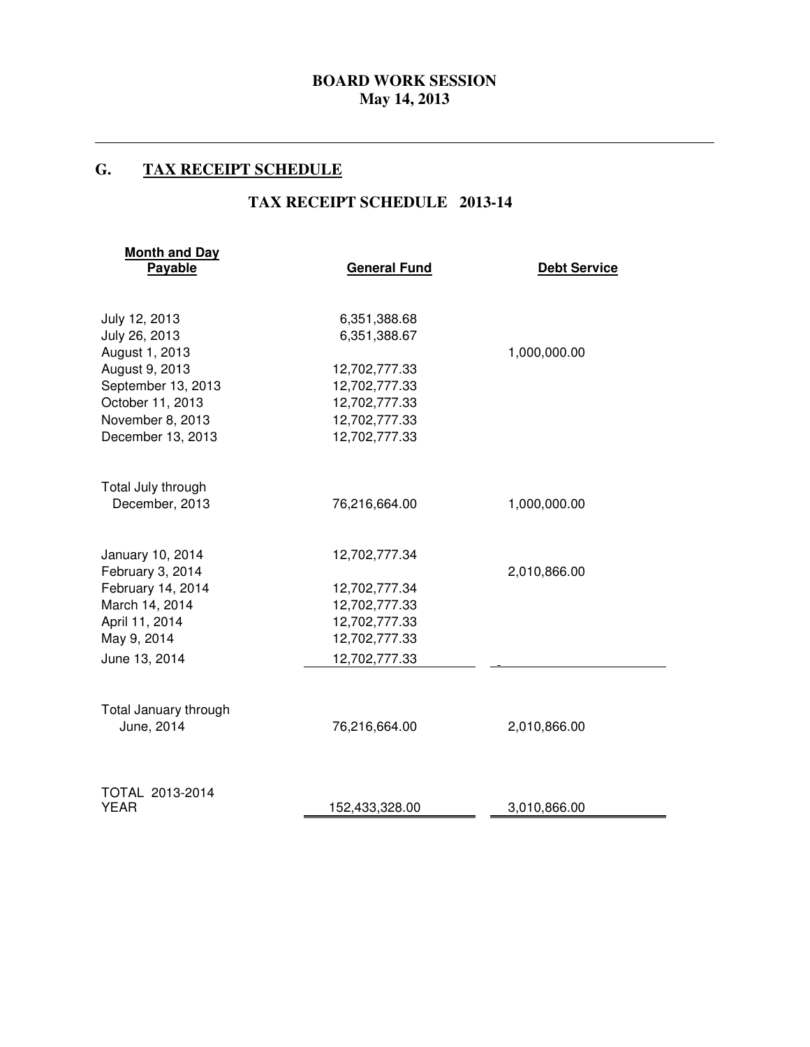**BOARD WORK SESSION**
**May 14, 2013**

---

## G. TAX RECEIPT SCHEDULE

### TAX RECEIPT SCHEDULE 2013-14

| Month and Day Payable | General Fund | Debt Service |
|---|---|---|
| July 12, 2013 | 6,351,388.68 | |
| July 26, 2013 | 6,351,388.67 | |
| August 1, 2013 | | 1,000,000.00 |
| August 9, 2013 | 12,702,777.33 | |
| September 13, 2013 | 12,702,777.33 | |
| October 11, 2013 | 12,702,777.33 | |
| November 8, 2013 | 12,702,777.33 | |
| December 13, 2013 | 12,702,777.33 | |
| Total July through December, 2013 | 76,216,664.00 | 1,000,000.00 |
| January 10, 2014 | 12,702,777.34 | |
| February 3, 2014 | | 2,010,866.00 |
| February 14, 2014 | 12,702,777.34 | |
| March 14, 2014 | 12,702,777.33 | |
| April 11, 2014 | 12,702,777.33 | |
| May 9, 2014 | 12,702,777.33 | |
| June 13, 2014 | 12,702,777.33 | |
| Total January through June, 2014 | 76,216,664.00 | 2,010,866.00 |
| TOTAL 2013-2014 YEAR | 152,433,328.00 | 3,010,866.00 |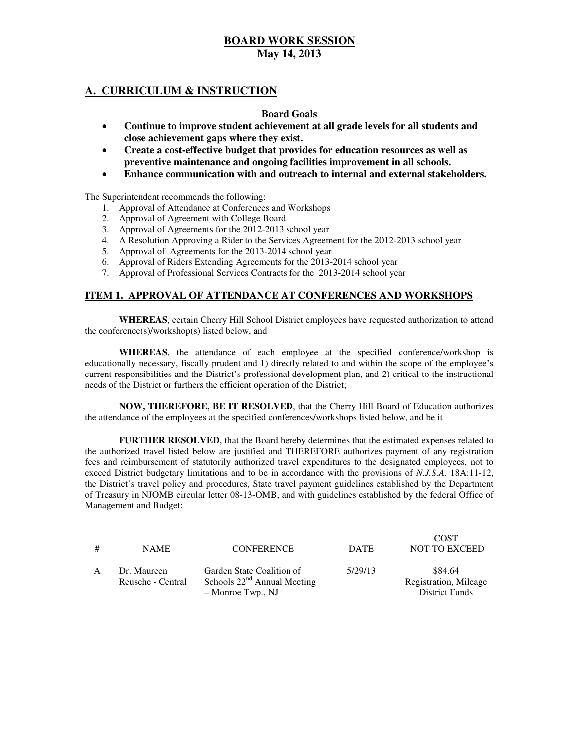# BOARD WORK SESSION

**May 14, 2013**

## A. CURRICULUM & INSTRUCTION

**Board Goals**

- **Continue to improve student achievement at all grade levels for all students and close achievement gaps where they exist.**
- **Create a cost-effective budget that provides for education resources as well as preventive maintenance and ongoing facilities improvement in all schools.**
- **Enhance communication with and outreach to internal and external stakeholders.**

The Superintendent recommends the following:

1. Approval of Attendance at Conferences and Workshops
2. Approval of Agreement with College Board
3. Approval of Agreements for the 2012-2013 school year
4. A Resolution Approving a Rider to the Services Agreement for the 2012-2013 school year
5. Approval of Agreements for the 2013-2014 school year
6. Approval of Riders Extending Agreements for the 2013-2014 school year
7. Approval of Professional Services Contracts for the 2013-2014 school year

### ITEM 1. APPROVAL OF ATTENDANCE AT CONFERENCES AND WORKSHOPS

**WHEREAS**, certain Cherry Hill School District employees have requested authorization to attend the conference(s)/workshop(s) listed below, and

**WHEREAS**, the attendance of each employee at the specified conference/workshop is educationally necessary, fiscally prudent and 1) directly related to and within the scope of the employee's current responsibilities and the District's professional development plan, and 2) critical to the instructional needs of the District or furthers the efficient operation of the District;

**NOW, THEREFORE, BE IT RESOLVED**, that the Cherry Hill Board of Education authorizes the attendance of the employees at the specified conferences/workshops listed below, and be it

**FURTHER RESOLVED**, that the Board hereby determines that the estimated expenses related to the authorized travel listed below are justified and THEREFORE authorizes payment of any registration fees and reimbursement of statutorily authorized travel expenditures to the designated employees, not to exceed District budgetary limitations and to be in accordance with the provisions of *N.J.S.A.* 18A:11-12, the District's travel policy and procedures, State travel payment guidelines established by the Department of Treasury in NJOMB circular letter 08-13-OMB, and with guidelines established by the federal Office of Management and Budget:

| # | NAME | CONFERENCE | DATE | COST NOT TO EXCEED |
|---|---|---|---|---|
| A | Dr. Maureen Reusche - Central | Garden State Coalition of Schools 22nd Annual Meeting – Monroe Twp., NJ | 5/29/13 | $84.64 Registration, Mileage District Funds |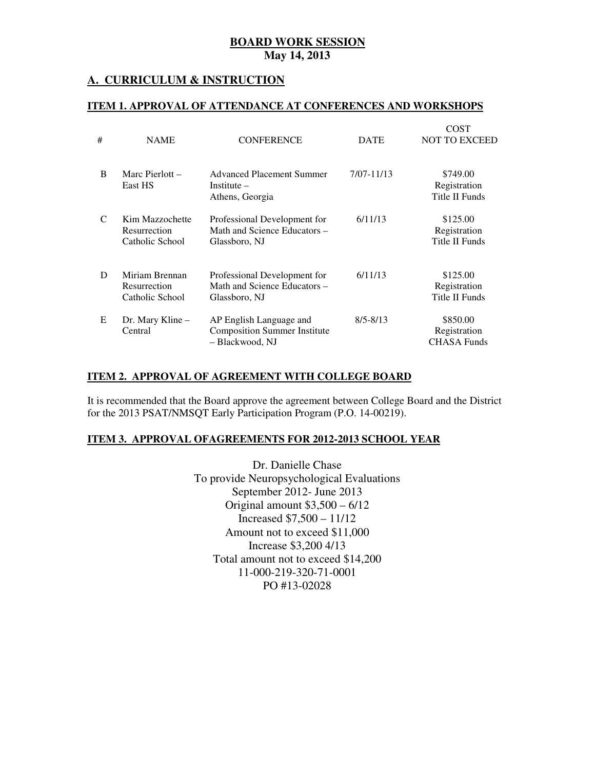# BOARD WORK SESSION
**May 14, 2013**

## A. CURRICULUM & INSTRUCTION

### ITEM 1. APPROVAL OF ATTENDANCE AT CONFERENCES AND WORKSHOPS

| # | NAME | CONFERENCE | DATE | COST NOT TO EXCEED |
|---|---|---|---|---|
| B | Marc Pierlott – East HS | Advanced Placement Summer Institute – Athens, Georgia | 7/07-11/13 | $749.00 Registration Title II Funds |
| C | Kim Mazzochette Resurrection Catholic School | Professional Development for Math and Science Educators – Glassboro, NJ | 6/11/13 | $125.00 Registration Title II Funds |
| D | Miriam Brennan Resurrection Catholic School | Professional Development for Math and Science Educators – Glassboro, NJ | 6/11/13 | $125.00 Registration Title II Funds |
| E | Dr. Mary Kline – Central | AP English Language and Composition Summer Institute – Blackwood, NJ | 8/5-8/13 | $850.00 Registration CHASA Funds |

### ITEM 2. APPROVAL OF AGREEMENT WITH COLLEGE BOARD

It is recommended that the Board approve the agreement between College Board and the District for the 2013 PSAT/NMSQT Early Participation Program (P.O. 14-00219).

### ITEM 3. APPROVAL OFAGREEMENTS FOR 2012-2013 SCHOOL YEAR

Dr. Danielle Chase  
To provide Neuropsychological Evaluations  
September 2012- June 2013  
Original amount $3,500 – 6/12  
Increased $7,500 – 11/12  
Amount not to exceed $11,000  
Increase $3,200 4/13  
Total amount not to exceed $14,200  
11-000-219-320-71-0001  
PO #13-02028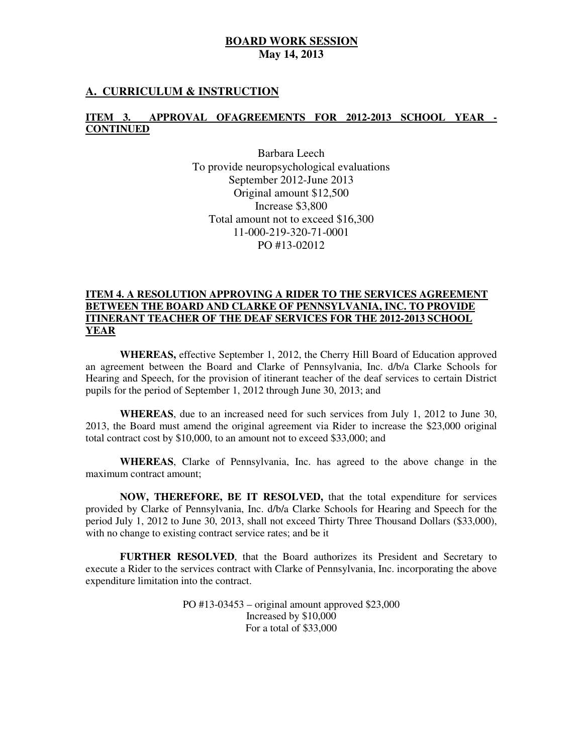**BOARD WORK SESSION**
**May 14, 2013**

## A. CURRICULUM & INSTRUCTION

### ITEM 3. APPROVAL OFAGREEMENTS FOR 2012-2013 SCHOOL YEAR - CONTINUED

Barbara Leech
To provide neuropsychological evaluations
September 2012-June 2013
Original amount $12,500
Increase $3,800
Total amount not to exceed $16,300
11-000-219-320-71-0001
PO #13-02012

### ITEM 4. A RESOLUTION APPROVING A RIDER TO THE SERVICES AGREEMENT BETWEEN THE BOARD AND CLARKE OF PENNSYLVANIA, INC. TO PROVIDE ITINERANT TEACHER OF THE DEAF SERVICES FOR THE 2012-2013 SCHOOL YEAR

**WHEREAS,** effective September 1, 2012, the Cherry Hill Board of Education approved an agreement between the Board and Clarke of Pennsylvania, Inc. d/b/a Clarke Schools for Hearing and Speech, for the provision of itinerant teacher of the deaf services to certain District pupils for the period of September 1, 2012 through June 30, 2013; and

**WHEREAS**, due to an increased need for such services from July 1, 2012 to June 30, 2013, the Board must amend the original agreement via Rider to increase the $23,000 original total contract cost by $10,000, to an amount not to exceed $33,000; and

**WHEREAS**, Clarke of Pennsylvania, Inc. has agreed to the above change in the maximum contract amount;

**NOW, THEREFORE, BE IT RESOLVED,** that the total expenditure for services provided by Clarke of Pennsylvania, Inc. d/b/a Clarke Schools for Hearing and Speech for the period July 1, 2012 to June 30, 2013, shall not exceed Thirty Three Thousand Dollars ($33,000), with no change to existing contract service rates; and be it

**FURTHER RESOLVED**, that the Board authorizes its President and Secretary to execute a Rider to the services contract with Clarke of Pennsylvania, Inc. incorporating the above expenditure limitation into the contract.

PO #13-03453 – original amount approved $23,000
Increased by $10,000
For a total of $33,000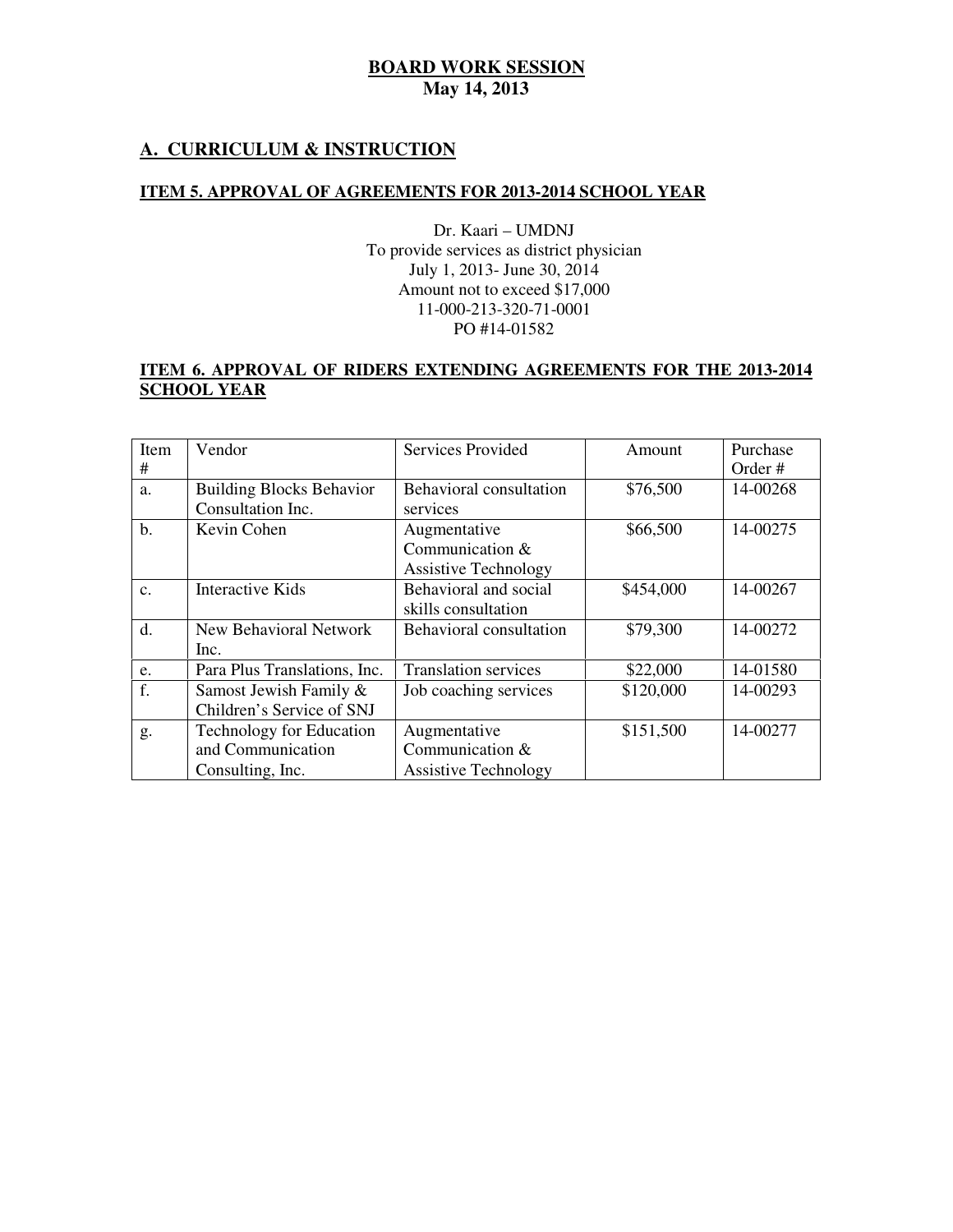# BOARD WORK SESSION
## May 14, 2013

## A. CURRICULUM & INSTRUCTION

### ITEM 5. APPROVAL OF AGREEMENTS FOR 2013-2014 SCHOOL YEAR

Dr. Kaari – UMDNJ  
To provide services as district physician  
July 1, 2013- June 30, 2014  
Amount not to exceed $17,000  
11-000-213-320-71-0001  
PO #14-01582

### ITEM 6. APPROVAL OF RIDERS EXTENDING AGREEMENTS FOR THE 2013-2014 SCHOOL YEAR

| Item # | Vendor | Services Provided | Amount | Purchase Order # |
|---|---|---|---|---|
| a. | Building Blocks Behavior Consultation Inc. | Behavioral consultation services | $76,500 | 14-00268 |
| b. | Kevin Cohen | Augmentative Communication & Assistive Technology | $66,500 | 14-00275 |
| c. | Interactive Kids | Behavioral and social skills consultation | $454,000 | 14-00267 |
| d. | New Behavioral Network Inc. | Behavioral consultation | $79,300 | 14-00272 |
| e. | Para Plus Translations, Inc. | Translation services | $22,000 | 14-01580 |
| f. | Samost Jewish Family & Children's Service of SNJ | Job coaching services | $120,000 | 14-00293 |
| g. | Technology for Education and Communication Consulting, Inc. | Augmentative Communication & Assistive Technology | $151,500 | 14-00277 |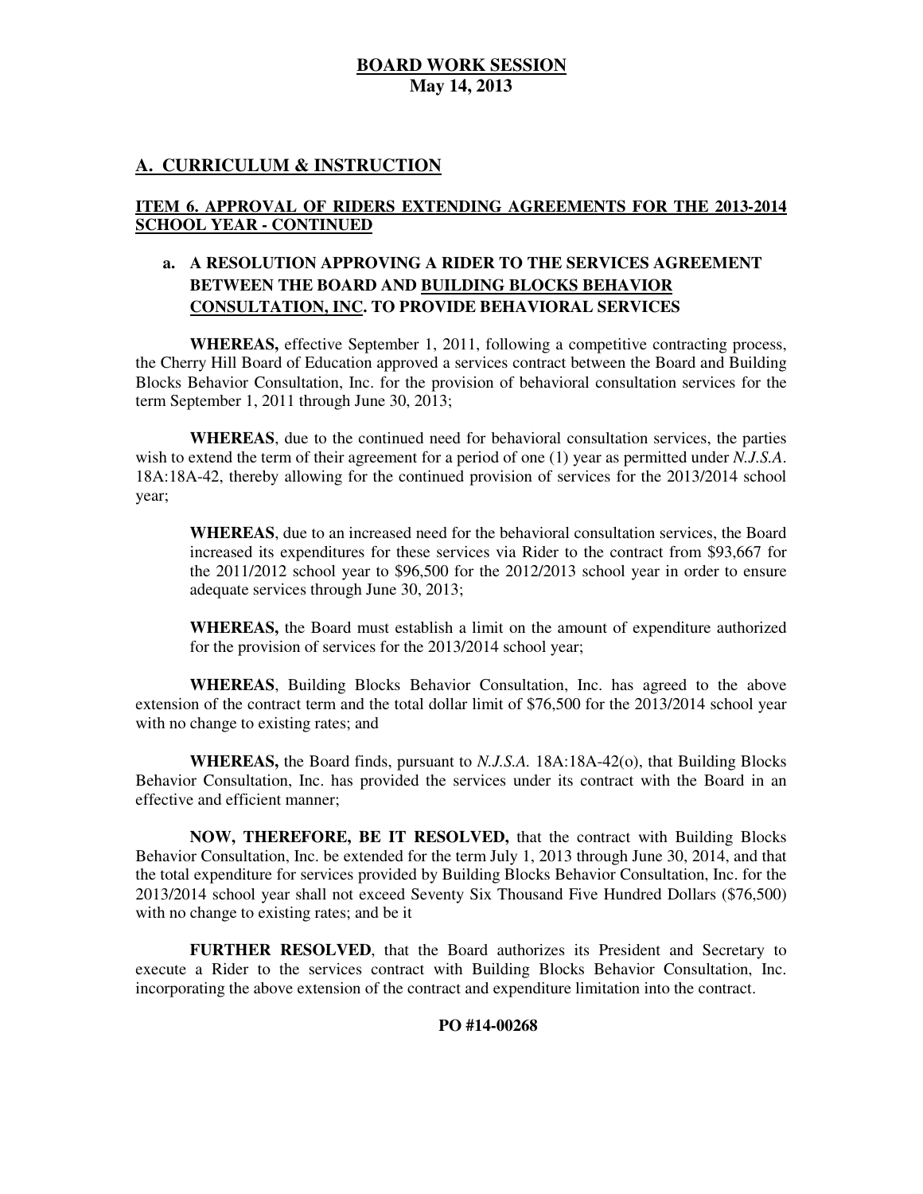**BOARD WORK SESSION**
**May 14, 2013**

## A. CURRICULUM & INSTRUCTION

### ITEM 6. APPROVAL OF RIDERS EXTENDING AGREEMENTS FOR THE 2013-2014 SCHOOL YEAR - CONTINUED

**a. A RESOLUTION APPROVING A RIDER TO THE SERVICES AGREEMENT BETWEEN THE BOARD AND BUILDING BLOCKS BEHAVIOR CONSULTATION, INC. TO PROVIDE BEHAVIORAL SERVICES**

**WHEREAS,** effective September 1, 2011, following a competitive contracting process, the Cherry Hill Board of Education approved a services contract between the Board and Building Blocks Behavior Consultation, Inc. for the provision of behavioral consultation services for the term September 1, 2011 through June 30, 2013;

**WHEREAS**, due to the continued need for behavioral consultation services, the parties wish to extend the term of their agreement for a period of one (1) year as permitted under *N.J.S.A*. 18A:18A-42, thereby allowing for the continued provision of services for the 2013/2014 school year;

**WHEREAS**, due to an increased need for the behavioral consultation services, the Board increased its expenditures for these services via Rider to the contract from $93,667 for the 2011/2012 school year to $96,500 for the 2012/2013 school year in order to ensure adequate services through June 30, 2013;

**WHEREAS,** the Board must establish a limit on the amount of expenditure authorized for the provision of services for the 2013/2014 school year;

**WHEREAS**, Building Blocks Behavior Consultation, Inc. has agreed to the above extension of the contract term and the total dollar limit of $76,500 for the 2013/2014 school year with no change to existing rates; and

**WHEREAS,** the Board finds, pursuant to *N.J.S.A.* 18A:18A-42(o), that Building Blocks Behavior Consultation, Inc. has provided the services under its contract with the Board in an effective and efficient manner;

**NOW, THEREFORE, BE IT RESOLVED,** that the contract with Building Blocks Behavior Consultation, Inc. be extended for the term July 1, 2013 through June 30, 2014, and that the total expenditure for services provided by Building Blocks Behavior Consultation, Inc. for the 2013/2014 school year shall not exceed Seventy Six Thousand Five Hundred Dollars ($76,500) with no change to existing rates; and be it

**FURTHER RESOLVED**, that the Board authorizes its President and Secretary to execute a Rider to the services contract with Building Blocks Behavior Consultation, Inc. incorporating the above extension of the contract and expenditure limitation into the contract.

**PO #14-00268**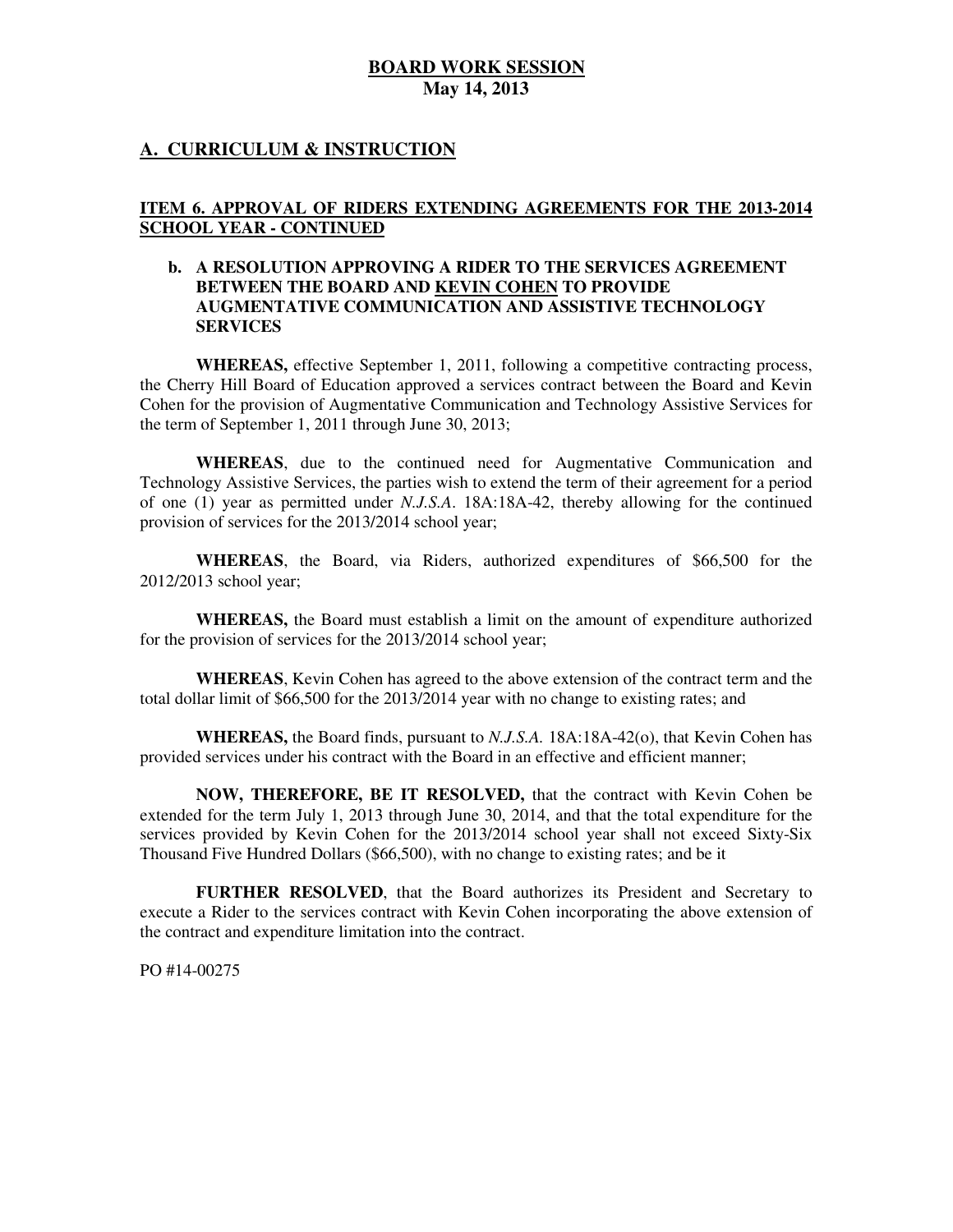**BOARD WORK SESSION**
**May 14, 2013**

## A. CURRICULUM & INSTRUCTION

### ITEM 6. APPROVAL OF RIDERS EXTENDING AGREEMENTS FOR THE 2013-2014 SCHOOL YEAR - CONTINUED

**b. A RESOLUTION APPROVING A RIDER TO THE SERVICES AGREEMENT BETWEEN THE BOARD AND KEVIN COHEN TO PROVIDE AUGMENTATIVE COMMUNICATION AND ASSISTIVE TECHNOLOGY SERVICES**

**WHEREAS,** effective September 1, 2011, following a competitive contracting process, the Cherry Hill Board of Education approved a services contract between the Board and Kevin Cohen for the provision of Augmentative Communication and Technology Assistive Services for the term of September 1, 2011 through June 30, 2013;

**WHEREAS**, due to the continued need for Augmentative Communication and Technology Assistive Services, the parties wish to extend the term of their agreement for a period of one (1) year as permitted under *N.J.S.A*. 18A:18A-42, thereby allowing for the continued provision of services for the 2013/2014 school year;

**WHEREAS**, the Board, via Riders, authorized expenditures of $66,500 for the 2012/2013 school year;

**WHEREAS,** the Board must establish a limit on the amount of expenditure authorized for the provision of services for the 2013/2014 school year;

**WHEREAS**, Kevin Cohen has agreed to the above extension of the contract term and the total dollar limit of $66,500 for the 2013/2014 year with no change to existing rates; and

**WHEREAS,** the Board finds, pursuant to *N.J.S.A.* 18A:18A-42(o), that Kevin Cohen has provided services under his contract with the Board in an effective and efficient manner;

**NOW, THEREFORE, BE IT RESOLVED,** that the contract with Kevin Cohen be extended for the term July 1, 2013 through June 30, 2014, and that the total expenditure for the services provided by Kevin Cohen for the 2013/2014 school year shall not exceed Sixty-Six Thousand Five Hundred Dollars ($66,500), with no change to existing rates; and be it

**FURTHER RESOLVED**, that the Board authorizes its President and Secretary to execute a Rider to the services contract with Kevin Cohen incorporating the above extension of the contract and expenditure limitation into the contract.

PO #14-00275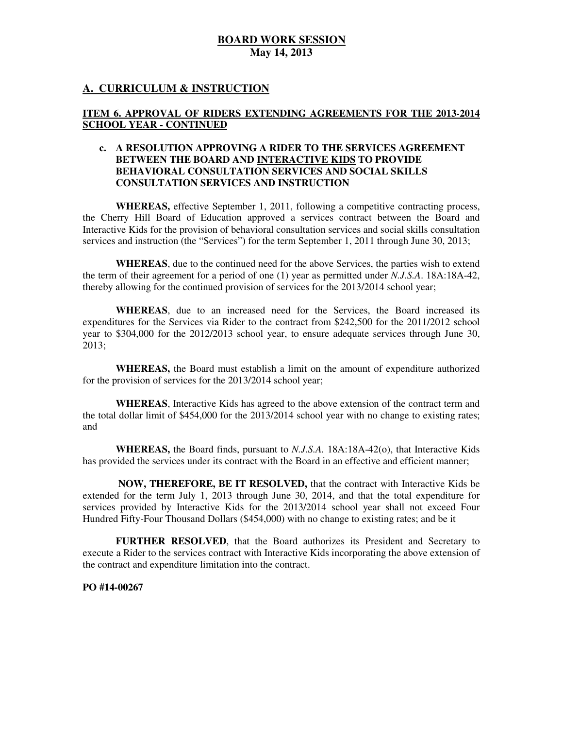**BOARD WORK SESSION**
**May 14, 2013**

## A. CURRICULUM & INSTRUCTION

### ITEM 6. APPROVAL OF RIDERS EXTENDING AGREEMENTS FOR THE 2013-2014 SCHOOL YEAR - CONTINUED

**c. A RESOLUTION APPROVING A RIDER TO THE SERVICES AGREEMENT BETWEEN THE BOARD AND INTERACTIVE KIDS TO PROVIDE BEHAVIORAL CONSULTATION SERVICES AND SOCIAL SKILLS CONSULTATION SERVICES AND INSTRUCTION**

**WHEREAS,** effective September 1, 2011, following a competitive contracting process, the Cherry Hill Board of Education approved a services contract between the Board and Interactive Kids for the provision of behavioral consultation services and social skills consultation services and instruction (the "Services") for the term September 1, 2011 through June 30, 2013;

**WHEREAS**, due to the continued need for the above Services, the parties wish to extend the term of their agreement for a period of one (1) year as permitted under *N.J.S.A*. 18A:18A-42, thereby allowing for the continued provision of services for the 2013/2014 school year;

**WHEREAS**, due to an increased need for the Services, the Board increased its expenditures for the Services via Rider to the contract from $242,500 for the 2011/2012 school year to $304,000 for the 2012/2013 school year, to ensure adequate services through June 30, 2013;

**WHEREAS,** the Board must establish a limit on the amount of expenditure authorized for the provision of services for the 2013/2014 school year;

**WHEREAS**, Interactive Kids has agreed to the above extension of the contract term and the total dollar limit of $454,000 for the 2013/2014 school year with no change to existing rates; and

**WHEREAS,** the Board finds, pursuant to *N.J.S.A.* 18A:18A-42(o), that Interactive Kids has provided the services under its contract with the Board in an effective and efficient manner;

**NOW, THEREFORE, BE IT RESOLVED,** that the contract with Interactive Kids be extended for the term July 1, 2013 through June 30, 2014, and that the total expenditure for services provided by Interactive Kids for the 2013/2014 school year shall not exceed Four Hundred Fifty-Four Thousand Dollars ($454,000) with no change to existing rates; and be it

**FURTHER RESOLVED**, that the Board authorizes its President and Secretary to execute a Rider to the services contract with Interactive Kids incorporating the above extension of the contract and expenditure limitation into the contract.

**PO #14-00267**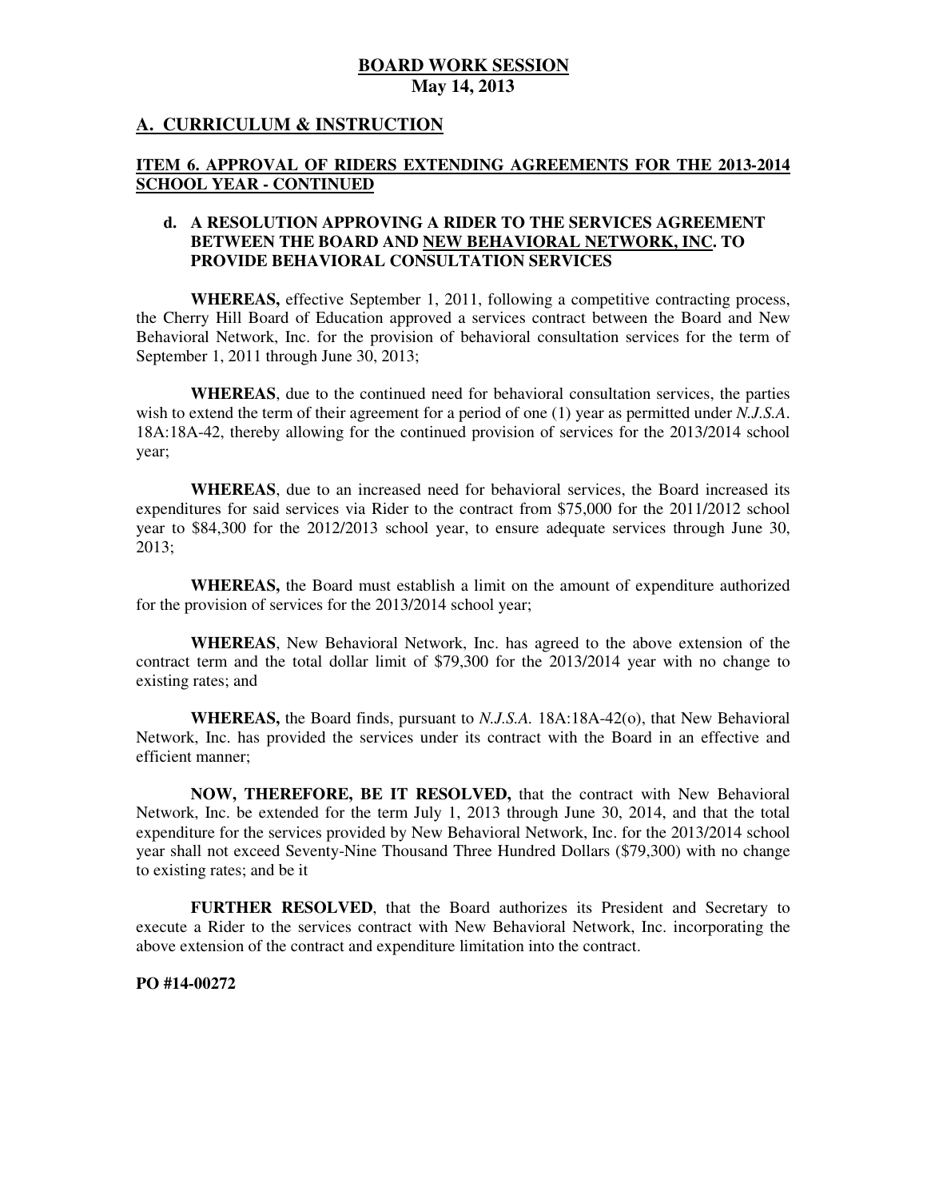**BOARD WORK SESSION**
**May 14, 2013**

## A. CURRICULUM & INSTRUCTION

### ITEM 6. APPROVAL OF RIDERS EXTENDING AGREEMENTS FOR THE 2013-2014 SCHOOL YEAR - CONTINUED

**d. A RESOLUTION APPROVING A RIDER TO THE SERVICES AGREEMENT BETWEEN THE BOARD AND NEW BEHAVIORAL NETWORK, INC. TO PROVIDE BEHAVIORAL CONSULTATION SERVICES**

**WHEREAS,** effective September 1, 2011, following a competitive contracting process, the Cherry Hill Board of Education approved a services contract between the Board and New Behavioral Network, Inc. for the provision of behavioral consultation services for the term of September 1, 2011 through June 30, 2013;

**WHEREAS**, due to the continued need for behavioral consultation services, the parties wish to extend the term of their agreement for a period of one (1) year as permitted under *N.J.S.A*. 18A:18A-42, thereby allowing for the continued provision of services for the 2013/2014 school year;

**WHEREAS**, due to an increased need for behavioral services, the Board increased its expenditures for said services via Rider to the contract from $75,000 for the 2011/2012 school year to $84,300 for the 2012/2013 school year, to ensure adequate services through June 30, 2013;

**WHEREAS,** the Board must establish a limit on the amount of expenditure authorized for the provision of services for the 2013/2014 school year;

**WHEREAS**, New Behavioral Network, Inc. has agreed to the above extension of the contract term and the total dollar limit of $79,300 for the 2013/2014 year with no change to existing rates; and

**WHEREAS,** the Board finds, pursuant to *N.J.S.A.* 18A:18A-42(o), that New Behavioral Network, Inc. has provided the services under its contract with the Board in an effective and efficient manner;

**NOW, THEREFORE, BE IT RESOLVED,** that the contract with New Behavioral Network, Inc. be extended for the term July 1, 2013 through June 30, 2014, and that the total expenditure for the services provided by New Behavioral Network, Inc. for the 2013/2014 school year shall not exceed Seventy-Nine Thousand Three Hundred Dollars ($79,300) with no change to existing rates; and be it

**FURTHER RESOLVED**, that the Board authorizes its President and Secretary to execute a Rider to the services contract with New Behavioral Network, Inc. incorporating the above extension of the contract and expenditure limitation into the contract.

**PO #14-00272**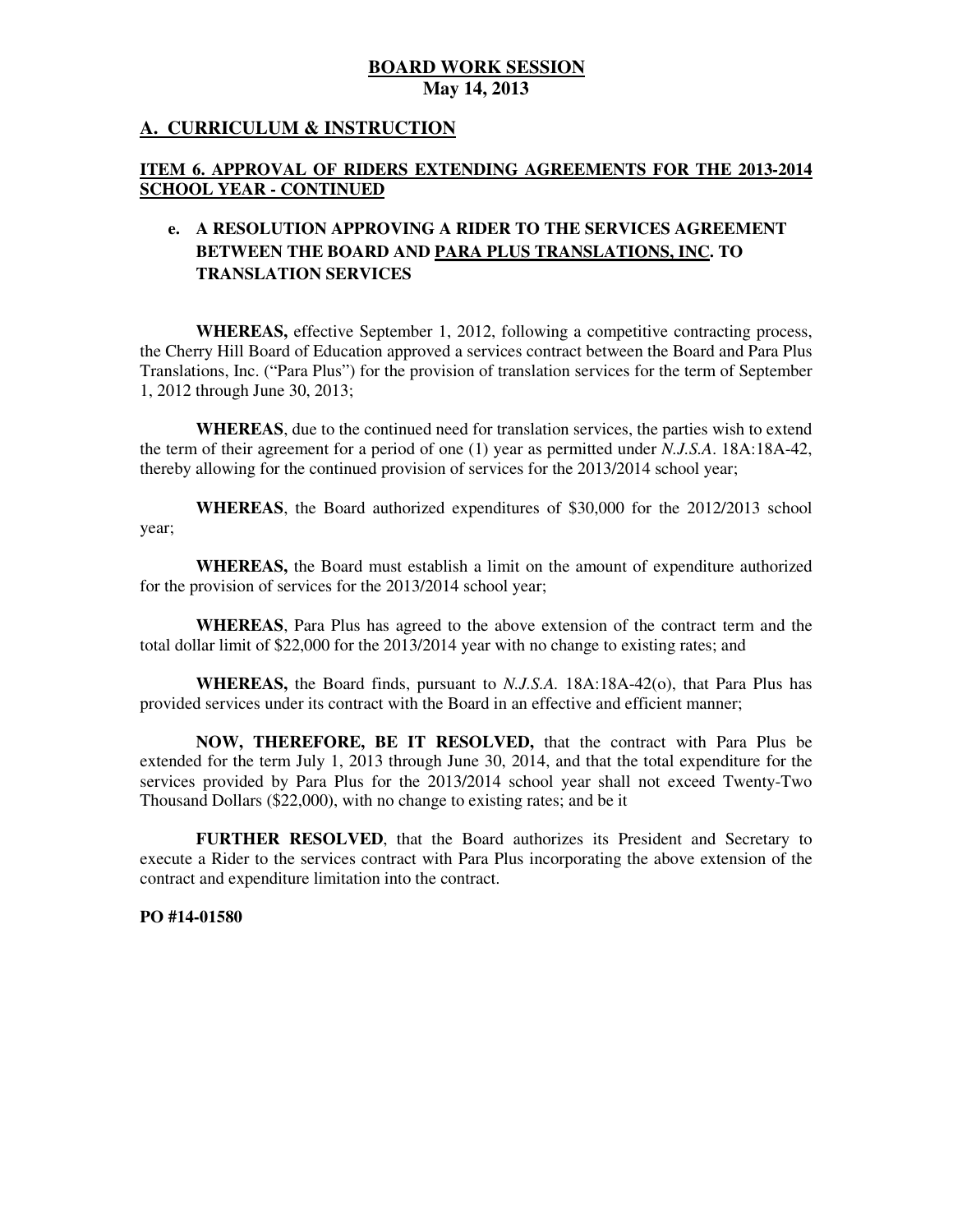**BOARD WORK SESSION**
**May 14, 2013**

## A. CURRICULUM & INSTRUCTION

### ITEM 6. APPROVAL OF RIDERS EXTENDING AGREEMENTS FOR THE 2013-2014 SCHOOL YEAR - CONTINUED

**e. A RESOLUTION APPROVING A RIDER TO THE SERVICES AGREEMENT BETWEEN THE BOARD AND PARA PLUS TRANSLATIONS, INC. TO TRANSLATION SERVICES**

**WHEREAS,** effective September 1, 2012, following a competitive contracting process, the Cherry Hill Board of Education approved a services contract between the Board and Para Plus Translations, Inc. ("Para Plus") for the provision of translation services for the term of September 1, 2012 through June 30, 2013;

**WHEREAS**, due to the continued need for translation services, the parties wish to extend the term of their agreement for a period of one (1) year as permitted under *N.J.S.A*. 18A:18A-42, thereby allowing for the continued provision of services for the 2013/2014 school year;

**WHEREAS**, the Board authorized expenditures of $30,000 for the 2012/2013 school year;

**WHEREAS,** the Board must establish a limit on the amount of expenditure authorized for the provision of services for the 2013/2014 school year;

**WHEREAS**, Para Plus has agreed to the above extension of the contract term and the total dollar limit of $22,000 for the 2013/2014 year with no change to existing rates; and

**WHEREAS,** the Board finds, pursuant to *N.J.S.A.* 18A:18A-42(o), that Para Plus has provided services under its contract with the Board in an effective and efficient manner;

**NOW, THEREFORE, BE IT RESOLVED,** that the contract with Para Plus be extended for the term July 1, 2013 through June 30, 2014, and that the total expenditure for the services provided by Para Plus for the 2013/2014 school year shall not exceed Twenty-Two Thousand Dollars ($22,000), with no change to existing rates; and be it

**FURTHER RESOLVED**, that the Board authorizes its President and Secretary to execute a Rider to the services contract with Para Plus incorporating the above extension of the contract and expenditure limitation into the contract.

**PO #14-01580**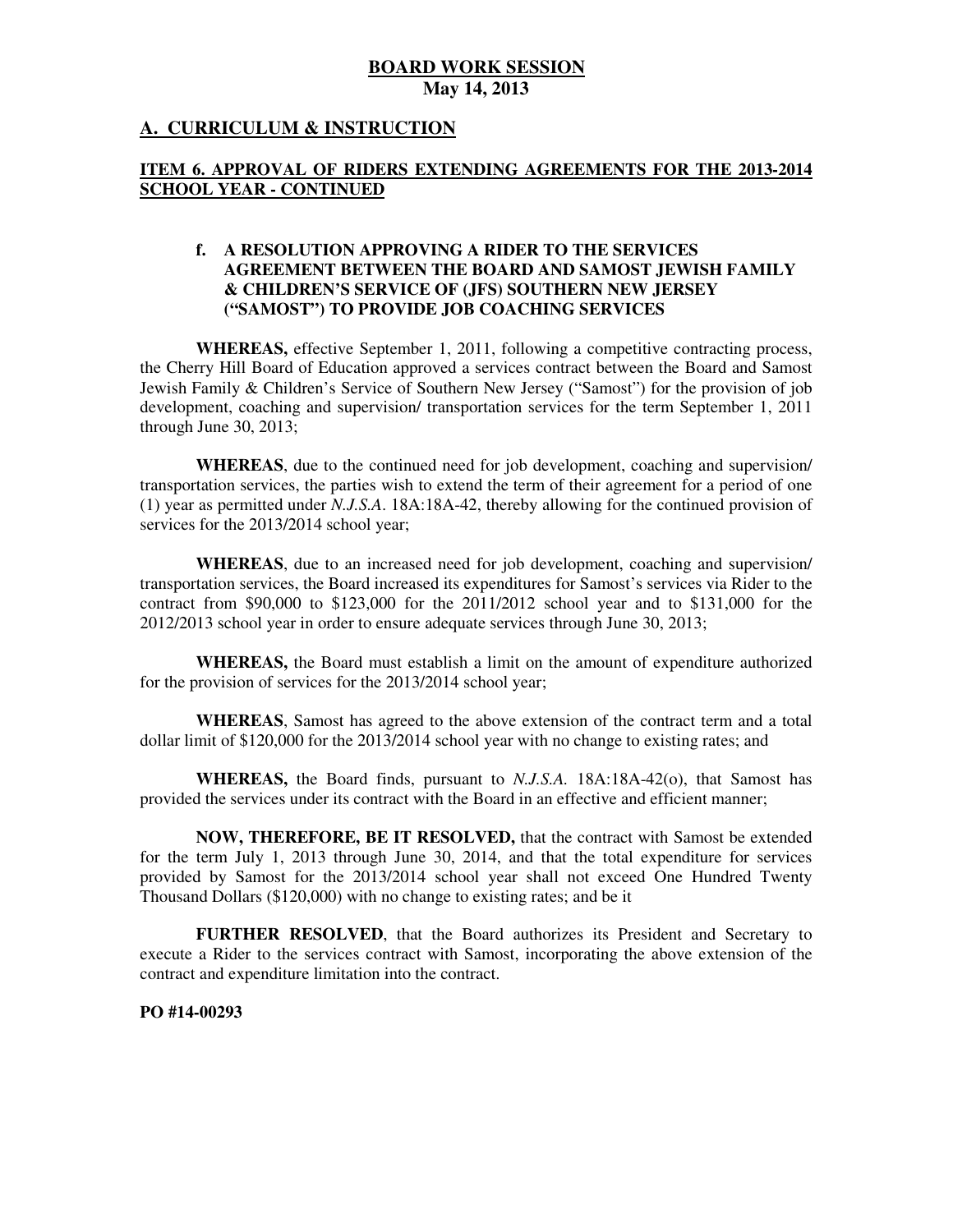# BOARD WORK SESSION
**May 14, 2013**

## A. CURRICULUM & INSTRUCTION

### ITEM 6. APPROVAL OF RIDERS EXTENDING AGREEMENTS FOR THE 2013-2014 SCHOOL YEAR - CONTINUED

**f. A RESOLUTION APPROVING A RIDER TO THE SERVICES AGREEMENT BETWEEN THE BOARD AND SAMOST JEWISH FAMILY & CHILDREN'S SERVICE OF (JFS) SOUTHERN NEW JERSEY ("SAMOST") TO PROVIDE JOB COACHING SERVICES**

**WHEREAS,** effective September 1, 2011, following a competitive contracting process, the Cherry Hill Board of Education approved a services contract between the Board and Samost Jewish Family & Children's Service of Southern New Jersey ("Samost") for the provision of job development, coaching and supervision/ transportation services for the term September 1, 2011 through June 30, 2013;

**WHEREAS**, due to the continued need for job development, coaching and supervision/ transportation services, the parties wish to extend the term of their agreement for a period of one (1) year as permitted under *N.J.S.A*. 18A:18A-42, thereby allowing for the continued provision of services for the 2013/2014 school year;

**WHEREAS**, due to an increased need for job development, coaching and supervision/ transportation services, the Board increased its expenditures for Samost's services via Rider to the contract from $90,000 to $123,000 for the 2011/2012 school year and to $131,000 for the 2012/2013 school year in order to ensure adequate services through June 30, 2013;

**WHEREAS,** the Board must establish a limit on the amount of expenditure authorized for the provision of services for the 2013/2014 school year;

**WHEREAS**, Samost has agreed to the above extension of the contract term and a total dollar limit of $120,000 for the 2013/2014 school year with no change to existing rates; and

**WHEREAS,** the Board finds, pursuant to *N.J.S.A.* 18A:18A-42(o), that Samost has provided the services under its contract with the Board in an effective and efficient manner;

**NOW, THEREFORE, BE IT RESOLVED,** that the contract with Samost be extended for the term July 1, 2013 through June 30, 2014, and that the total expenditure for services provided by Samost for the 2013/2014 school year shall not exceed One Hundred Twenty Thousand Dollars ($120,000) with no change to existing rates; and be it

**FURTHER RESOLVED**, that the Board authorizes its President and Secretary to execute a Rider to the services contract with Samost, incorporating the above extension of the contract and expenditure limitation into the contract.

**PO #14-00293**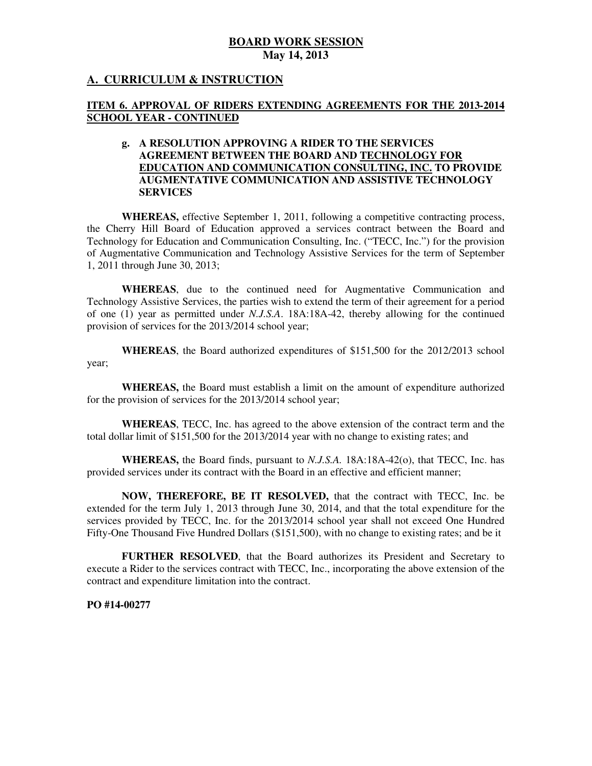## BOARD WORK SESSION
**May 14, 2013**

## A. CURRICULUM & INSTRUCTION

### ITEM 6. APPROVAL OF RIDERS EXTENDING AGREEMENTS FOR THE 2013-2014 SCHOOL YEAR - CONTINUED

**g. A RESOLUTION APPROVING A RIDER TO THE SERVICES AGREEMENT BETWEEN THE BOARD AND TECHNOLOGY FOR EDUCATION AND COMMUNICATION CONSULTING, INC. TO PROVIDE AUGMENTATIVE COMMUNICATION AND ASSISTIVE TECHNOLOGY SERVICES**

**WHEREAS,** effective September 1, 2011, following a competitive contracting process, the Cherry Hill Board of Education approved a services contract between the Board and Technology for Education and Communication Consulting, Inc. ("TECC, Inc.") for the provision of Augmentative Communication and Technology Assistive Services for the term of September 1, 2011 through June 30, 2013;

**WHEREAS**, due to the continued need for Augmentative Communication and Technology Assistive Services, the parties wish to extend the term of their agreement for a period of one (1) year as permitted under *N.J.S.A*. 18A:18A-42, thereby allowing for the continued provision of services for the 2013/2014 school year;

**WHEREAS**, the Board authorized expenditures of $151,500 for the 2012/2013 school year;

**WHEREAS,** the Board must establish a limit on the amount of expenditure authorized for the provision of services for the 2013/2014 school year;

**WHEREAS**, TECC, Inc. has agreed to the above extension of the contract term and the total dollar limit of $151,500 for the 2013/2014 year with no change to existing rates; and

**WHEREAS,** the Board finds, pursuant to *N.J.S.A.* 18A:18A-42(o), that TECC, Inc. has provided services under its contract with the Board in an effective and efficient manner;

**NOW, THEREFORE, BE IT RESOLVED,** that the contract with TECC, Inc. be extended for the term July 1, 2013 through June 30, 2014, and that the total expenditure for the services provided by TECC, Inc. for the 2013/2014 school year shall not exceed One Hundred Fifty-One Thousand Five Hundred Dollars ($151,500), with no change to existing rates; and be it

**FURTHER RESOLVED**, that the Board authorizes its President and Secretary to execute a Rider to the services contract with TECC, Inc., incorporating the above extension of the contract and expenditure limitation into the contract.

**PO #14-00277**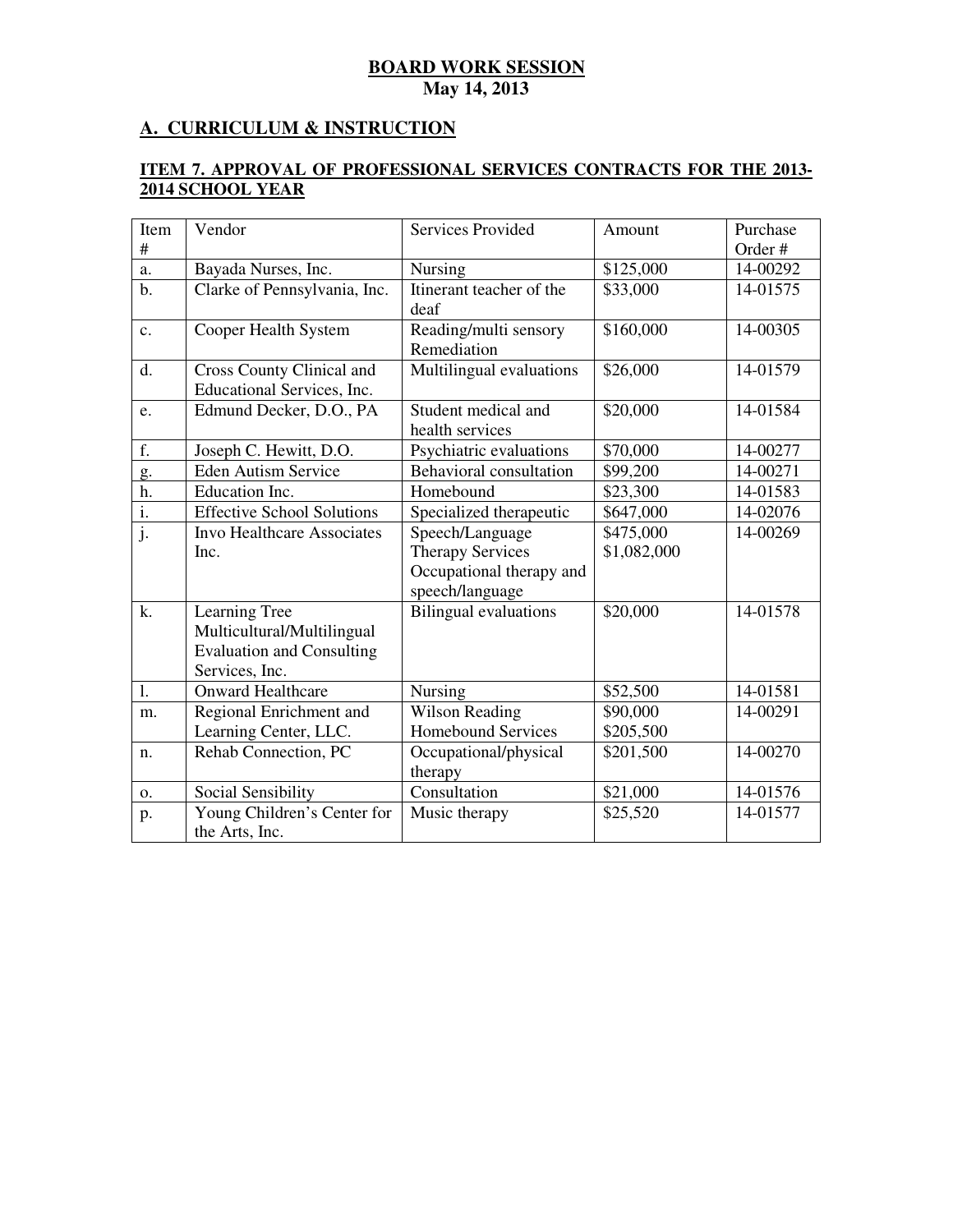**BOARD WORK SESSION**
**May 14, 2013**

## A. CURRICULUM & INSTRUCTION

### ITEM 7. APPROVAL OF PROFESSIONAL SERVICES CONTRACTS FOR THE 2013-2014 SCHOOL YEAR

| Item # | Vendor | Services Provided | Amount | Purchase Order # |
|---|---|---|---|---|
| a. | Bayada Nurses, Inc. | Nursing | $125,000 | 14-00292 |
| b. | Clarke of Pennsylvania, Inc. | Itinerant teacher of the deaf | $33,000 | 14-01575 |
| c. | Cooper Health System | Reading/multi sensory Remediation | $160,000 | 14-00305 |
| d. | Cross County Clinical and Educational Services, Inc. | Multilingual evaluations | $26,000 | 14-01579 |
| e. | Edmund Decker, D.O., PA | Student medical and health services | $20,000 | 14-01584 |
| f. | Joseph C. Hewitt, D.O. | Psychiatric evaluations | $70,000 | 14-00277 |
| g. | Eden Autism Service | Behavioral consultation | $99,200 | 14-00271 |
| h. | Education Inc. | Homebound | $23,300 | 14-01583 |
| i. | Effective School Solutions | Specialized therapeutic | $647,000 | 14-02076 |
| j. | Invo Healthcare Associates Inc. | Speech/Language Therapy Services Occupational therapy and speech/language | $475,000 $1,082,000 | 14-00269 |
| k. | Learning Tree Multicultural/Multilingual Evaluation and Consulting Services, Inc. | Bilingual evaluations | $20,000 | 14-01578 |
| l. | Onward Healthcare | Nursing | $52,500 | 14-01581 |
| m. | Regional Enrichment and Learning Center, LLC. | Wilson Reading Homebound Services | $90,000 $205,500 | 14-00291 |
| n. | Rehab Connection, PC | Occupational/physical therapy | $201,500 | 14-00270 |
| o. | Social Sensibility | Consultation | $21,000 | 14-01576 |
| p. | Young Children's Center for the Arts, Inc. | Music therapy | $25,520 | 14-01577 |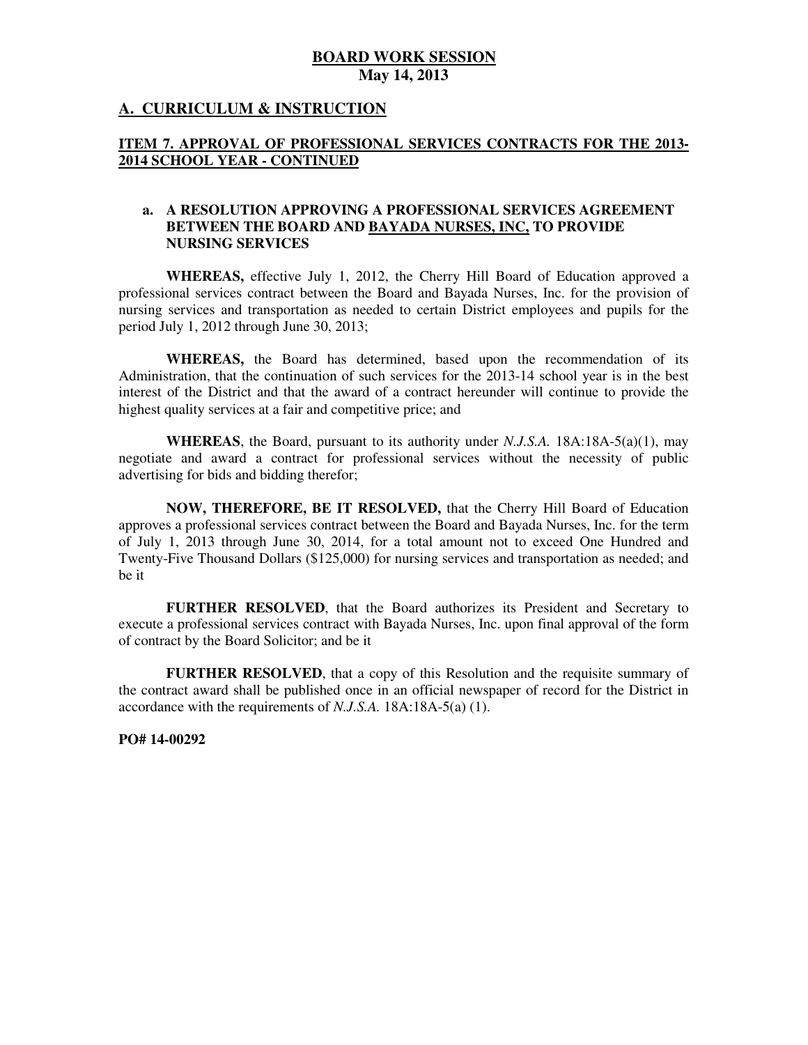**BOARD WORK SESSION**
**May 14, 2013**

## A. CURRICULUM & INSTRUCTION

### ITEM 7. APPROVAL OF PROFESSIONAL SERVICES CONTRACTS FOR THE 2013-2014 SCHOOL YEAR - CONTINUED

**a. A RESOLUTION APPROVING A PROFESSIONAL SERVICES AGREEMENT BETWEEN THE BOARD AND BAYADA NURSES, INC, TO PROVIDE NURSING SERVICES**

**WHEREAS,** effective July 1, 2012, the Cherry Hill Board of Education approved a professional services contract between the Board and Bayada Nurses, Inc. for the provision of nursing services and transportation as needed to certain District employees and pupils for the period July 1, 2012 through June 30, 2013;

**WHEREAS,** the Board has determined, based upon the recommendation of its Administration, that the continuation of such services for the 2013-14 school year is in the best interest of the District and that the award of a contract hereunder will continue to provide the highest quality services at a fair and competitive price; and

**WHEREAS**, the Board, pursuant to its authority under *N.J.S.A.* 18A:18A-5(a)(1), may negotiate and award a contract for professional services without the necessity of public advertising for bids and bidding therefor;

**NOW, THEREFORE, BE IT RESOLVED,** that the Cherry Hill Board of Education approves a professional services contract between the Board and Bayada Nurses, Inc. for the term of July 1, 2013 through June 30, 2014, for a total amount not to exceed One Hundred and Twenty-Five Thousand Dollars ($125,000) for nursing services and transportation as needed; and be it

**FURTHER RESOLVED**, that the Board authorizes its President and Secretary to execute a professional services contract with Bayada Nurses, Inc. upon final approval of the form of contract by the Board Solicitor; and be it

**FURTHER RESOLVED**, that a copy of this Resolution and the requisite summary of the contract award shall be published once in an official newspaper of record for the District in accordance with the requirements of *N.J.S.A.* 18A:18A-5(a) (1).

**PO# 14-00292**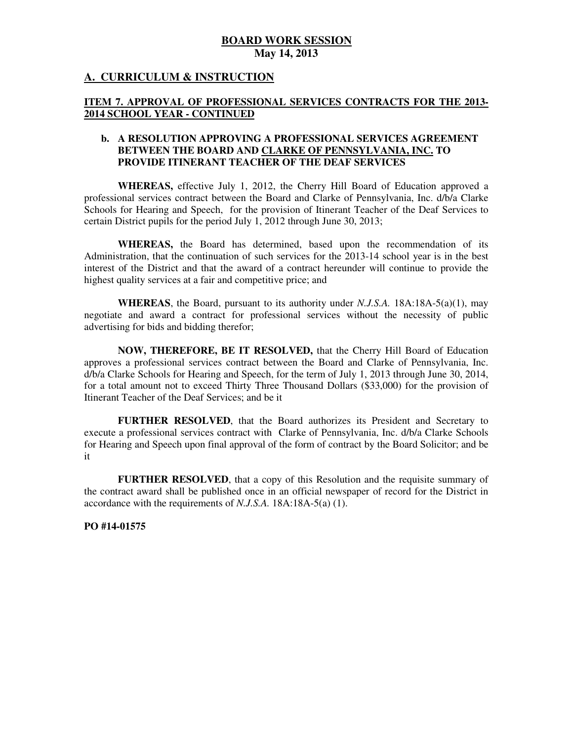**BOARD WORK SESSION**
**May 14, 2013**

## A. CURRICULUM & INSTRUCTION

### ITEM 7. APPROVAL OF PROFESSIONAL SERVICES CONTRACTS FOR THE 2013-2014 SCHOOL YEAR - CONTINUED

**b. A RESOLUTION APPROVING A PROFESSIONAL SERVICES AGREEMENT BETWEEN THE BOARD AND CLARKE OF PENNSYLVANIA, INC. TO PROVIDE ITINERANT TEACHER OF THE DEAF SERVICES**

**WHEREAS,** effective July 1, 2012, the Cherry Hill Board of Education approved a professional services contract between the Board and Clarke of Pennsylvania, Inc. d/b/a Clarke Schools for Hearing and Speech, for the provision of Itinerant Teacher of the Deaf Services to certain District pupils for the period July 1, 2012 through June 30, 2013;

**WHEREAS,** the Board has determined, based upon the recommendation of its Administration, that the continuation of such services for the 2013-14 school year is in the best interest of the District and that the award of a contract hereunder will continue to provide the highest quality services at a fair and competitive price; and

**WHEREAS**, the Board, pursuant to its authority under *N.J.S.A.* 18A:18A-5(a)(1), may negotiate and award a contract for professional services without the necessity of public advertising for bids and bidding therefor;

**NOW, THEREFORE, BE IT RESOLVED,** that the Cherry Hill Board of Education approves a professional services contract between the Board and Clarke of Pennsylvania, Inc. d/b/a Clarke Schools for Hearing and Speech, for the term of July 1, 2013 through June 30, 2014, for a total amount not to exceed Thirty Three Thousand Dollars ($33,000) for the provision of Itinerant Teacher of the Deaf Services; and be it

**FURTHER RESOLVED**, that the Board authorizes its President and Secretary to execute a professional services contract with Clarke of Pennsylvania, Inc. d/b/a Clarke Schools for Hearing and Speech upon final approval of the form of contract by the Board Solicitor; and be it

**FURTHER RESOLVED**, that a copy of this Resolution and the requisite summary of the contract award shall be published once in an official newspaper of record for the District in accordance with the requirements of *N.J.S.A.* 18A:18A-5(a) (1).

**PO #14-01575**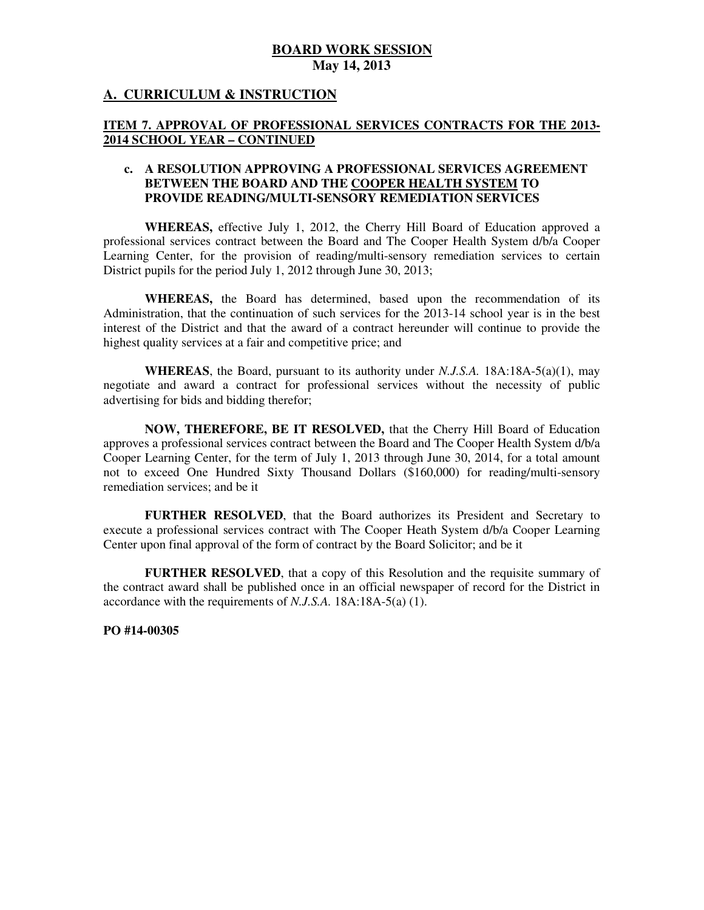**BOARD WORK SESSION**
**May 14, 2013**

## A. CURRICULUM & INSTRUCTION

### ITEM 7. APPROVAL OF PROFESSIONAL SERVICES CONTRACTS FOR THE 2013-2014 SCHOOL YEAR – CONTINUED

**c. A RESOLUTION APPROVING A PROFESSIONAL SERVICES AGREEMENT BETWEEN THE BOARD AND THE COOPER HEALTH SYSTEM TO PROVIDE READING/MULTI-SENSORY REMEDIATION SERVICES**

**WHEREAS,** effective July 1, 2012, the Cherry Hill Board of Education approved a professional services contract between the Board and The Cooper Health System d/b/a Cooper Learning Center, for the provision of reading/multi-sensory remediation services to certain District pupils for the period July 1, 2012 through June 30, 2013;

**WHEREAS,** the Board has determined, based upon the recommendation of its Administration, that the continuation of such services for the 2013-14 school year is in the best interest of the District and that the award of a contract hereunder will continue to provide the highest quality services at a fair and competitive price; and

**WHEREAS**, the Board, pursuant to its authority under *N.J.S.A.* 18A:18A-5(a)(1), may negotiate and award a contract for professional services without the necessity of public advertising for bids and bidding therefor;

**NOW, THEREFORE, BE IT RESOLVED,** that the Cherry Hill Board of Education approves a professional services contract between the Board and The Cooper Health System d/b/a Cooper Learning Center, for the term of July 1, 2013 through June 30, 2014, for a total amount not to exceed One Hundred Sixty Thousand Dollars ($160,000) for reading/multi-sensory remediation services; and be it

**FURTHER RESOLVED**, that the Board authorizes its President and Secretary to execute a professional services contract with The Cooper Heath System d/b/a Cooper Learning Center upon final approval of the form of contract by the Board Solicitor; and be it

**FURTHER RESOLVED**, that a copy of this Resolution and the requisite summary of the contract award shall be published once in an official newspaper of record for the District in accordance with the requirements of *N.J.S.A.* 18A:18A-5(a) (1).

**PO #14-00305**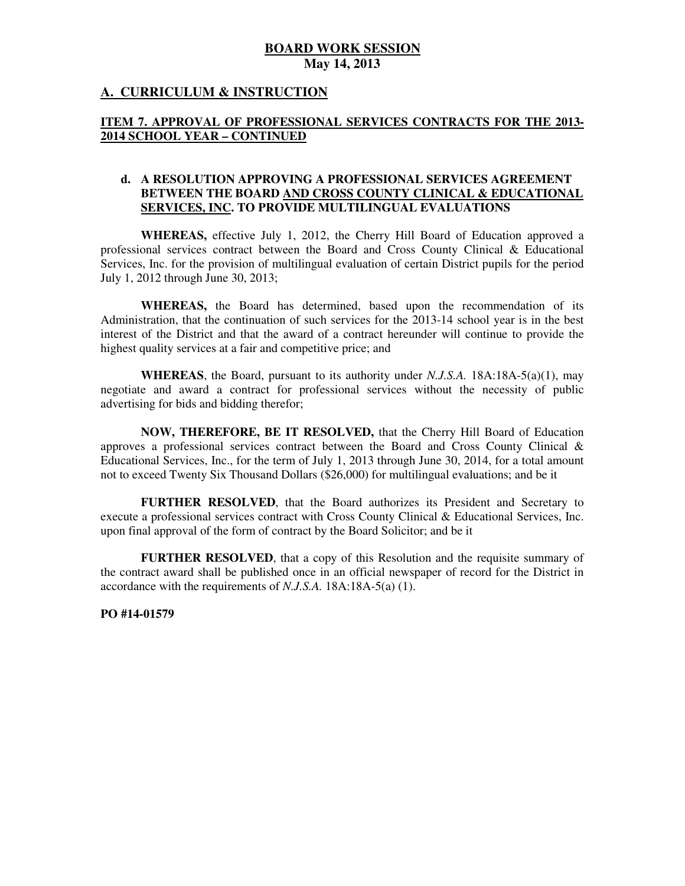# BOARD WORK SESSION
**May 14, 2013**

## A. CURRICULUM & INSTRUCTION

### ITEM 7. APPROVAL OF PROFESSIONAL SERVICES CONTRACTS FOR THE 2013-2014 SCHOOL YEAR – CONTINUED

**d. A RESOLUTION APPROVING A PROFESSIONAL SERVICES AGREEMENT BETWEEN THE BOARD AND CROSS COUNTY CLINICAL & EDUCATIONAL SERVICES, INC. TO PROVIDE MULTILINGUAL EVALUATIONS**

**WHEREAS,** effective July 1, 2012, the Cherry Hill Board of Education approved a professional services contract between the Board and Cross County Clinical & Educational Services, Inc. for the provision of multilingual evaluation of certain District pupils for the period July 1, 2012 through June 30, 2013;

**WHEREAS,** the Board has determined, based upon the recommendation of its Administration, that the continuation of such services for the 2013-14 school year is in the best interest of the District and that the award of a contract hereunder will continue to provide the highest quality services at a fair and competitive price; and

**WHEREAS**, the Board, pursuant to its authority under *N.J.S.A.* 18A:18A-5(a)(1), may negotiate and award a contract for professional services without the necessity of public advertising for bids and bidding therefor;

**NOW, THEREFORE, BE IT RESOLVED,** that the Cherry Hill Board of Education approves a professional services contract between the Board and Cross County Clinical & Educational Services, Inc., for the term of July 1, 2013 through June 30, 2014, for a total amount not to exceed Twenty Six Thousand Dollars ($26,000) for multilingual evaluations; and be it

**FURTHER RESOLVED**, that the Board authorizes its President and Secretary to execute a professional services contract with Cross County Clinical & Educational Services, Inc. upon final approval of the form of contract by the Board Solicitor; and be it

**FURTHER RESOLVED**, that a copy of this Resolution and the requisite summary of the contract award shall be published once in an official newspaper of record for the District in accordance with the requirements of *N.J.S.A.* 18A:18A-5(a) (1).

**PO #14-01579**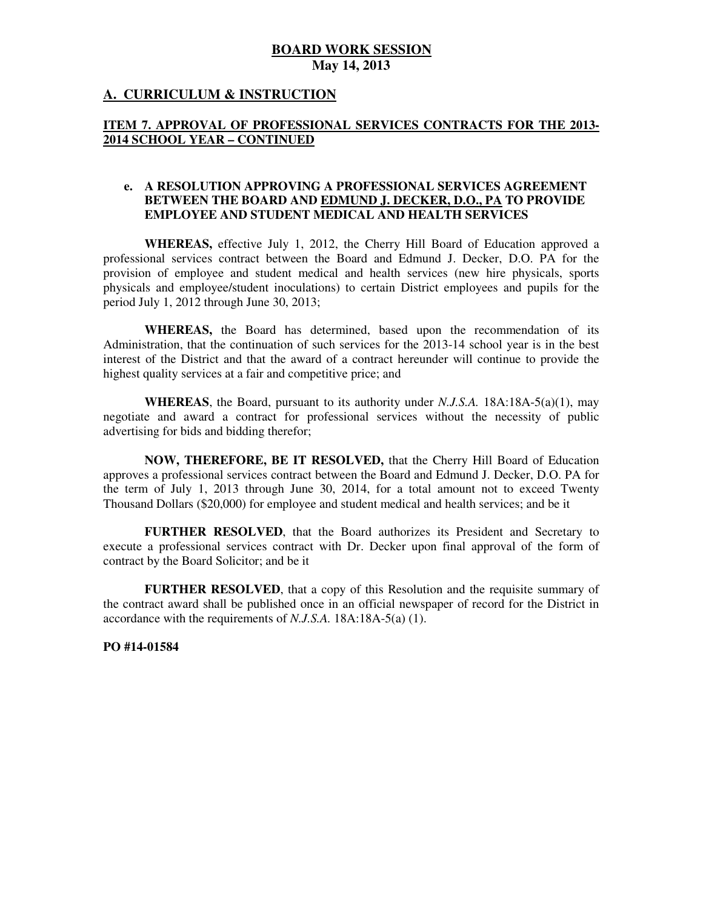# BOARD WORK SESSION
## May 14, 2013

## A. CURRICULUM & INSTRUCTION

### ITEM 7. APPROVAL OF PROFESSIONAL SERVICES CONTRACTS FOR THE 2013-2014 SCHOOL YEAR – CONTINUED

**e. A RESOLUTION APPROVING A PROFESSIONAL SERVICES AGREEMENT BETWEEN THE BOARD AND EDMUND J. DECKER, D.O., PA TO PROVIDE EMPLOYEE AND STUDENT MEDICAL AND HEALTH SERVICES**

**WHEREAS,** effective July 1, 2012, the Cherry Hill Board of Education approved a professional services contract between the Board and Edmund J. Decker, D.O. PA for the provision of employee and student medical and health services (new hire physicals, sports physicals and employee/student inoculations) to certain District employees and pupils for the period July 1, 2012 through June 30, 2013;

**WHEREAS,** the Board has determined, based upon the recommendation of its Administration, that the continuation of such services for the 2013-14 school year is in the best interest of the District and that the award of a contract hereunder will continue to provide the highest quality services at a fair and competitive price; and

**WHEREAS**, the Board, pursuant to its authority under *N.J.S.A.* 18A:18A-5(a)(1), may negotiate and award a contract for professional services without the necessity of public advertising for bids and bidding therefor;

**NOW, THEREFORE, BE IT RESOLVED,** that the Cherry Hill Board of Education approves a professional services contract between the Board and Edmund J. Decker, D.O. PA for the term of July 1, 2013 through June 30, 2014, for a total amount not to exceed Twenty Thousand Dollars ($20,000) for employee and student medical and health services; and be it

**FURTHER RESOLVED**, that the Board authorizes its President and Secretary to execute a professional services contract with Dr. Decker upon final approval of the form of contract by the Board Solicitor; and be it

**FURTHER RESOLVED**, that a copy of this Resolution and the requisite summary of the contract award shall be published once in an official newspaper of record for the District in accordance with the requirements of *N.J.S.A.* 18A:18A-5(a) (1).

**PO #14-01584**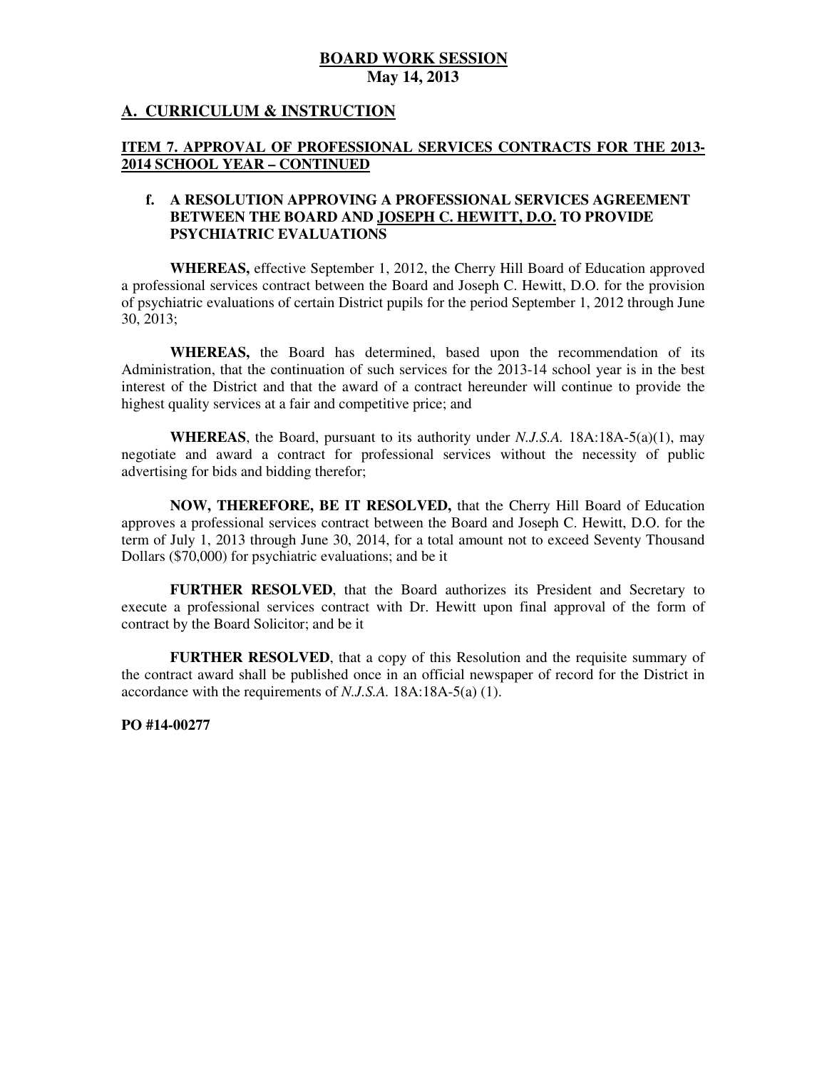**BOARD WORK SESSION**
**May 14, 2013**

## A. CURRICULUM & INSTRUCTION

### ITEM 7. APPROVAL OF PROFESSIONAL SERVICES CONTRACTS FOR THE 2013-2014 SCHOOL YEAR – CONTINUED

**f. A RESOLUTION APPROVING A PROFESSIONAL SERVICES AGREEMENT BETWEEN THE BOARD AND JOSEPH C. HEWITT, D.O. TO PROVIDE PSYCHIATRIC EVALUATIONS**

**WHEREAS,** effective September 1, 2012, the Cherry Hill Board of Education approved a professional services contract between the Board and Joseph C. Hewitt, D.O. for the provision of psychiatric evaluations of certain District pupils for the period September 1, 2012 through June 30, 2013;

**WHEREAS,** the Board has determined, based upon the recommendation of its Administration, that the continuation of such services for the 2013-14 school year is in the best interest of the District and that the award of a contract hereunder will continue to provide the highest quality services at a fair and competitive price; and

**WHEREAS**, the Board, pursuant to its authority under *N.J.S.A.* 18A:18A-5(a)(1), may negotiate and award a contract for professional services without the necessity of public advertising for bids and bidding therefor;

**NOW, THEREFORE, BE IT RESOLVED,** that the Cherry Hill Board of Education approves a professional services contract between the Board and Joseph C. Hewitt, D.O. for the term of July 1, 2013 through June 30, 2014, for a total amount not to exceed Seventy Thousand Dollars ($70,000) for psychiatric evaluations; and be it

**FURTHER RESOLVED**, that the Board authorizes its President and Secretary to execute a professional services contract with Dr. Hewitt upon final approval of the form of contract by the Board Solicitor; and be it

**FURTHER RESOLVED**, that a copy of this Resolution and the requisite summary of the contract award shall be published once in an official newspaper of record for the District in accordance with the requirements of *N.J.S.A.* 18A:18A-5(a) (1).

**PO #14-00277**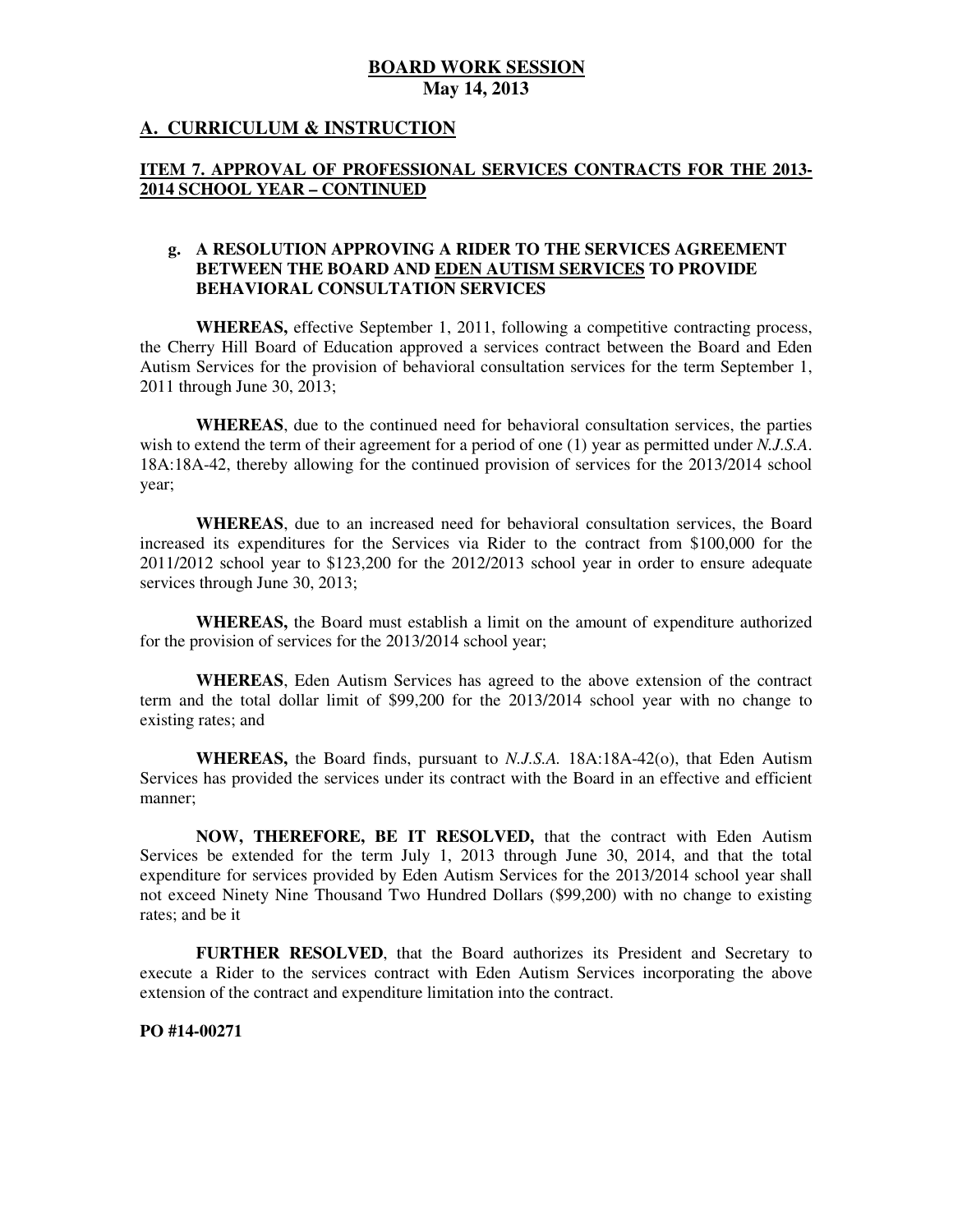**BOARD WORK SESSION**
**May 14, 2013**

## A. CURRICULUM & INSTRUCTION

### ITEM 7. APPROVAL OF PROFESSIONAL SERVICES CONTRACTS FOR THE 2013-2014 SCHOOL YEAR – CONTINUED

**g. A RESOLUTION APPROVING A RIDER TO THE SERVICES AGREEMENT BETWEEN THE BOARD AND EDEN AUTISM SERVICES TO PROVIDE BEHAVIORAL CONSULTATION SERVICES**

**WHEREAS,** effective September 1, 2011, following a competitive contracting process, the Cherry Hill Board of Education approved a services contract between the Board and Eden Autism Services for the provision of behavioral consultation services for the term September 1, 2011 through June 30, 2013;

**WHEREAS**, due to the continued need for behavioral consultation services, the parties wish to extend the term of their agreement for a period of one (1) year as permitted under *N.J.S.A*. 18A:18A-42, thereby allowing for the continued provision of services for the 2013/2014 school year;

**WHEREAS**, due to an increased need for behavioral consultation services, the Board increased its expenditures for the Services via Rider to the contract from $100,000 for the 2011/2012 school year to $123,200 for the 2012/2013 school year in order to ensure adequate services through June 30, 2013;

**WHEREAS,** the Board must establish a limit on the amount of expenditure authorized for the provision of services for the 2013/2014 school year;

**WHEREAS**, Eden Autism Services has agreed to the above extension of the contract term and the total dollar limit of $99,200 for the 2013/2014 school year with no change to existing rates; and

**WHEREAS,** the Board finds, pursuant to *N.J.S.A.* 18A:18A-42(o), that Eden Autism Services has provided the services under its contract with the Board in an effective and efficient manner;

**NOW, THEREFORE, BE IT RESOLVED,** that the contract with Eden Autism Services be extended for the term July 1, 2013 through June 30, 2014, and that the total expenditure for services provided by Eden Autism Services for the 2013/2014 school year shall not exceed Ninety Nine Thousand Two Hundred Dollars ($99,200) with no change to existing rates; and be it

**FURTHER RESOLVED**, that the Board authorizes its President and Secretary to execute a Rider to the services contract with Eden Autism Services incorporating the above extension of the contract and expenditure limitation into the contract.

**PO #14-00271**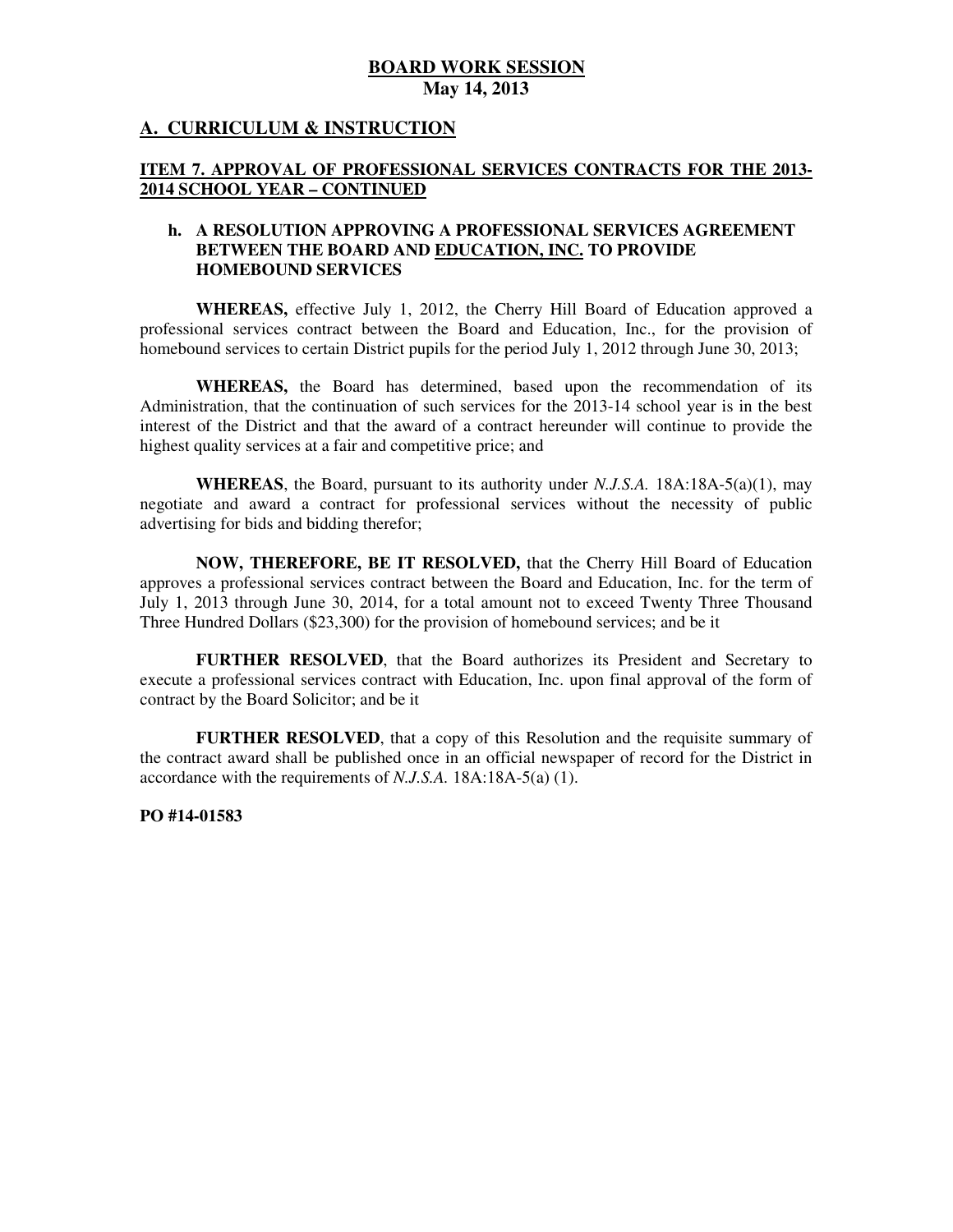# BOARD WORK SESSION
**May 14, 2013**

## A. CURRICULUM & INSTRUCTION

### ITEM 7. APPROVAL OF PROFESSIONAL SERVICES CONTRACTS FOR THE 2013-2014 SCHOOL YEAR – CONTINUED

**h. A RESOLUTION APPROVING A PROFESSIONAL SERVICES AGREEMENT BETWEEN THE BOARD AND EDUCATION, INC. TO PROVIDE HOMEBOUND SERVICES**

**WHEREAS,** effective July 1, 2012, the Cherry Hill Board of Education approved a professional services contract between the Board and Education, Inc., for the provision of homebound services to certain District pupils for the period July 1, 2012 through June 30, 2013;

**WHEREAS,** the Board has determined, based upon the recommendation of its Administration, that the continuation of such services for the 2013-14 school year is in the best interest of the District and that the award of a contract hereunder will continue to provide the highest quality services at a fair and competitive price; and

**WHEREAS**, the Board, pursuant to its authority under *N.J.S.A.* 18A:18A-5(a)(1), may negotiate and award a contract for professional services without the necessity of public advertising for bids and bidding therefor;

**NOW, THEREFORE, BE IT RESOLVED,** that the Cherry Hill Board of Education approves a professional services contract between the Board and Education, Inc. for the term of July 1, 2013 through June 30, 2014, for a total amount not to exceed Twenty Three Thousand Three Hundred Dollars ($23,300) for the provision of homebound services; and be it

**FURTHER RESOLVED**, that the Board authorizes its President and Secretary to execute a professional services contract with Education, Inc. upon final approval of the form of contract by the Board Solicitor; and be it

**FURTHER RESOLVED**, that a copy of this Resolution and the requisite summary of the contract award shall be published once in an official newspaper of record for the District in accordance with the requirements of *N.J.S.A.* 18A:18A-5(a) (1).

**PO #14-01583**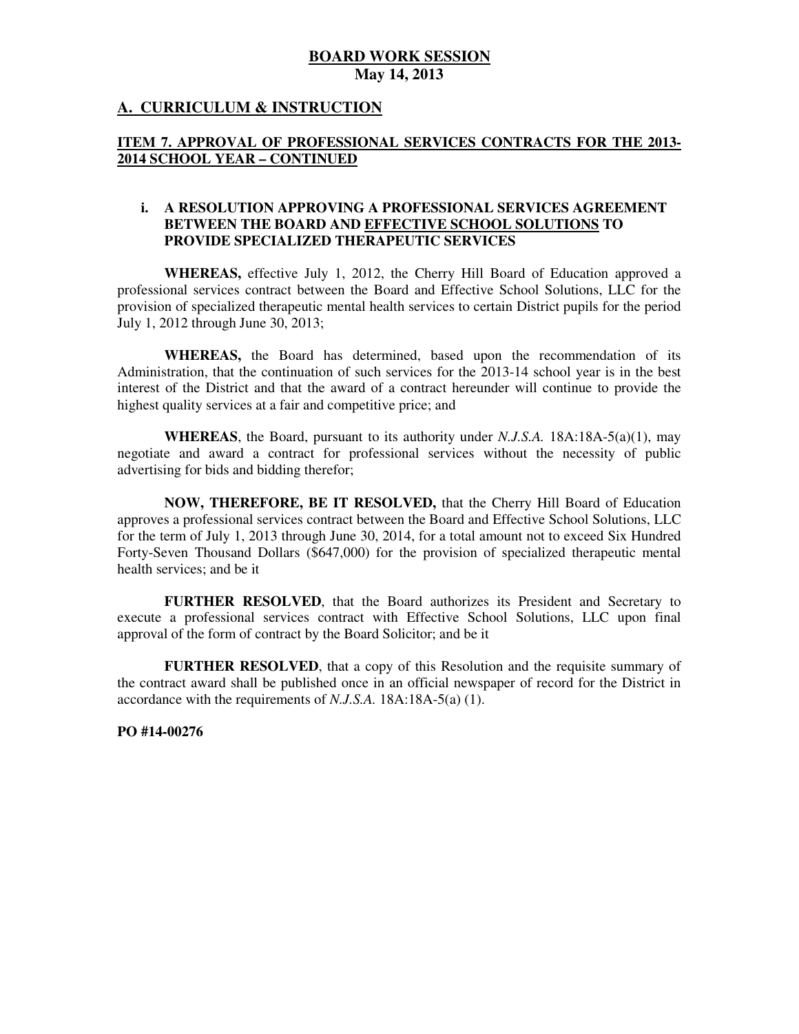**BOARD WORK SESSION**
**May 14, 2013**

## A. CURRICULUM & INSTRUCTION

### ITEM 7. APPROVAL OF PROFESSIONAL SERVICES CONTRACTS FOR THE 2013-2014 SCHOOL YEAR – CONTINUED

**i. A RESOLUTION APPROVING A PROFESSIONAL SERVICES AGREEMENT BETWEEN THE BOARD AND EFFECTIVE SCHOOL SOLUTIONS TO PROVIDE SPECIALIZED THERAPEUTIC SERVICES**

**WHEREAS,** effective July 1, 2012, the Cherry Hill Board of Education approved a professional services contract between the Board and Effective School Solutions, LLC for the provision of specialized therapeutic mental health services to certain District pupils for the period July 1, 2012 through June 30, 2013;

**WHEREAS,** the Board has determined, based upon the recommendation of its Administration, that the continuation of such services for the 2013-14 school year is in the best interest of the District and that the award of a contract hereunder will continue to provide the highest quality services at a fair and competitive price; and

**WHEREAS**, the Board, pursuant to its authority under *N.J.S.A.* 18A:18A-5(a)(1), may negotiate and award a contract for professional services without the necessity of public advertising for bids and bidding therefor;

**NOW, THEREFORE, BE IT RESOLVED,** that the Cherry Hill Board of Education approves a professional services contract between the Board and Effective School Solutions, LLC for the term of July 1, 2013 through June 30, 2014, for a total amount not to exceed Six Hundred Forty-Seven Thousand Dollars ($647,000) for the provision of specialized therapeutic mental health services; and be it

**FURTHER RESOLVED**, that the Board authorizes its President and Secretary to execute a professional services contract with Effective School Solutions, LLC upon final approval of the form of contract by the Board Solicitor; and be it

**FURTHER RESOLVED**, that a copy of this Resolution and the requisite summary of the contract award shall be published once in an official newspaper of record for the District in accordance with the requirements of *N.J.S.A.* 18A:18A-5(a) (1).

**PO #14-00276**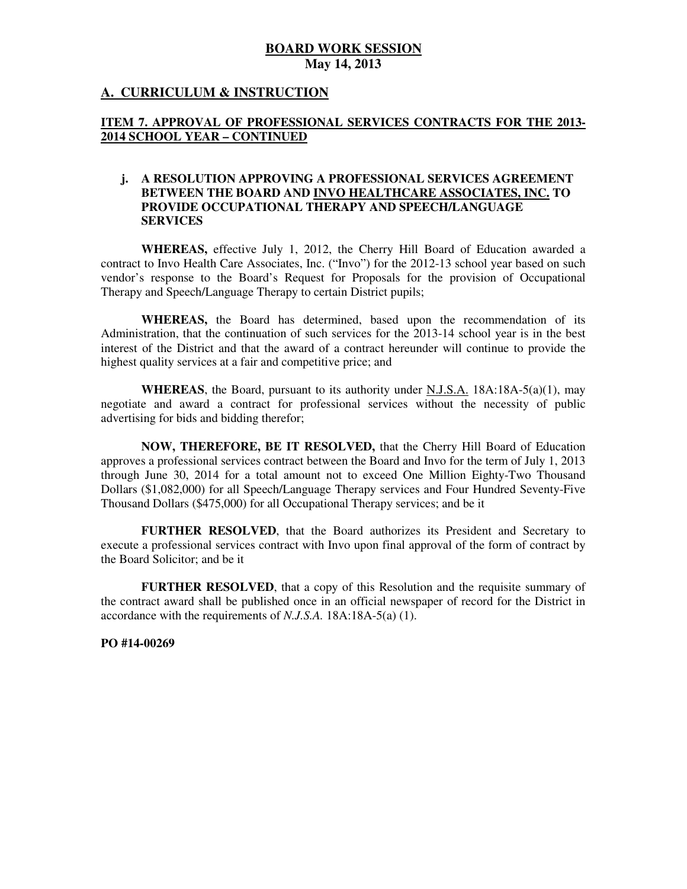## BOARD WORK SESSION
**May 14, 2013**

## A. CURRICULUM & INSTRUCTION

### ITEM 7. APPROVAL OF PROFESSIONAL SERVICES CONTRACTS FOR THE 2013-2014 SCHOOL YEAR – CONTINUED

**j. A RESOLUTION APPROVING A PROFESSIONAL SERVICES AGREEMENT BETWEEN THE BOARD AND INVO HEALTHCARE ASSOCIATES, INC. TO PROVIDE OCCUPATIONAL THERAPY AND SPEECH/LANGUAGE SERVICES**

**WHEREAS,** effective July 1, 2012, the Cherry Hill Board of Education awarded a contract to Invo Health Care Associates, Inc. ("Invo") for the 2012-13 school year based on such vendor's response to the Board's Request for Proposals for the provision of Occupational Therapy and Speech/Language Therapy to certain District pupils;

**WHEREAS,** the Board has determined, based upon the recommendation of its Administration, that the continuation of such services for the 2013-14 school year is in the best interest of the District and that the award of a contract hereunder will continue to provide the highest quality services at a fair and competitive price; and

**WHEREAS**, the Board, pursuant to its authority under N.J.S.A. 18A:18A-5(a)(1), may negotiate and award a contract for professional services without the necessity of public advertising for bids and bidding therefor;

**NOW, THEREFORE, BE IT RESOLVED,** that the Cherry Hill Board of Education approves a professional services contract between the Board and Invo for the term of July 1, 2013 through June 30, 2014 for a total amount not to exceed One Million Eighty-Two Thousand Dollars ($1,082,000) for all Speech/Language Therapy services and Four Hundred Seventy-Five Thousand Dollars ($475,000) for all Occupational Therapy services; and be it

**FURTHER RESOLVED**, that the Board authorizes its President and Secretary to execute a professional services contract with Invo upon final approval of the form of contract by the Board Solicitor; and be it

**FURTHER RESOLVED**, that a copy of this Resolution and the requisite summary of the contract award shall be published once in an official newspaper of record for the District in accordance with the requirements of *N.J.S.A.* 18A:18A-5(a) (1).

**PO #14-00269**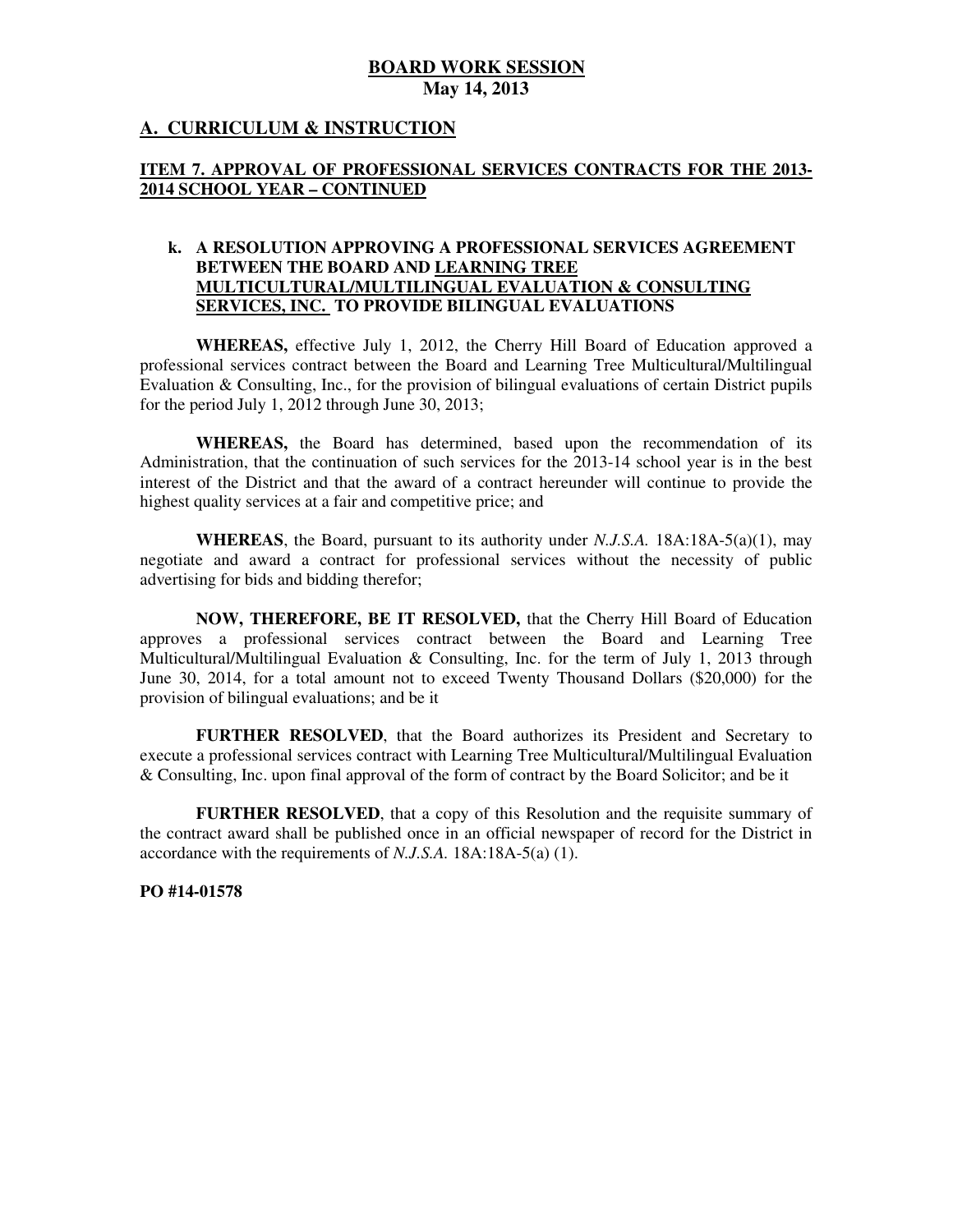**BOARD WORK SESSION**
**May 14, 2013**

## A. CURRICULUM & INSTRUCTION

### ITEM 7. APPROVAL OF PROFESSIONAL SERVICES CONTRACTS FOR THE 2013-2014 SCHOOL YEAR – CONTINUED

**k. A RESOLUTION APPROVING A PROFESSIONAL SERVICES AGREEMENT BETWEEN THE BOARD AND LEARNING TREE MULTICULTURAL/MULTILINGUAL EVALUATION & CONSULTING SERVICES, INC. TO PROVIDE BILINGUAL EVALUATIONS**

**WHEREAS,** effective July 1, 2012, the Cherry Hill Board of Education approved a professional services contract between the Board and Learning Tree Multicultural/Multilingual Evaluation & Consulting, Inc., for the provision of bilingual evaluations of certain District pupils for the period July 1, 2012 through June 30, 2013;

**WHEREAS,** the Board has determined, based upon the recommendation of its Administration, that the continuation of such services for the 2013-14 school year is in the best interest of the District and that the award of a contract hereunder will continue to provide the highest quality services at a fair and competitive price; and

**WHEREAS**, the Board, pursuant to its authority under *N.J.S.A.* 18A:18A-5(a)(1), may negotiate and award a contract for professional services without the necessity of public advertising for bids and bidding therefor;

**NOW, THEREFORE, BE IT RESOLVED,** that the Cherry Hill Board of Education approves a professional services contract between the Board and Learning Tree Multicultural/Multilingual Evaluation & Consulting, Inc. for the term of July 1, 2013 through June 30, 2014, for a total amount not to exceed Twenty Thousand Dollars ($20,000) for the provision of bilingual evaluations; and be it

**FURTHER RESOLVED**, that the Board authorizes its President and Secretary to execute a professional services contract with Learning Tree Multicultural/Multilingual Evaluation & Consulting, Inc. upon final approval of the form of contract by the Board Solicitor; and be it

**FURTHER RESOLVED**, that a copy of this Resolution and the requisite summary of the contract award shall be published once in an official newspaper of record for the District in accordance with the requirements of *N.J.S.A.* 18A:18A-5(a) (1).

**PO #14-01578**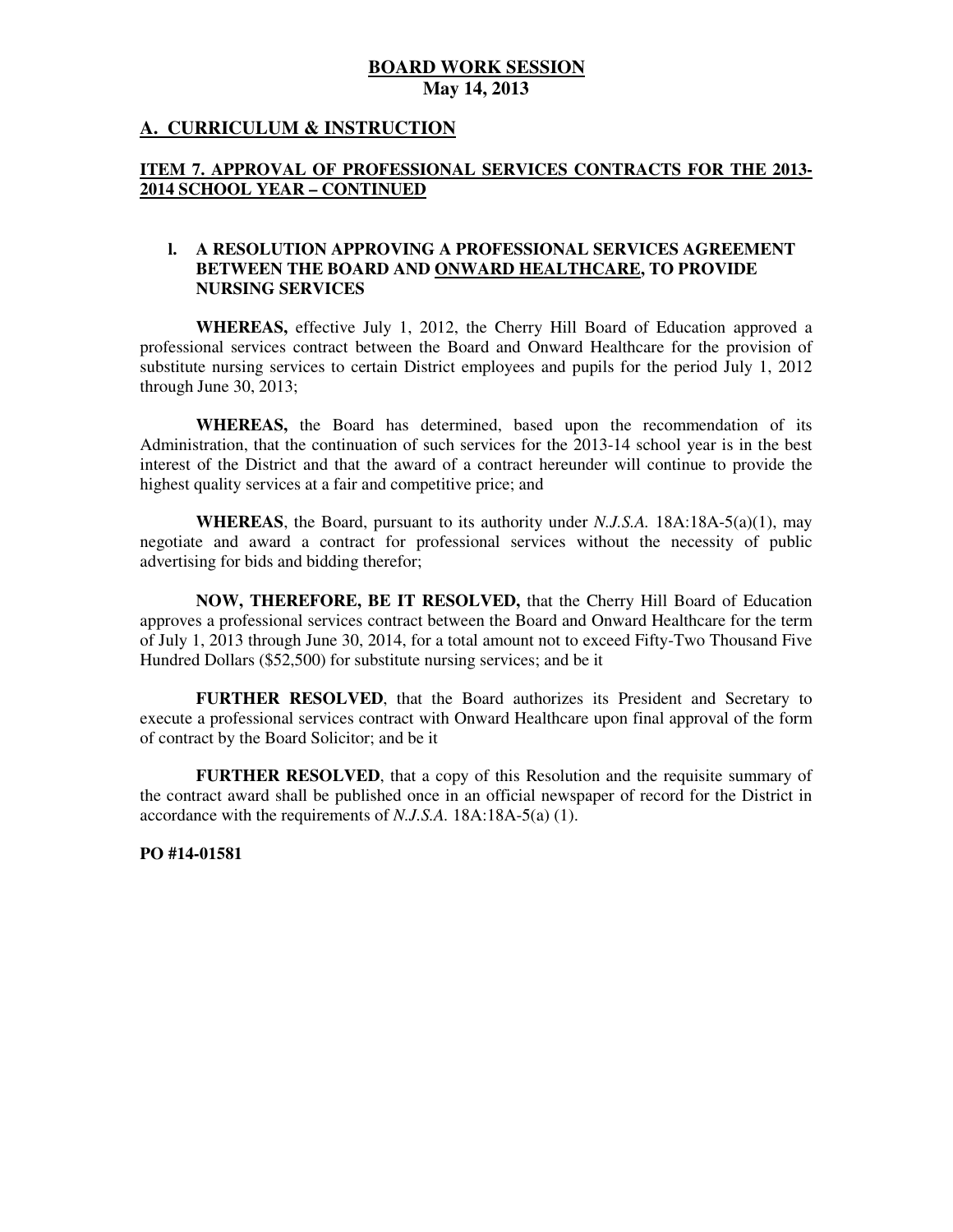# BOARD WORK SESSION
**May 14, 2013**

## A. CURRICULUM & INSTRUCTION

### ITEM 7. APPROVAL OF PROFESSIONAL SERVICES CONTRACTS FOR THE 2013-2014 SCHOOL YEAR – CONTINUED

**l. A RESOLUTION APPROVING A PROFESSIONAL SERVICES AGREEMENT BETWEEN THE BOARD AND ONWARD HEALTHCARE, TO PROVIDE NURSING SERVICES**

**WHEREAS,** effective July 1, 2012, the Cherry Hill Board of Education approved a professional services contract between the Board and Onward Healthcare for the provision of substitute nursing services to certain District employees and pupils for the period July 1, 2012 through June 30, 2013;

**WHEREAS,** the Board has determined, based upon the recommendation of its Administration, that the continuation of such services for the 2013-14 school year is in the best interest of the District and that the award of a contract hereunder will continue to provide the highest quality services at a fair and competitive price; and

**WHEREAS**, the Board, pursuant to its authority under *N.J.S.A.* 18A:18A-5(a)(1), may negotiate and award a contract for professional services without the necessity of public advertising for bids and bidding therefor;

**NOW, THEREFORE, BE IT RESOLVED,** that the Cherry Hill Board of Education approves a professional services contract between the Board and Onward Healthcare for the term of July 1, 2013 through June 30, 2014, for a total amount not to exceed Fifty-Two Thousand Five Hundred Dollars ($52,500) for substitute nursing services; and be it

**FURTHER RESOLVED**, that the Board authorizes its President and Secretary to execute a professional services contract with Onward Healthcare upon final approval of the form of contract by the Board Solicitor; and be it

**FURTHER RESOLVED**, that a copy of this Resolution and the requisite summary of the contract award shall be published once in an official newspaper of record for the District in accordance with the requirements of *N.J.S.A.* 18A:18A-5(a) (1).

**PO #14-01581**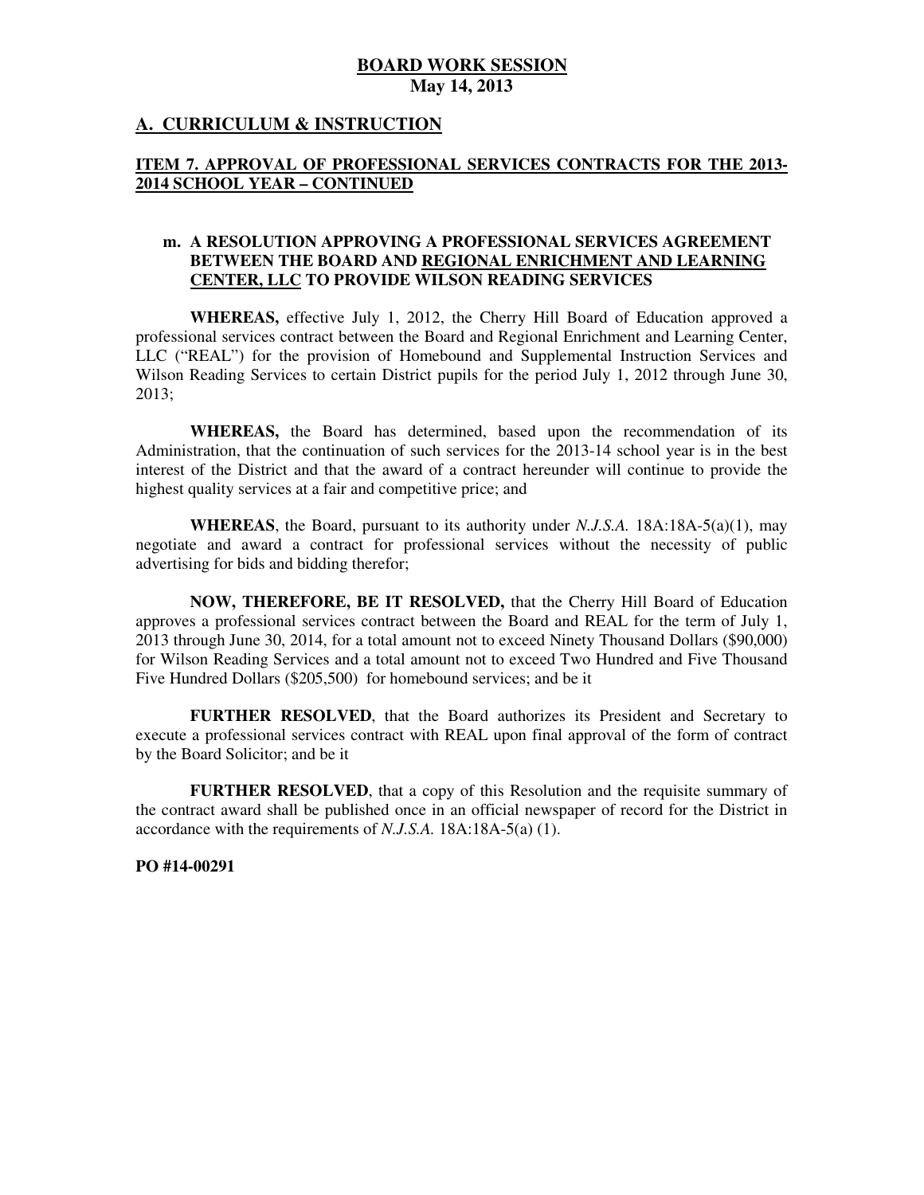**BOARD WORK SESSION**
**May 14, 2013**

## A. CURRICULUM & INSTRUCTION

### ITEM 7. APPROVAL OF PROFESSIONAL SERVICES CONTRACTS FOR THE 2013-2014 SCHOOL YEAR – CONTINUED

**m. A RESOLUTION APPROVING A PROFESSIONAL SERVICES AGREEMENT BETWEEN THE BOARD AND REGIONAL ENRICHMENT AND LEARNING CENTER, LLC TO PROVIDE WILSON READING SERVICES**

**WHEREAS,** effective July 1, 2012, the Cherry Hill Board of Education approved a professional services contract between the Board and Regional Enrichment and Learning Center, LLC ("REAL") for the provision of Homebound and Supplemental Instruction Services and Wilson Reading Services to certain District pupils for the period July 1, 2012 through June 30, 2013;

**WHEREAS,** the Board has determined, based upon the recommendation of its Administration, that the continuation of such services for the 2013-14 school year is in the best interest of the District and that the award of a contract hereunder will continue to provide the highest quality services at a fair and competitive price; and

**WHEREAS**, the Board, pursuant to its authority under *N.J.S.A.* 18A:18A-5(a)(1), may negotiate and award a contract for professional services without the necessity of public advertising for bids and bidding therefor;

**NOW, THEREFORE, BE IT RESOLVED,** that the Cherry Hill Board of Education approves a professional services contract between the Board and REAL for the term of July 1, 2013 through June 30, 2014, for a total amount not to exceed Ninety Thousand Dollars ($90,000) for Wilson Reading Services and a total amount not to exceed Two Hundred and Five Thousand Five Hundred Dollars ($205,500) for homebound services; and be it

**FURTHER RESOLVED**, that the Board authorizes its President and Secretary to execute a professional services contract with REAL upon final approval of the form of contract by the Board Solicitor; and be it

**FURTHER RESOLVED**, that a copy of this Resolution and the requisite summary of the contract award shall be published once in an official newspaper of record for the District in accordance with the requirements of *N.J.S.A.* 18A:18A-5(a) (1).

**PO #14-00291**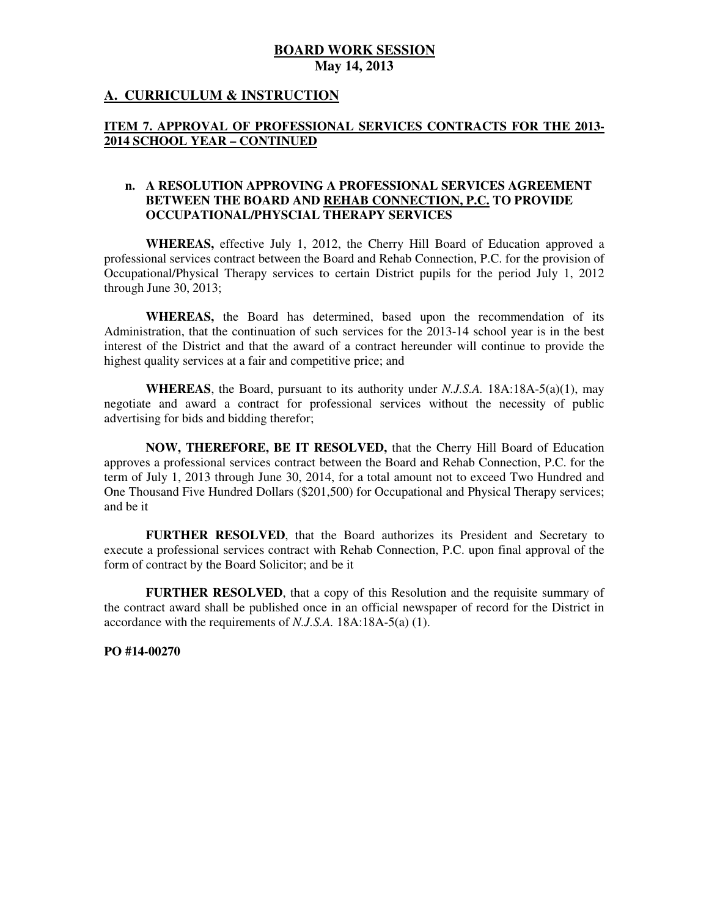**BOARD WORK SESSION**
**May 14, 2013**

## A. CURRICULUM & INSTRUCTION

### ITEM 7. APPROVAL OF PROFESSIONAL SERVICES CONTRACTS FOR THE 2013-2014 SCHOOL YEAR – CONTINUED

**n. A RESOLUTION APPROVING A PROFESSIONAL SERVICES AGREEMENT BETWEEN THE BOARD AND REHAB CONNECTION, P.C. TO PROVIDE OCCUPATIONAL/PHYSCIAL THERAPY SERVICES**

**WHEREAS,** effective July 1, 2012, the Cherry Hill Board of Education approved a professional services contract between the Board and Rehab Connection, P.C. for the provision of Occupational/Physical Therapy services to certain District pupils for the period July 1, 2012 through June 30, 2013;

**WHEREAS,** the Board has determined, based upon the recommendation of its Administration, that the continuation of such services for the 2013-14 school year is in the best interest of the District and that the award of a contract hereunder will continue to provide the highest quality services at a fair and competitive price; and

**WHEREAS**, the Board, pursuant to its authority under *N.J.S.A.* 18A:18A-5(a)(1), may negotiate and award a contract for professional services without the necessity of public advertising for bids and bidding therefor;

**NOW, THEREFORE, BE IT RESOLVED,** that the Cherry Hill Board of Education approves a professional services contract between the Board and Rehab Connection, P.C. for the term of July 1, 2013 through June 30, 2014, for a total amount not to exceed Two Hundred and One Thousand Five Hundred Dollars ($201,500) for Occupational and Physical Therapy services; and be it

**FURTHER RESOLVED**, that the Board authorizes its President and Secretary to execute a professional services contract with Rehab Connection, P.C. upon final approval of the form of contract by the Board Solicitor; and be it

**FURTHER RESOLVED**, that a copy of this Resolution and the requisite summary of the contract award shall be published once in an official newspaper of record for the District in accordance with the requirements of *N.J.S.A.* 18A:18A-5(a) (1).

**PO #14-00270**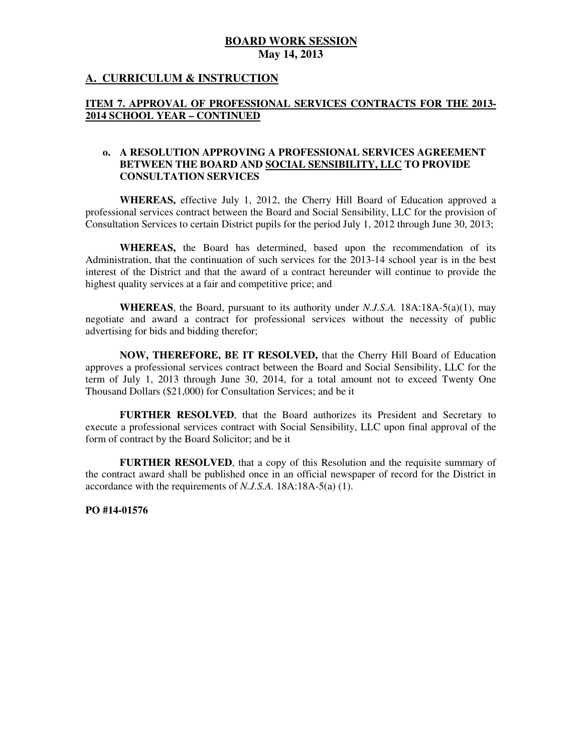**BOARD WORK SESSION**
**May 14, 2013**

## A. CURRICULUM & INSTRUCTION

### ITEM 7. APPROVAL OF PROFESSIONAL SERVICES CONTRACTS FOR THE 2013-2014 SCHOOL YEAR – CONTINUED

**o. A RESOLUTION APPROVING A PROFESSIONAL SERVICES AGREEMENT BETWEEN THE BOARD AND SOCIAL SENSIBILITY, LLC TO PROVIDE CONSULTATION SERVICES**

**WHEREAS,** effective July 1, 2012, the Cherry Hill Board of Education approved a professional services contract between the Board and Social Sensibility, LLC for the provision of Consultation Services to certain District pupils for the period July 1, 2012 through June 30, 2013;

**WHEREAS,** the Board has determined, based upon the recommendation of its Administration, that the continuation of such services for the 2013-14 school year is in the best interest of the District and that the award of a contract hereunder will continue to provide the highest quality services at a fair and competitive price; and

**WHEREAS**, the Board, pursuant to its authority under *N.J.S.A.* 18A:18A-5(a)(1), may negotiate and award a contract for professional services without the necessity of public advertising for bids and bidding therefor;

**NOW, THEREFORE, BE IT RESOLVED,** that the Cherry Hill Board of Education approves a professional services contract between the Board and Social Sensibility, LLC for the term of July 1, 2013 through June 30, 2014, for a total amount not to exceed Twenty One Thousand Dollars ($21,000) for Consultation Services; and be it

**FURTHER RESOLVED**, that the Board authorizes its President and Secretary to execute a professional services contract with Social Sensibility, LLC upon final approval of the form of contract by the Board Solicitor; and be it

**FURTHER RESOLVED**, that a copy of this Resolution and the requisite summary of the contract award shall be published once in an official newspaper of record for the District in accordance with the requirements of *N.J.S.A.* 18A:18A-5(a) (1).

**PO #14-01576**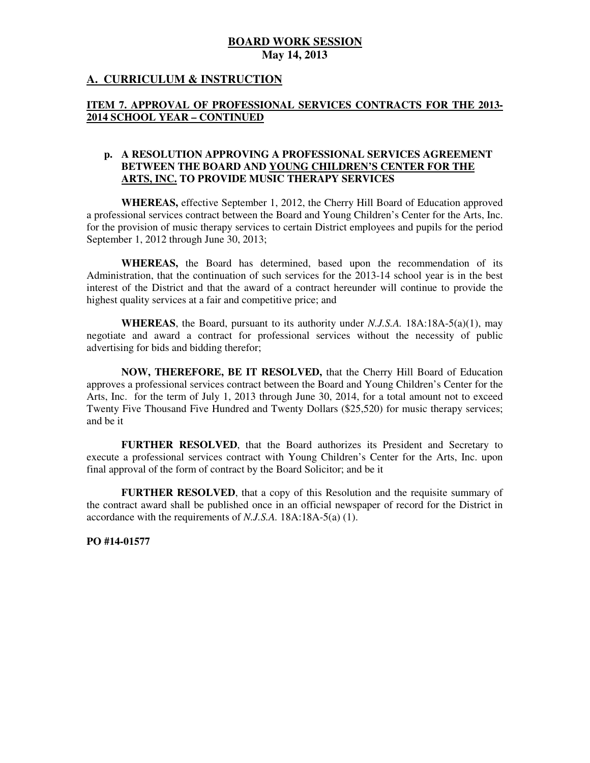**BOARD WORK SESSION**
**May 14, 2013**

## A. CURRICULUM & INSTRUCTION

### ITEM 7. APPROVAL OF PROFESSIONAL SERVICES CONTRACTS FOR THE 2013-2014 SCHOOL YEAR – CONTINUED

**p. A RESOLUTION APPROVING A PROFESSIONAL SERVICES AGREEMENT BETWEEN THE BOARD AND YOUNG CHILDREN'S CENTER FOR THE ARTS, INC. TO PROVIDE MUSIC THERAPY SERVICES**

**WHEREAS,** effective September 1, 2012, the Cherry Hill Board of Education approved a professional services contract between the Board and Young Children's Center for the Arts, Inc. for the provision of music therapy services to certain District employees and pupils for the period September 1, 2012 through June 30, 2013;

**WHEREAS,** the Board has determined, based upon the recommendation of its Administration, that the continuation of such services for the 2013-14 school year is in the best interest of the District and that the award of a contract hereunder will continue to provide the highest quality services at a fair and competitive price; and

**WHEREAS**, the Board, pursuant to its authority under *N.J.S.A.* 18A:18A-5(a)(1), may negotiate and award a contract for professional services without the necessity of public advertising for bids and bidding therefor;

**NOW, THEREFORE, BE IT RESOLVED,** that the Cherry Hill Board of Education approves a professional services contract between the Board and Young Children's Center for the Arts, Inc. for the term of July 1, 2013 through June 30, 2014, for a total amount not to exceed Twenty Five Thousand Five Hundred and Twenty Dollars ($25,520) for music therapy services; and be it

**FURTHER RESOLVED**, that the Board authorizes its President and Secretary to execute a professional services contract with Young Children's Center for the Arts, Inc. upon final approval of the form of contract by the Board Solicitor; and be it

**FURTHER RESOLVED**, that a copy of this Resolution and the requisite summary of the contract award shall be published once in an official newspaper of record for the District in accordance with the requirements of *N.J.S.A.* 18A:18A-5(a) (1).

**PO #14-01577**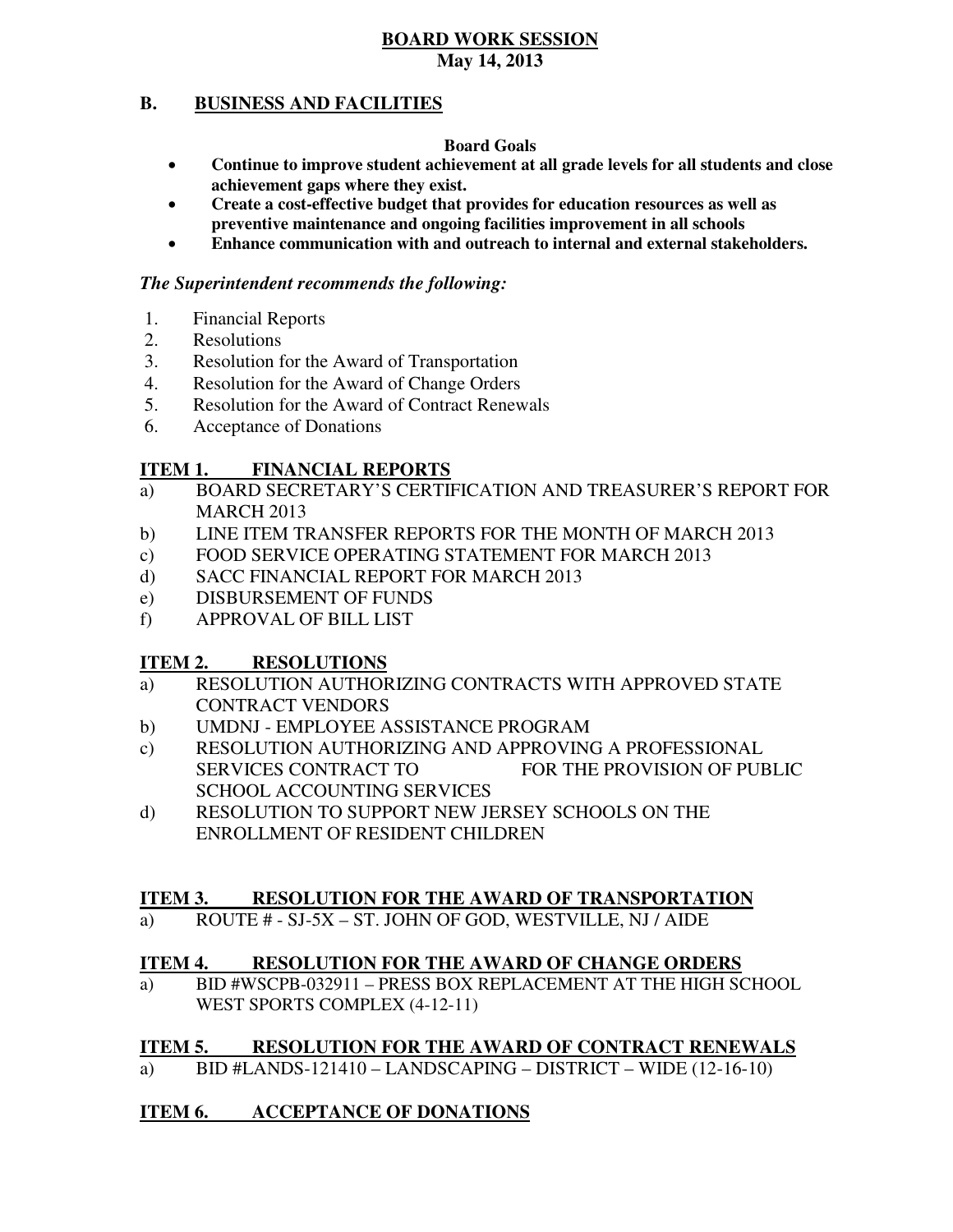**BOARD WORK SESSION**
**May 14, 2013**

## B. BUSINESS AND FACILITIES

**Board Goals**

- **Continue to improve student achievement at all grade levels for all students and close achievement gaps where they exist.**
- **Create a cost-effective budget that provides for education resources as well as preventive maintenance and ongoing facilities improvement in all schools**
- **Enhance communication with and outreach to internal and external stakeholders.**

***The Superintendent recommends the following:***

1. Financial Reports
2. Resolutions
3. Resolution for the Award of Transportation
4. Resolution for the Award of Change Orders
5. Resolution for the Award of Contract Renewals
6. Acceptance of Donations

### ITEM 1. FINANCIAL REPORTS

a) BOARD SECRETARY'S CERTIFICATION AND TREASURER'S REPORT FOR MARCH 2013
b) LINE ITEM TRANSFER REPORTS FOR THE MONTH OF MARCH 2013
c) FOOD SERVICE OPERATING STATEMENT FOR MARCH 2013
d) SACC FINANCIAL REPORT FOR MARCH 2013
e) DISBURSEMENT OF FUNDS
f) APPROVAL OF BILL LIST

### ITEM 2. RESOLUTIONS

a) RESOLUTION AUTHORIZING CONTRACTS WITH APPROVED STATE CONTRACT VENDORS
b) UMDNJ - EMPLOYEE ASSISTANCE PROGRAM
c) RESOLUTION AUTHORIZING AND APPROVING A PROFESSIONAL SERVICES CONTRACT TO FOR THE PROVISION OF PUBLIC SCHOOL ACCOUNTING SERVICES
d) RESOLUTION TO SUPPORT NEW JERSEY SCHOOLS ON THE ENROLLMENT OF RESIDENT CHILDREN

### ITEM 3. RESOLUTION FOR THE AWARD OF TRANSPORTATION

a) ROUTE # - SJ-5X – ST. JOHN OF GOD, WESTVILLE, NJ / AIDE

### ITEM 4. RESOLUTION FOR THE AWARD OF CHANGE ORDERS

a) BID #WSCPB-032911 – PRESS BOX REPLACEMENT AT THE HIGH SCHOOL WEST SPORTS COMPLEX (4-12-11)

### ITEM 5. RESOLUTION FOR THE AWARD OF CONTRACT RENEWALS

a) BID #LANDS-121410 – LANDSCAPING – DISTRICT – WIDE (12-16-10)

### ITEM 6. ACCEPTANCE OF DONATIONS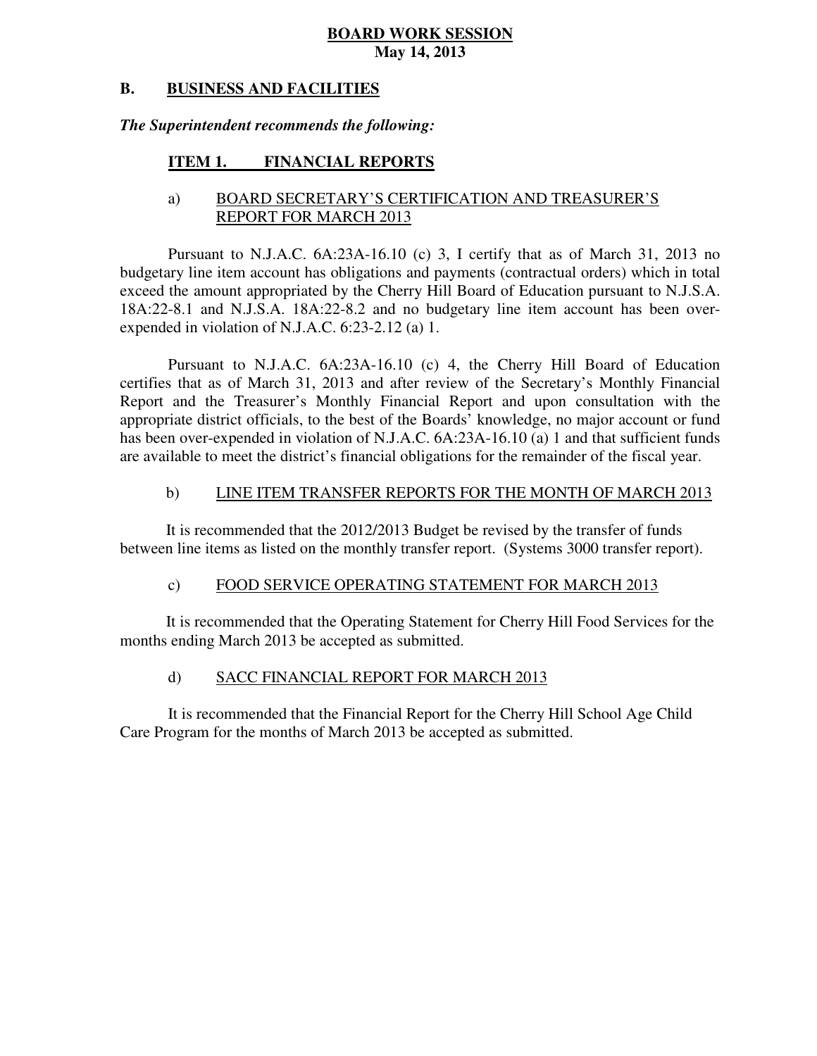**BOARD WORK SESSION**
**May 14, 2013**

## B. BUSINESS AND FACILITIES

***The Superintendent recommends the following:***

### ITEM 1. FINANCIAL REPORTS

a) BOARD SECRETARY'S CERTIFICATION AND TREASURER'S REPORT FOR MARCH 2013

Pursuant to N.J.A.C. 6A:23A-16.10 (c) 3, I certify that as of March 31, 2013 no budgetary line item account has obligations and payments (contractual orders) which in total exceed the amount appropriated by the Cherry Hill Board of Education pursuant to N.J.S.A. 18A:22-8.1 and N.J.S.A. 18A:22-8.2 and no budgetary line item account has been over-expended in violation of N.J.A.C. 6:23-2.12 (a) 1.

Pursuant to N.J.A.C. 6A:23A-16.10 (c) 4, the Cherry Hill Board of Education certifies that as of March 31, 2013 and after review of the Secretary's Monthly Financial Report and the Treasurer's Monthly Financial Report and upon consultation with the appropriate district officials, to the best of the Boards' knowledge, no major account or fund has been over-expended in violation of N.J.A.C. 6A:23A-16.10 (a) 1 and that sufficient funds are available to meet the district's financial obligations for the remainder of the fiscal year.

b) LINE ITEM TRANSFER REPORTS FOR THE MONTH OF MARCH 2013

It is recommended that the 2012/2013 Budget be revised by the transfer of funds between line items as listed on the monthly transfer report. (Systems 3000 transfer report).

c) FOOD SERVICE OPERATING STATEMENT FOR MARCH 2013

It is recommended that the Operating Statement for Cherry Hill Food Services for the months ending March 2013 be accepted as submitted.

d) SACC FINANCIAL REPORT FOR MARCH 2013

It is recommended that the Financial Report for the Cherry Hill School Age Child Care Program for the months of March 2013 be accepted as submitted.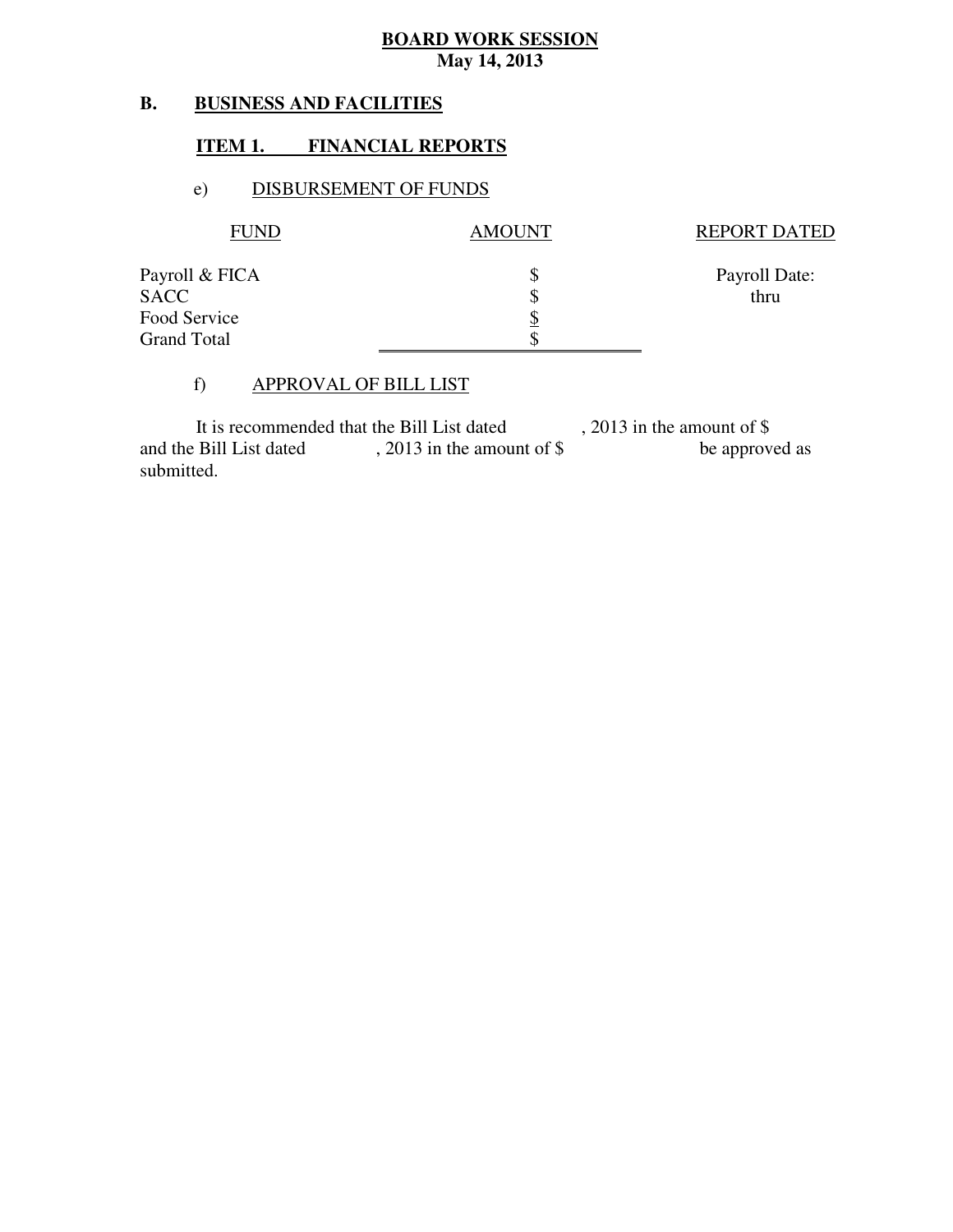**BOARD WORK SESSION**
**May 14, 2013**

## B. BUSINESS AND FACILITIES

### ITEM 1. FINANCIAL REPORTS

e) DISBURSEMENT OF FUNDS

| FUND | AMOUNT | REPORT DATED |
|---|---|---|
| Payroll & FICA | $ | Payroll Date: |
| SACC | $ | thru |
| Food Service | $ | |
| Grand Total | $ | |

f) APPROVAL OF BILL LIST

It is recommended that the Bill List dated , 2013 in the amount of $ and the Bill List dated , 2013 in the amount of $ be approved as submitted.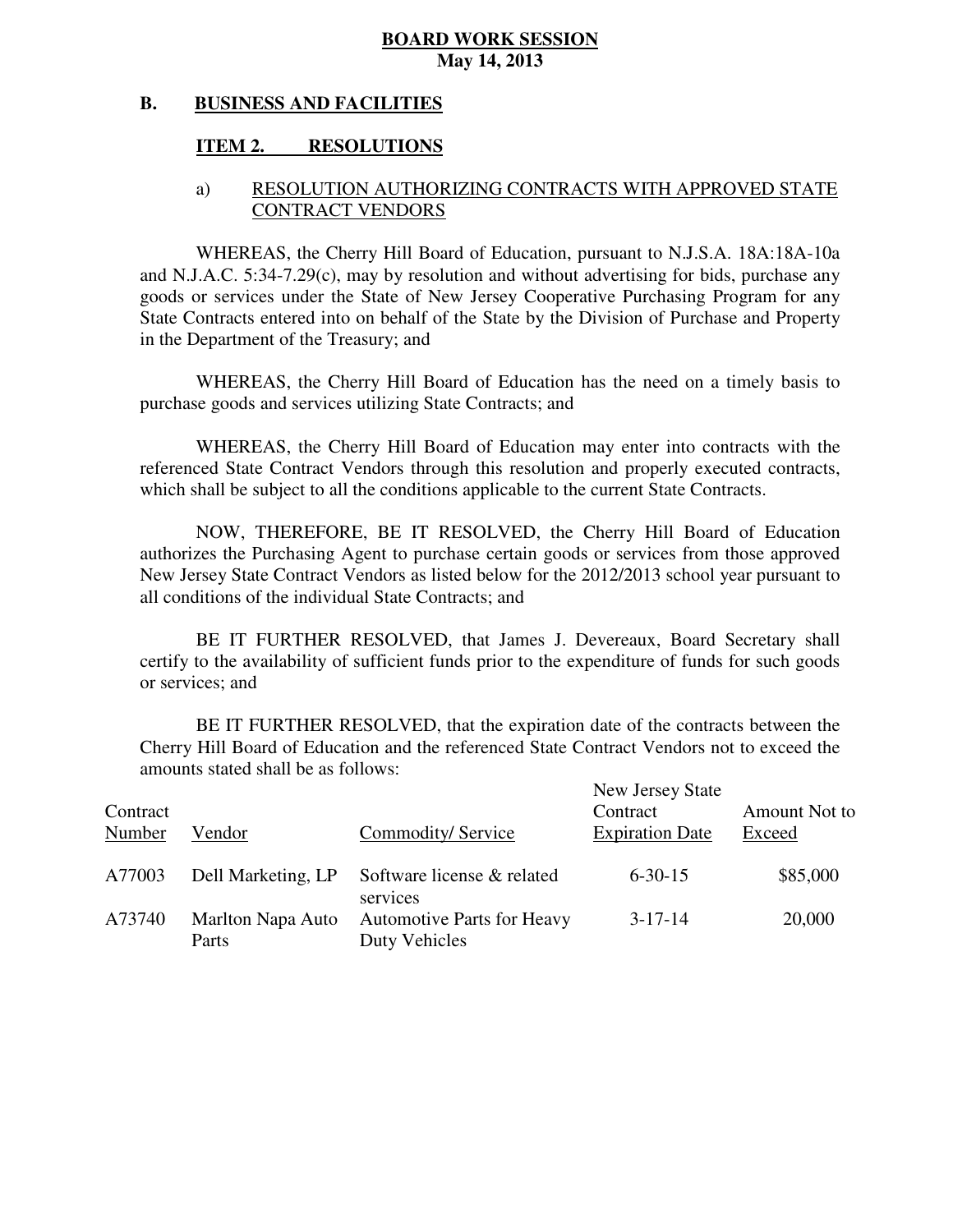**BOARD WORK SESSION**
**May 14, 2013**

## B. BUSINESS AND FACILITIES

### ITEM 2. RESOLUTIONS

a) RESOLUTION AUTHORIZING CONTRACTS WITH APPROVED STATE CONTRACT VENDORS

WHEREAS, the Cherry Hill Board of Education, pursuant to N.J.S.A. 18A:18A-10a and N.J.A.C. 5:34-7.29(c), may by resolution and without advertising for bids, purchase any goods or services under the State of New Jersey Cooperative Purchasing Program for any State Contracts entered into on behalf of the State by the Division of Purchase and Property in the Department of the Treasury; and

WHEREAS, the Cherry Hill Board of Education has the need on a timely basis to purchase goods and services utilizing State Contracts; and

WHEREAS, the Cherry Hill Board of Education may enter into contracts with the referenced State Contract Vendors through this resolution and properly executed contracts, which shall be subject to all the conditions applicable to the current State Contracts.

NOW, THEREFORE, BE IT RESOLVED, the Cherry Hill Board of Education authorizes the Purchasing Agent to purchase certain goods or services from those approved New Jersey State Contract Vendors as listed below for the 2012/2013 school year pursuant to all conditions of the individual State Contracts; and

BE IT FURTHER RESOLVED, that James J. Devereaux, Board Secretary shall certify to the availability of sufficient funds prior to the expenditure of funds for such goods or services; and

BE IT FURTHER RESOLVED, that the expiration date of the contracts between the Cherry Hill Board of Education and the referenced State Contract Vendors not to exceed the amounts stated shall be as follows:

| Contract Number | Vendor | Commodity/ Service | New Jersey State Contract Expiration Date | Amount Not to Exceed |
|---|---|---|---|---|
| A77003 | Dell Marketing, LP | Software license & related services | 6-30-15 | $85,000 |
| A73740 | Marlton Napa Auto Parts | Automotive Parts for Heavy Duty Vehicles | 3-17-14 | 20,000 |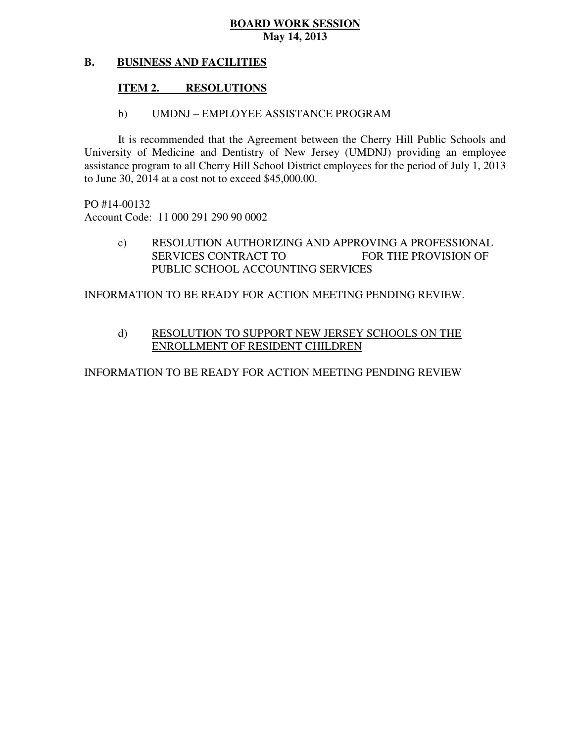**BOARD WORK SESSION**
**May 14, 2013**

**B. BUSINESS AND FACILITIES**

**ITEM 2. RESOLUTIONS**

b) UMDNJ – EMPLOYEE ASSISTANCE PROGRAM

It is recommended that the Agreement between the Cherry Hill Public Schools and University of Medicine and Dentistry of New Jersey (UMDNJ) providing an employee assistance program to all Cherry Hill School District employees for the period of July 1, 2013 to June 30, 2014 at a cost not to exceed $45,000.00.

PO #14-00132
Account Code: 11 000 291 290 90 0002

c) RESOLUTION AUTHORIZING AND APPROVING A PROFESSIONAL SERVICES CONTRACT TO FOR THE PROVISION OF PUBLIC SCHOOL ACCOUNTING SERVICES

INFORMATION TO BE READY FOR ACTION MEETING PENDING REVIEW.

d) RESOLUTION TO SUPPORT NEW JERSEY SCHOOLS ON THE ENROLLMENT OF RESIDENT CHILDREN

INFORMATION TO BE READY FOR ACTION MEETING PENDING REVIEW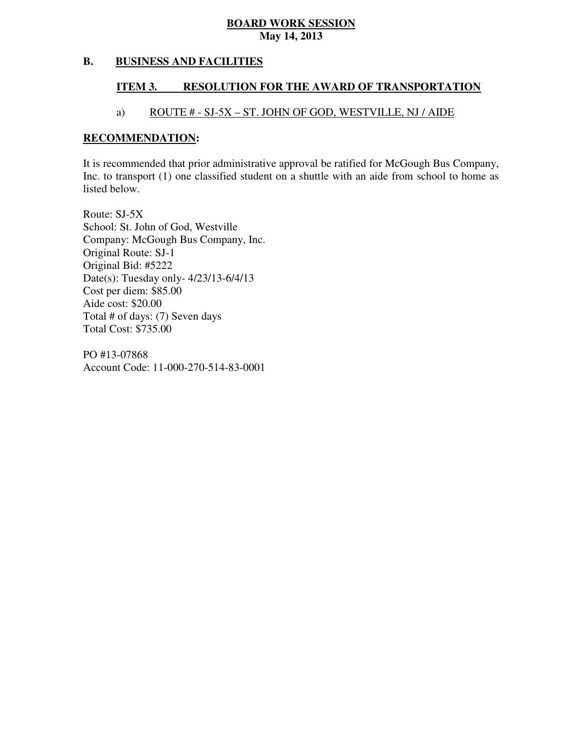**BOARD WORK SESSION**
**May 14, 2013**

## B. BUSINESS AND FACILITIES

### ITEM 3. RESOLUTION FOR THE AWARD OF TRANSPORTATION

a) ROUTE # - SJ-5X – ST. JOHN OF GOD, WESTVILLE, NJ / AIDE

**RECOMMENDATION:**

It is recommended that prior administrative approval be ratified for McGough Bus Company, Inc. to transport (1) one classified student on a shuttle with an aide from school to home as listed below.

Route: SJ-5X
School: St. John of God, Westville
Company: McGough Bus Company, Inc.
Original Route: SJ-1
Original Bid: #5222
Date(s): Tuesday only- 4/23/13-6/4/13
Cost per diem: $85.00
Aide cost: $20.00
Total # of days: (7) Seven days
Total Cost: $735.00

PO #13-07868
Account Code: 11-000-270-514-83-0001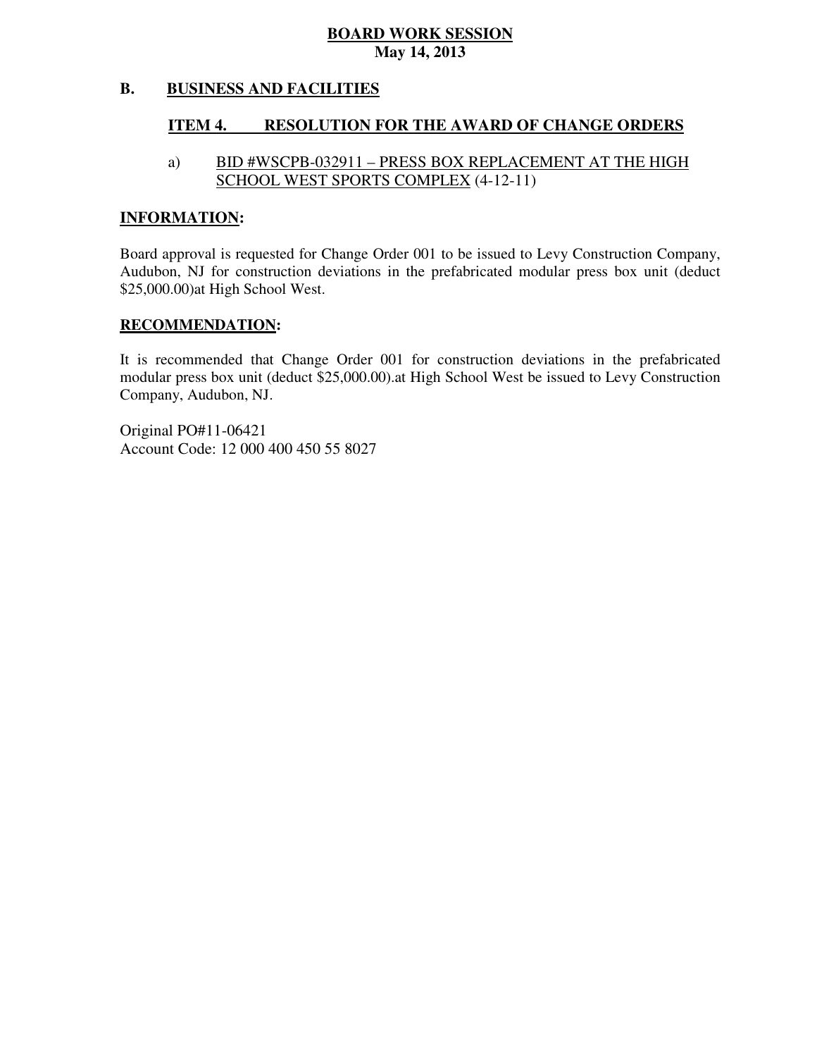**BOARD WORK SESSION**
**May 14, 2013**

## B. BUSINESS AND FACILITIES

### ITEM 4. RESOLUTION FOR THE AWARD OF CHANGE ORDERS

a) BID #WSCPB-032911 – PRESS BOX REPLACEMENT AT THE HIGH SCHOOL WEST SPORTS COMPLEX (4-12-11)

**INFORMATION:**

Board approval is requested for Change Order 001 to be issued to Levy Construction Company, Audubon, NJ for construction deviations in the prefabricated modular press box unit (deduct $25,000.00)at High School West.

**RECOMMENDATION:**

It is recommended that Change Order 001 for construction deviations in the prefabricated modular press box unit (deduct $25,000.00).at High School West be issued to Levy Construction Company, Audubon, NJ.

Original PO#11-06421
Account Code: 12 000 400 450 55 8027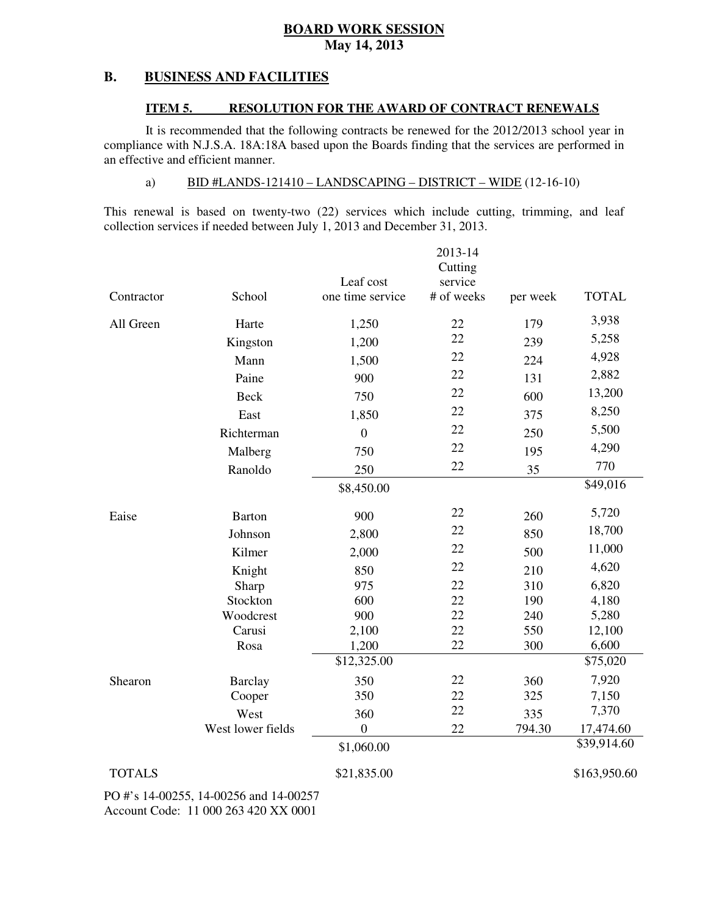**BOARD WORK SESSION**
**May 14, 2013**

## B. BUSINESS AND FACILITIES

### ITEM 5. RESOLUTION FOR THE AWARD OF CONTRACT RENEWALS

It is recommended that the following contracts be renewed for the 2012/2013 school year in compliance with N.J.S.A. 18A:18A based upon the Boards finding that the services are performed in an effective and efficient manner.

a) BID #LANDS-121410 – LANDSCAPING – DISTRICT – WIDE (12-16-10)

This renewal is based on twenty-two (22) services which include cutting, trimming, and leaf collection services if needed between July 1, 2013 and December 31, 2013.

| Contractor | School | Leaf cost one time service | 2013-14 Cutting service # of weeks | per week | TOTAL |
|---|---|---|---|---|---|
| All Green | Harte | 1,250 | 22 | 179 | 3,938 |
| | Kingston | 1,200 | 22 | 239 | 5,258 |
| | Mann | 1,500 | 22 | 224 | 4,928 |
| | Paine | 900 | 22 | 131 | 2,882 |
| | Beck | 750 | 22 | 600 | 13,200 |
| | East | 1,850 | 22 | 375 | 8,250 |
| | Richterman | 0 | 22 | 250 | 5,500 |
| | Malberg | 750 | 22 | 195 | 4,290 |
| | Ranoldo | 250 | 22 | 35 | 770 |
| | | $8,450.00 | | | $49,016 |
| Eaise | Barton | 900 | 22 | 260 | 5,720 |
| | Johnson | 2,800 | 22 | 850 | 18,700 |
| | Kilmer | 2,000 | 22 | 500 | 11,000 |
| | Knight | 850 | 22 | 210 | 4,620 |
| | Sharp | 975 | 22 | 310 | 6,820 |
| | Stockton | 600 | 22 | 190 | 4,180 |
| | Woodcrest | 900 | 22 | 240 | 5,280 |
| | Carusi | 2,100 | 22 | 550 | 12,100 |
| | Rosa | 1,200 | 22 | 300 | 6,600 |
| | | $12,325.00 | | | $75,020 |
| Shearon | Barclay | 350 | 22 | 360 | 7,920 |
| | Cooper | 350 | 22 | 325 | 7,150 |
| | West | 360 | 22 | 335 | 7,370 |
| | West lower fields | 0 | 22 | 794.30 | 17,474.60 |
| | | $1,060.00 | | | $39,914.60 |
| TOTALS | | $21,835.00 | | | $163,950.60 |

PO #'s 14-00255, 14-00256 and 14-00257
Account Code: 11 000 263 420 XX 0001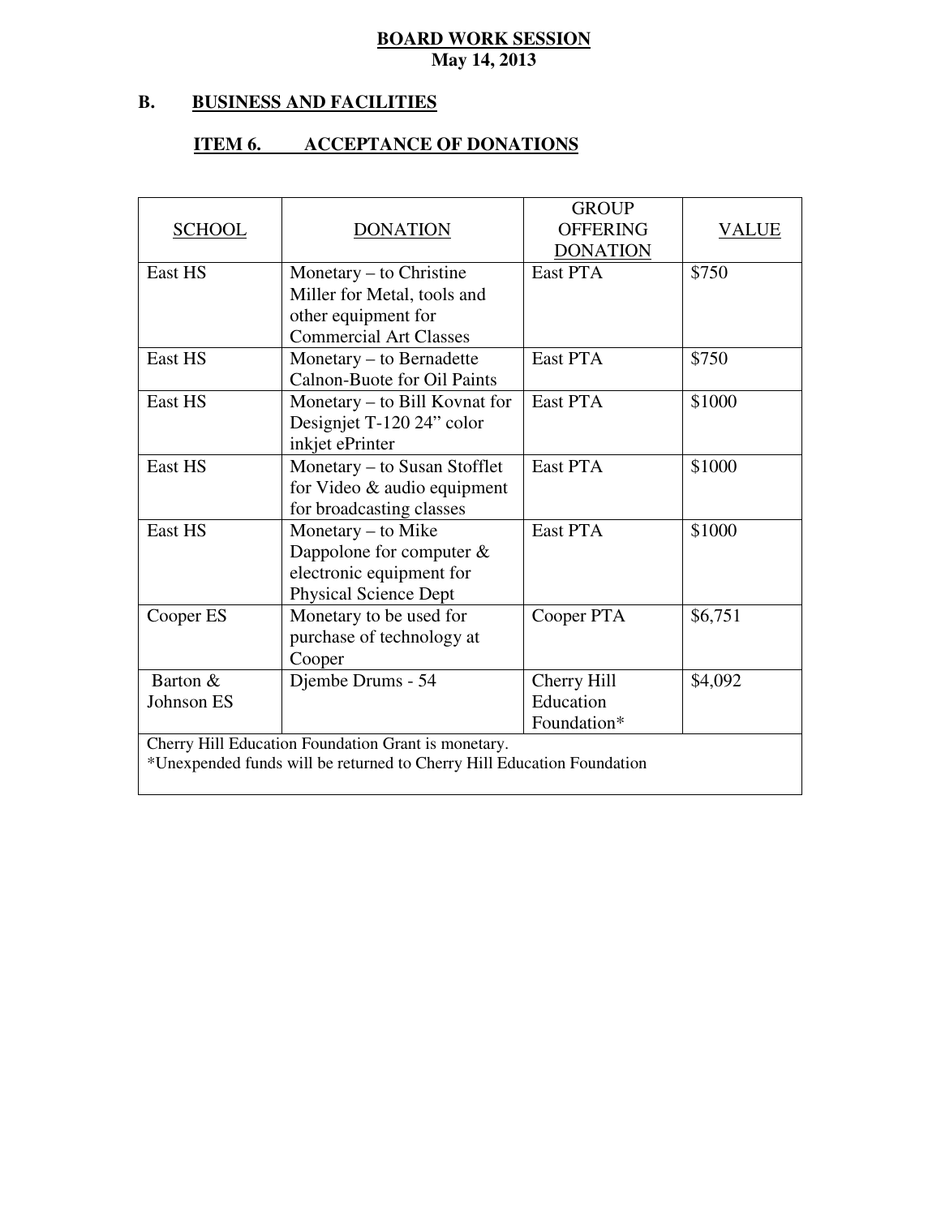**BOARD WORK SESSION**
**May 14, 2013**

## B. BUSINESS AND FACILITIES

### ITEM 6. ACCEPTANCE OF DONATIONS

| SCHOOL | DONATION | GROUP OFFERING DONATION | VALUE |
|---|---|---|---|
| East HS | Monetary – to Christine Miller for Metal, tools and other equipment for Commercial Art Classes | East PTA | $750 |
| East HS | Monetary – to Bernadette Calnon-Buote for Oil Paints | East PTA | $750 |
| East HS | Monetary – to Bill Kovnat for Designjet T-120 24" color inkjet ePrinter | East PTA | $1000 |
| East HS | Monetary – to Susan Stofflet for Video & audio equipment for broadcasting classes | East PTA | $1000 |
| East HS | Monetary – to Mike Dappolone for computer & electronic equipment for Physical Science Dept | East PTA | $1000 |
| Cooper ES | Monetary to be used for purchase of technology at Cooper | Cooper PTA | $6,751 |
| Barton & Johnson ES | Djembe Drums - 54 | Cherry Hill Education Foundation* | $4,092 |
| Cherry Hill Education Foundation Grant is monetary.<br>*Unexpended funds will be returned to Cherry Hill Education Foundation | | | |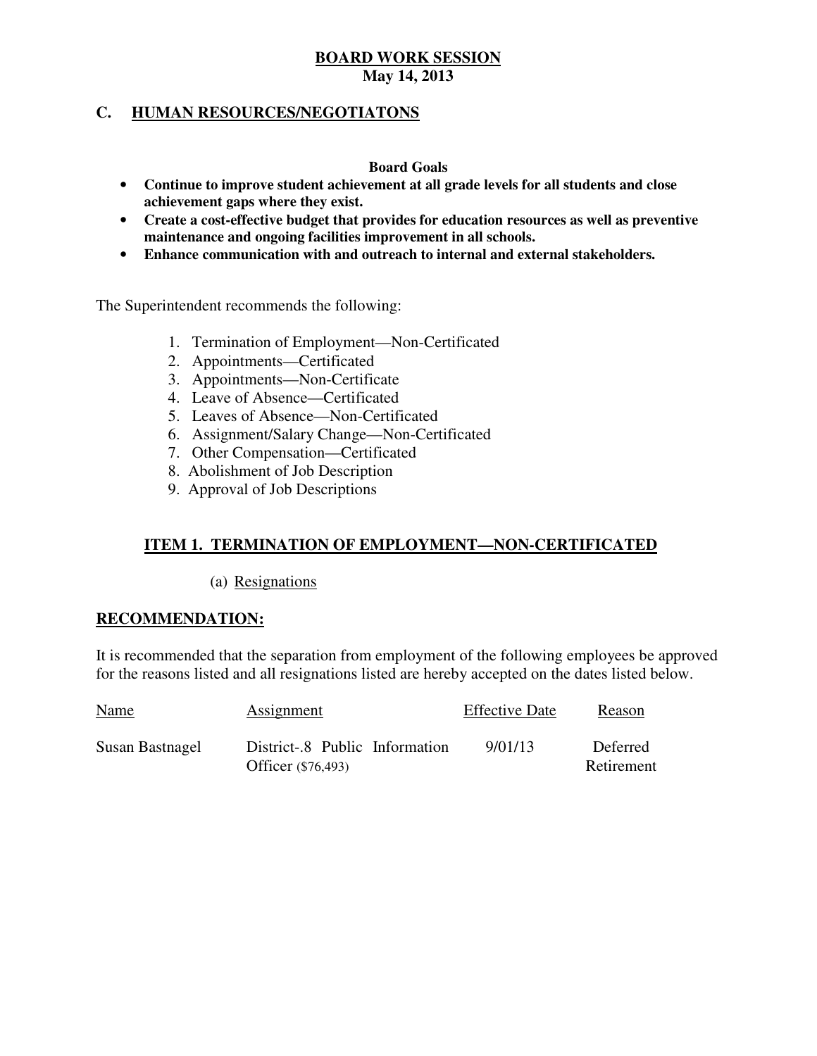**BOARD WORK SESSION**
**May 14, 2013**

## C. HUMAN RESOURCES/NEGOTIATONS

**Board Goals**

- **Continue to improve student achievement at all grade levels for all students and close achievement gaps where they exist.**
- **Create a cost-effective budget that provides for education resources as well as preventive maintenance and ongoing facilities improvement in all schools.**
- **Enhance communication with and outreach to internal and external stakeholders.**

The Superintendent recommends the following:

1. Termination of Employment—Non-Certificated
2. Appointments—Certificated
3. Appointments—Non-Certificate
4. Leave of Absence—Certificated
5. Leaves of Absence—Non-Certificated
6. Assignment/Salary Change—Non-Certificated
7. Other Compensation—Certificated
8. Abolishment of Job Description
9. Approval of Job Descriptions

### ITEM 1. TERMINATION OF EMPLOYMENT—NON-CERTIFICATED

(a) Resignations

**RECOMMENDATION:**

It is recommended that the separation from employment of the following employees be approved for the reasons listed and all resignations listed are hereby accepted on the dates listed below.

| Name | Assignment | Effective Date | Reason |
|---|---|---|---|
| Susan Bastnagel | District-.8 Public Information Officer ($76,493) | 9/01/13 | Deferred Retirement |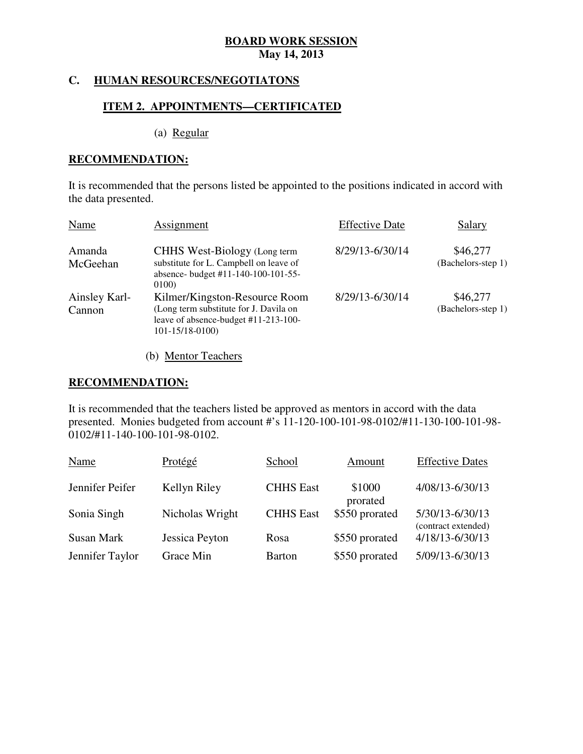**BOARD WORK SESSION**
**May 14, 2013**

## C. HUMAN RESOURCES/NEGOTIATONS

### ITEM 2. APPOINTMENTS—CERTIFICATED

(a) Regular

**RECOMMENDATION:**

It is recommended that the persons listed be appointed to the positions indicated in accord with the data presented.

| Name | Assignment | Effective Date | Salary |
|---|---|---|---|
| Amanda McGeehan | CHHS West-Biology (Long term substitute for L. Campbell on leave of absence- budget #11-140-100-101-55-0100) | 8/29/13-6/30/14 | $46,277 (Bachelors-step 1) |
| Ainsley Karl-Cannon | Kilmer/Kingston-Resource Room (Long term substitute for J. Davila on leave of absence-budget #11-213-100-101-15/18-0100) | 8/29/13-6/30/14 | $46,277 (Bachelors-step 1) |

(b) Mentor Teachers

**RECOMMENDATION:**

It is recommended that the teachers listed be approved as mentors in accord with the data presented. Monies budgeted from account #'s 11-120-100-101-98-0102/#11-130-100-101-98-0102/#11-140-100-101-98-0102.

| Name | Protégé | School | Amount | Effective Dates |
|---|---|---|---|---|
| Jennifer Peifer | Kellyn Riley | CHHS East | $1000 prorated | 4/08/13-6/30/13 |
| Sonia Singh | Nicholas Wright | CHHS East | $550 prorated | 5/30/13-6/30/13 (contract extended) |
| Susan Mark | Jessica Peyton | Rosa | $550 prorated | 4/18/13-6/30/13 |
| Jennifer Taylor | Grace Min | Barton | $550 prorated | 5/09/13-6/30/13 |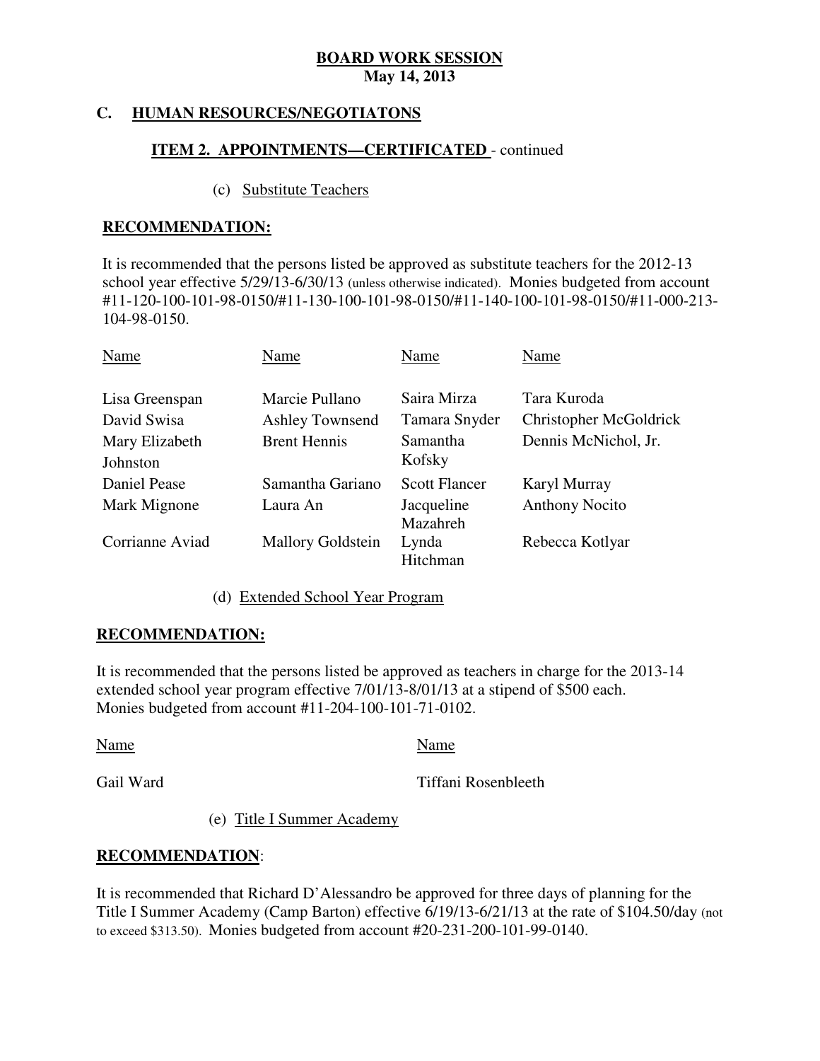**BOARD WORK SESSION**
**May 14, 2013**

## C. HUMAN RESOURCES/NEGOTIATONS

### ITEM 2. APPOINTMENTS—CERTIFICATED - continued

(c) Substitute Teachers

**RECOMMENDATION:**

It is recommended that the persons listed be approved as substitute teachers for the 2012-13 school year effective 5/29/13-6/30/13 (unless otherwise indicated). Monies budgeted from account #11-120-100-101-98-0150/#11-130-100-101-98-0150/#11-140-100-101-98-0150/#11-000-213-104-98-0150.

| Name | Name | Name | Name |
|---|---|---|---|
| Lisa Greenspan | Marcie Pullano | Saira Mirza | Tara Kuroda |
| David Swisa | Ashley Townsend | Tamara Snyder | Christopher McGoldrick |
| Mary Elizabeth Johnston | Brent Hennis | Samantha Kofsky | Dennis McNichol, Jr. |
| Daniel Pease | Samantha Gariano | Scott Flancer | Karyl Murray |
| Mark Mignone | Laura An | Jacqueline Mazahreh | Anthony Nocito |
| Corrianne Aviad | Mallory Goldstein | Lynda Hitchman | Rebecca Kotlyar |

(d) Extended School Year Program

**RECOMMENDATION:**

It is recommended that the persons listed be approved as teachers in charge for the 2013-14 extended school year program effective 7/01/13-8/01/13 at a stipend of $500 each. Monies budgeted from account #11-204-100-101-71-0102.

| Name | Name |
|---|---|
| Gail Ward | Tiffani Rosenbleeth |

(e) Title I Summer Academy

**RECOMMENDATION**:

It is recommended that Richard D'Alessandro be approved for three days of planning for the Title I Summer Academy (Camp Barton) effective 6/19/13-6/21/13 at the rate of $104.50/day (not to exceed $313.50). Monies budgeted from account #20-231-200-101-99-0140.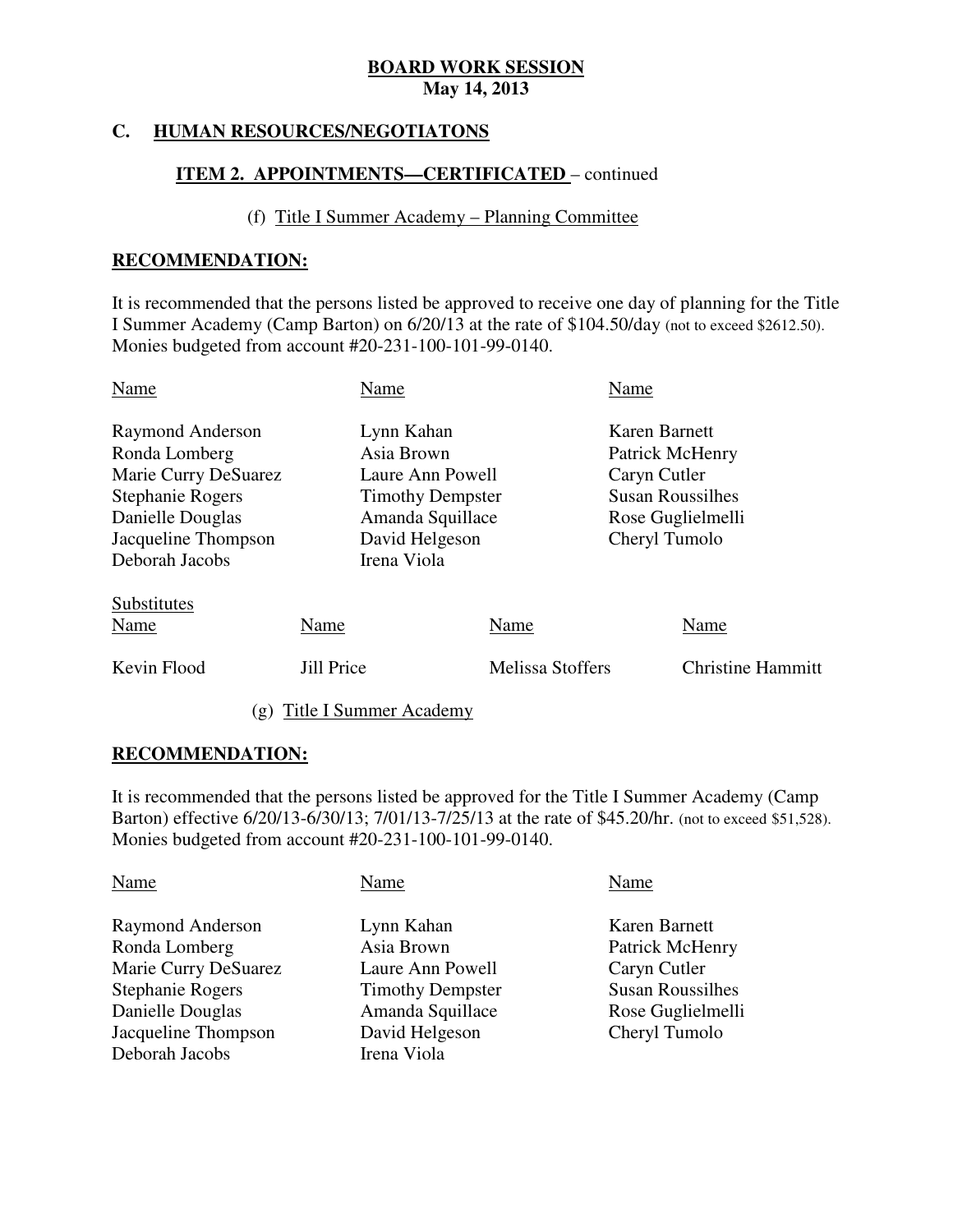**BOARD WORK SESSION**
**May 14, 2013**

## C. HUMAN RESOURCES/NEGOTIATONS

### ITEM 2. APPOINTMENTS—CERTIFICATED – continued

(f) Title I Summer Academy – Planning Committee

**RECOMMENDATION:**

It is recommended that the persons listed be approved to receive one day of planning for the Title I Summer Academy (Camp Barton) on 6/20/13 at the rate of $104.50/day (not to exceed $2612.50). Monies budgeted from account #20-231-100-101-99-0140.

| Name | Name | Name |
|---|---|---|
| Raymond Anderson | Lynn Kahan | Karen Barnett |
| Ronda Lomberg | Asia Brown | Patrick McHenry |
| Marie Curry DeSuarez | Laure Ann Powell | Caryn Cutler |
| Stephanie Rogers | Timothy Dempster | Susan Roussilhes |
| Danielle Douglas | Amanda Squillace | Rose Guglielmelli |
| Jacqueline Thompson | David Helgeson | Cheryl Tumolo |
| Deborah Jacobs | Irena Viola | |

Substitutes

| Name | Name | Name | Name |
|---|---|---|---|
| Kevin Flood | Jill Price | Melissa Stoffers | Christine Hammitt |

(g) Title I Summer Academy

**RECOMMENDATION:**

It is recommended that the persons listed be approved for the Title I Summer Academy (Camp Barton) effective 6/20/13-6/30/13; 7/01/13-7/25/13 at the rate of $45.20/hr. (not to exceed $51,528). Monies budgeted from account #20-231-100-101-99-0140.

| Name | Name | Name |
|---|---|---|
| Raymond Anderson | Lynn Kahan | Karen Barnett |
| Ronda Lomberg | Asia Brown | Patrick McHenry |
| Marie Curry DeSuarez | Laure Ann Powell | Caryn Cutler |
| Stephanie Rogers | Timothy Dempster | Susan Roussilhes |
| Danielle Douglas | Amanda Squillace | Rose Guglielmelli |
| Jacqueline Thompson | David Helgeson | Cheryl Tumolo |
| Deborah Jacobs | Irena Viola | |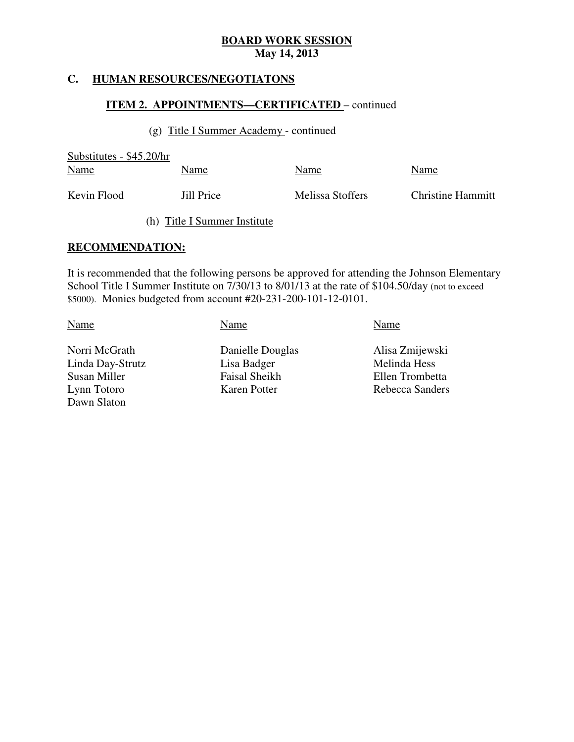**BOARD WORK SESSION**
**May 14, 2013**

## C. HUMAN RESOURCES/NEGOTIATONS

### ITEM 2. APPOINTMENTS—CERTIFICATED – continued

(g) Title I Summer Academy - continued

Substitutes - $45.20/hr

| Name | Name | Name | Name |
|---|---|---|---|
| Kevin Flood | Jill Price | Melissa Stoffers | Christine Hammitt |

(h) Title I Summer Institute

**RECOMMENDATION:**

It is recommended that the following persons be approved for attending the Johnson Elementary School Title I Summer Institute on 7/30/13 to 8/01/13 at the rate of $104.50/day (not to exceed $5000). Monies budgeted from account #20-231-200-101-12-0101.

| Name | Name | Name |
|---|---|---|
| Norri McGrath | Danielle Douglas | Alisa Zmijewski |
| Linda Day-Strutz | Lisa Badger | Melinda Hess |
| Susan Miller | Faisal Sheikh | Ellen Trombetta |
| Lynn Totoro | Karen Potter | Rebecca Sanders |
| Dawn Slaton | | |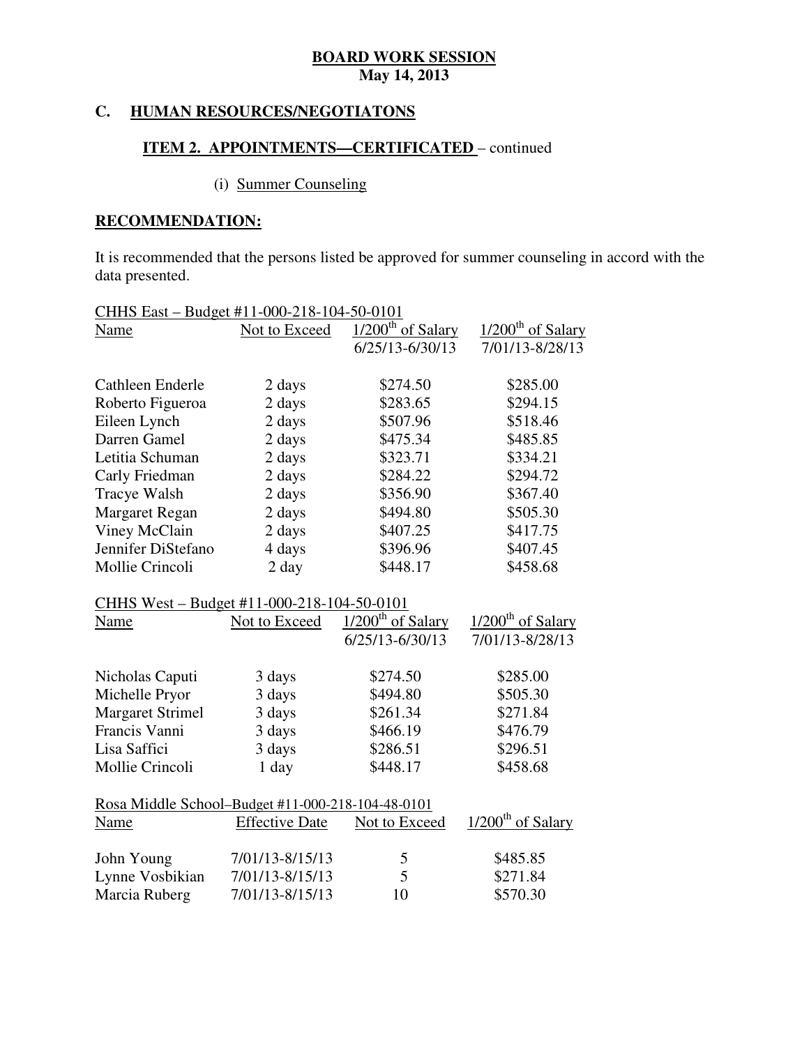**BOARD WORK SESSION**
**May 14, 2013**

## C. HUMAN RESOURCES/NEGOTIATONS

### ITEM 2. APPOINTMENTS—CERTIFICATED – continued

(i) Summer Counseling

**RECOMMENDATION:**

It is recommended that the persons listed be approved for summer counseling in accord with the data presented.

CHHS East – Budget #11-000-218-104-50-0101

| Name | Not to Exceed | 1/200th of Salary 6/25/13-6/30/13 | 1/200th of Salary 7/01/13-8/28/13 |
|---|---|---|---|
| Cathleen Enderle | 2 days | $274.50 | $285.00 |
| Roberto Figueroa | 2 days | $283.65 | $294.15 |
| Eileen Lynch | 2 days | $507.96 | $518.46 |
| Darren Gamel | 2 days | $475.34 | $485.85 |
| Letitia Schuman | 2 days | $323.71 | $334.21 |
| Carly Friedman | 2 days | $284.22 | $294.72 |
| Tracye Walsh | 2 days | $356.90 | $367.40 |
| Margaret Regan | 2 days | $494.80 | $505.30 |
| Viney McClain | 2 days | $407.25 | $417.75 |
| Jennifer DiStefano | 4 days | $396.96 | $407.45 |
| Mollie Crincoli | 2 day | $448.17 | $458.68 |

CHHS West – Budget #11-000-218-104-50-0101

| Name | Not to Exceed | 1/200th of Salary 6/25/13-6/30/13 | 1/200th of Salary 7/01/13-8/28/13 |
|---|---|---|---|
| Nicholas Caputi | 3 days | $274.50 | $285.00 |
| Michelle Pryor | 3 days | $494.80 | $505.30 |
| Margaret Strimel | 3 days | $261.34 | $271.84 |
| Francis Vanni | 3 days | $466.19 | $476.79 |
| Lisa Saffici | 3 days | $286.51 | $296.51 |
| Mollie Crincoli | 1 day | $448.17 | $458.68 |

Rosa Middle School–Budget #11-000-218-104-48-0101

| Name | Effective Date | Not to Exceed | 1/200th of Salary |
|---|---|---|---|
| John Young | 7/01/13-8/15/13 | 5 | $485.85 |
| Lynne Vosbikian | 7/01/13-8/15/13 | 5 | $271.84 |
| Marcia Ruberg | 7/01/13-8/15/13 | 10 | $570.30 |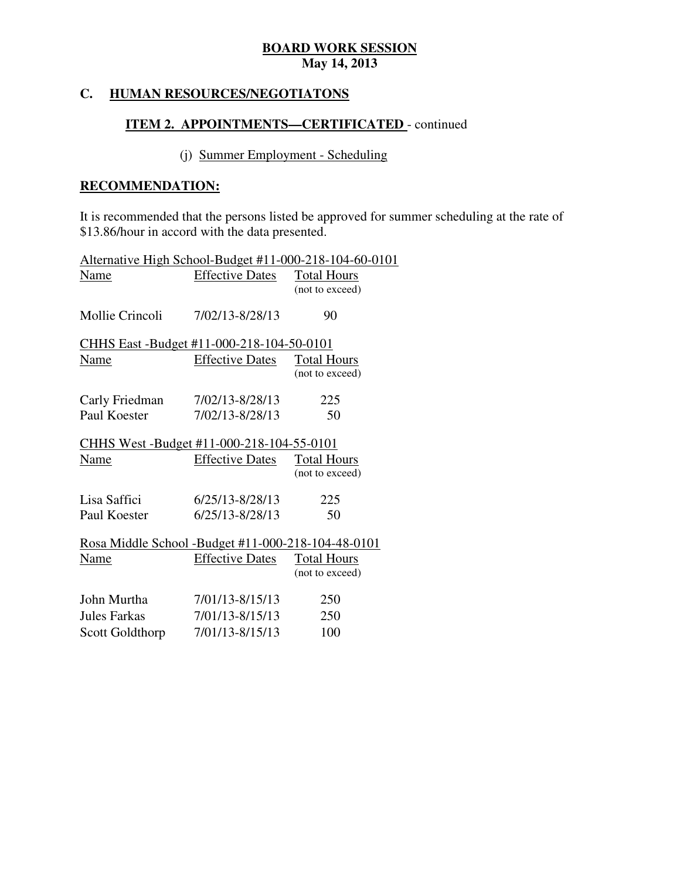**BOARD WORK SESSION**
**May 14, 2013**

## C. HUMAN RESOURCES/NEGOTIATONS

### ITEM 2. APPOINTMENTS—CERTIFICATED - continued

(j) Summer Employment - Scheduling

**RECOMMENDATION:**

It is recommended that the persons listed be approved for summer scheduling at the rate of $13.86/hour in accord with the data presented.

Alternative High School-Budget #11-000-218-104-60-0101

| Name | Effective Dates | Total Hours (not to exceed) |
|---|---|---|
| Mollie Crincoli | 7/02/13-8/28/13 | 90 |

CHHS East -Budget #11-000-218-104-50-0101

| Name | Effective Dates | Total Hours (not to exceed) |
|---|---|---|
| Carly Friedman | 7/02/13-8/28/13 | 225 |
| Paul Koester | 7/02/13-8/28/13 | 50 |

CHHS West -Budget #11-000-218-104-55-0101

| Name | Effective Dates | Total Hours (not to exceed) |
|---|---|---|
| Lisa Saffici | 6/25/13-8/28/13 | 225 |
| Paul Koester | 6/25/13-8/28/13 | 50 |

Rosa Middle School -Budget #11-000-218-104-48-0101

| Name | Effective Dates | Total Hours (not to exceed) |
|---|---|---|
| John Murtha | 7/01/13-8/15/13 | 250 |
| Jules Farkas | 7/01/13-8/15/13 | 250 |
| Scott Goldthorp | 7/01/13-8/15/13 | 100 |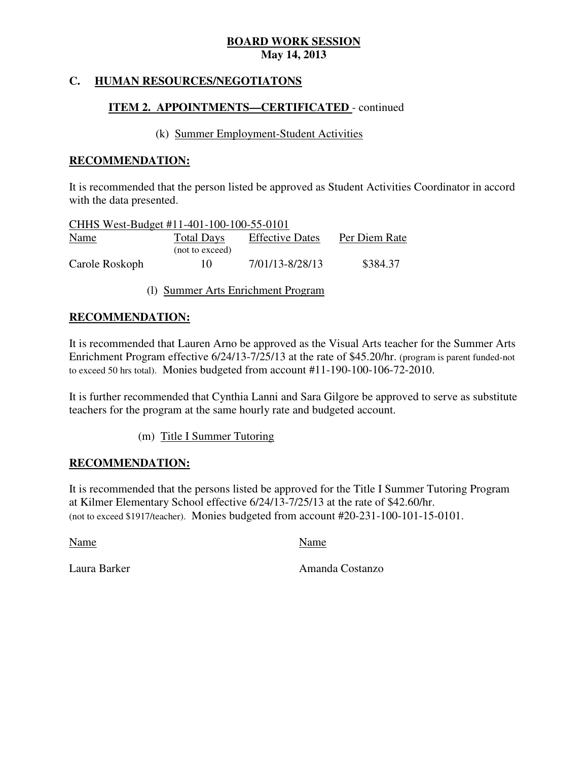**BOARD WORK SESSION**
**May 14, 2013**

## C. HUMAN RESOURCES/NEGOTIATONS

### ITEM 2. APPOINTMENTS—CERTIFICATED - continued

(k) Summer Employment-Student Activities

**RECOMMENDATION:**

It is recommended that the person listed be approved as Student Activities Coordinator in accord with the data presented.

CHHS West-Budget #11-401-100-100-55-0101

| Name | Total Days (not to exceed) | Effective Dates | Per Diem Rate |
|---|---|---|---|
| Carole Roskoph | 10 | 7/01/13-8/28/13 | $384.37 |

(l) Summer Arts Enrichment Program

**RECOMMENDATION:**

It is recommended that Lauren Arno be approved as the Visual Arts teacher for the Summer Arts Enrichment Program effective 6/24/13-7/25/13 at the rate of $45.20/hr. (program is parent funded-not to exceed 50 hrs total). Monies budgeted from account #11-190-100-106-72-2010.

It is further recommended that Cynthia Lanni and Sara Gilgore be approved to serve as substitute teachers for the program at the same hourly rate and budgeted account.

(m) Title I Summer Tutoring

**RECOMMENDATION:**

It is recommended that the persons listed be approved for the Title I Summer Tutoring Program at Kilmer Elementary School effective 6/24/13-7/25/13 at the rate of $42.60/hr. (not to exceed $1917/teacher). Monies budgeted from account #20-231-100-101-15-0101.

| Name | Name |
|---|---|
| Laura Barker | Amanda Costanzo |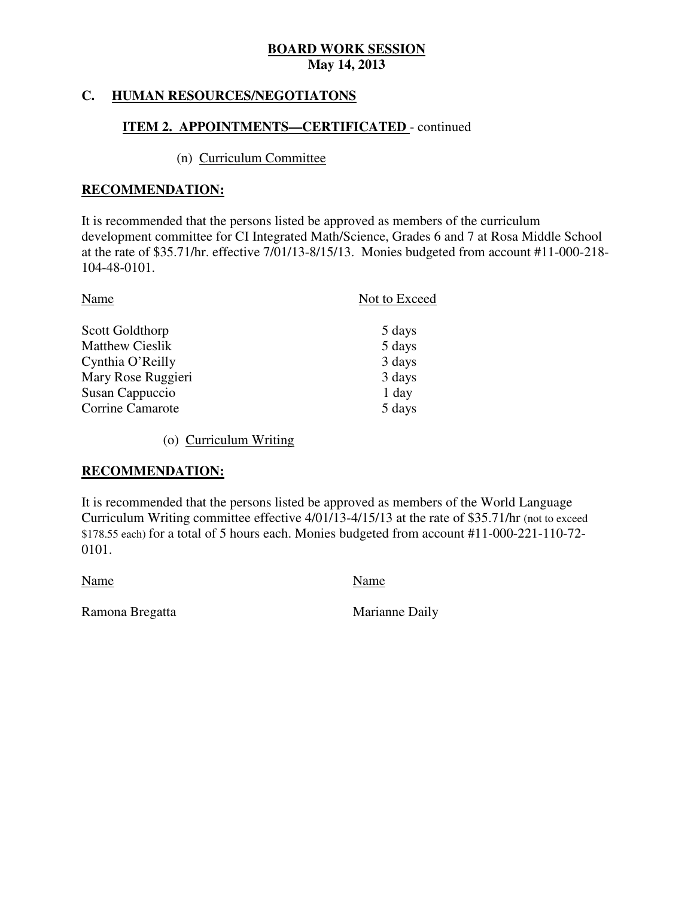**BOARD WORK SESSION**
**May 14, 2013**

## C. HUMAN RESOURCES/NEGOTIATONS

### ITEM 2. APPOINTMENTS—CERTIFICATED - continued

(n) Curriculum Committee

**RECOMMENDATION:**

It is recommended that the persons listed be approved as members of the curriculum development committee for CI Integrated Math/Science, Grades 6 and 7 at Rosa Middle School at the rate of $35.71/hr. effective 7/01/13-8/15/13. Monies budgeted from account #11-000-218-104-48-0101.

| Name | Not to Exceed |
|---|---|
| Scott Goldthorp | 5 days |
| Matthew Cieslik | 5 days |
| Cynthia O'Reilly | 3 days |
| Mary Rose Ruggieri | 3 days |
| Susan Cappuccio | 1 day |
| Corrine Camarote | 5 days |

(o) Curriculum Writing

**RECOMMENDATION:**

It is recommended that the persons listed be approved as members of the World Language Curriculum Writing committee effective 4/01/13-4/15/13 at the rate of $35.71/hr (not to exceed $178.55 each) for a total of 5 hours each. Monies budgeted from account #11-000-221-110-72-0101.

| Name | Name |
|---|---|
| Ramona Bregatta | Marianne Daily |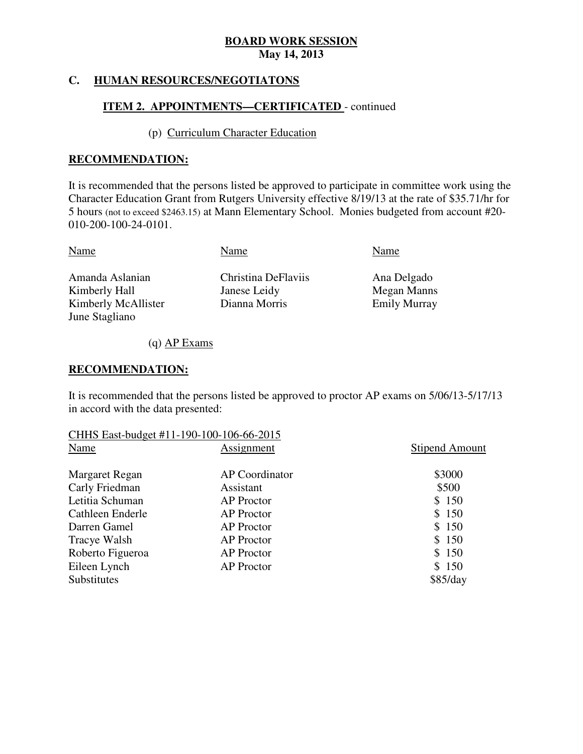# BOARD WORK SESSION
**May 14, 2013**

## C. HUMAN RESOURCES/NEGOTIATONS

### ITEM 2. APPOINTMENTS—CERTIFICATED - continued

(p) Curriculum Character Education

**RECOMMENDATION:**

It is recommended that the persons listed be approved to participate in committee work using the Character Education Grant from Rutgers University effective 8/19/13 at the rate of $35.71/hr for 5 hours (not to exceed $2463.15) at Mann Elementary School. Monies budgeted from account #20-010-200-100-24-0101.

| Name | Name | Name |
|---|---|---|
| Amanda Aslanian | Christina DeFlaviis | Ana Delgado |
| Kimberly Hall | Janese Leidy | Megan Manns |
| Kimberly McAllister | Dianna Morris | Emily Murray |
| June Stagliano | | |

(q) AP Exams

**RECOMMENDATION:**

It is recommended that the persons listed be approved to proctor AP exams on 5/06/13-5/17/13 in accord with the data presented:

CHHS East-budget #11-190-100-106-66-2015

| Name | Assignment | Stipend Amount |
|---|---|---|
| Margaret Regan | AP Coordinator | $3000 |
| Carly Friedman | Assistant | $500 |
| Letitia Schuman | AP Proctor | $ 150 |
| Cathleen Enderle | AP Proctor | $ 150 |
| Darren Gamel | AP Proctor | $ 150 |
| Tracye Walsh | AP Proctor | $ 150 |
| Roberto Figueroa | AP Proctor | $ 150 |
| Eileen Lynch | AP Proctor | $ 150 |
| Substitutes | | $85/day |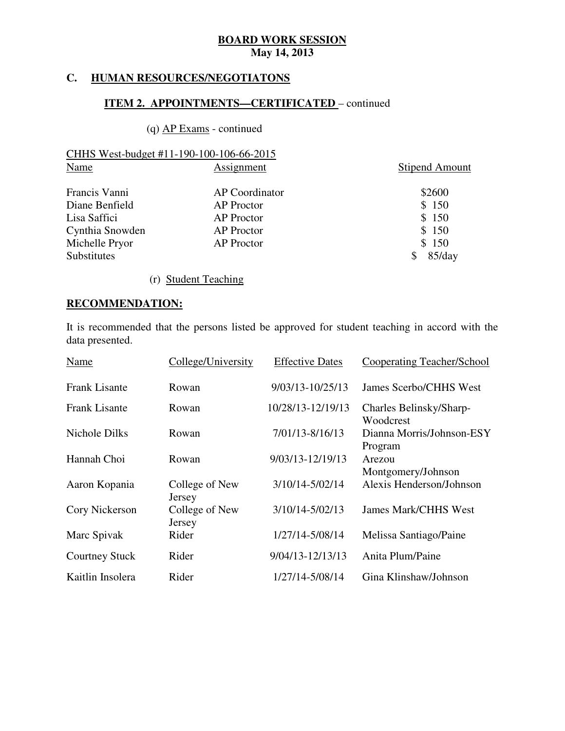**BOARD WORK SESSION**
**May 14, 2013**

## C. HUMAN RESOURCES/NEGOTIATONS

### ITEM 2. APPOINTMENTS—CERTIFICATED – continued

(q) AP Exams - continued

CHHS West-budget #11-190-100-106-66-2015

| Name | Assignment | Stipend Amount |
|---|---|---|
| Francis Vanni | AP Coordinator | $2600 |
| Diane Benfield | AP Proctor | $ 150 |
| Lisa Saffici | AP Proctor | $ 150 |
| Cynthia Snowden | AP Proctor | $ 150 |
| Michelle Pryor | AP Proctor | $ 150 |
| Substitutes | | $ 85/day |

(r) Student Teaching

**RECOMMENDATION:**

It is recommended that the persons listed be approved for student teaching in accord with the data presented.

| Name | College/University | Effective Dates | Cooperating Teacher/School |
|---|---|---|---|
| Frank Lisante | Rowan | 9/03/13-10/25/13 | James Scerbo/CHHS West |
| Frank Lisante | Rowan | 10/28/13-12/19/13 | Charles Belinsky/Sharp-Woodcrest |
| Nichole Dilks | Rowan | 7/01/13-8/16/13 | Dianna Morris/Johnson-ESY Program |
| Hannah Choi | Rowan | 9/03/13-12/19/13 | Arezou Montgomery/Johnson |
| Aaron Kopania | College of New Jersey | 3/10/14-5/02/14 | Alexis Henderson/Johnson |
| Cory Nickerson | College of New Jersey | 3/10/14-5/02/13 | James Mark/CHHS West |
| Marc Spivak | Rider | 1/27/14-5/08/14 | Melissa Santiago/Paine |
| Courtney Stuck | Rider | 9/04/13-12/13/13 | Anita Plum/Paine |
| Kaitlin Insolera | Rider | 1/27/14-5/08/14 | Gina Klinshaw/Johnson |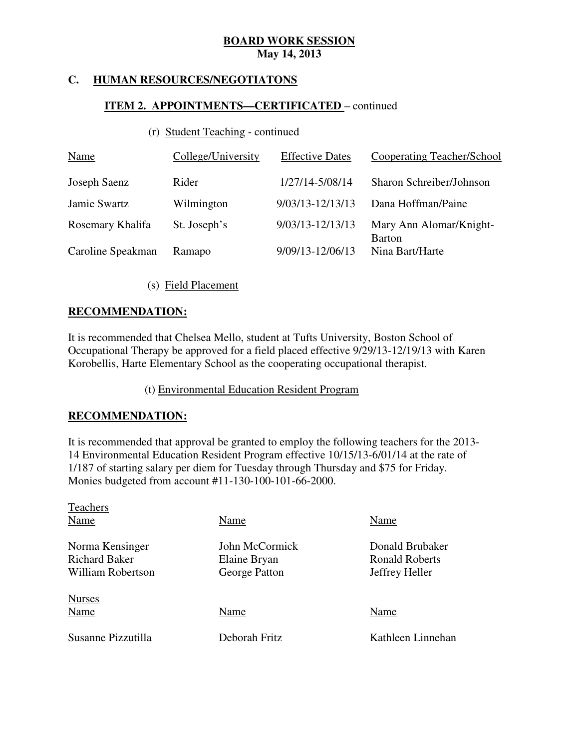**BOARD WORK SESSION**
**May 14, 2013**

## C. HUMAN RESOURCES/NEGOTIATONS

### ITEM 2. APPOINTMENTS—CERTIFICATED – continued

(r) Student Teaching - continued

| Name | College/University | Effective Dates | Cooperating Teacher/School |
|---|---|---|---|
| Joseph Saenz | Rider | 1/27/14-5/08/14 | Sharon Schreiber/Johnson |
| Jamie Swartz | Wilmington | 9/03/13-12/13/13 | Dana Hoffman/Paine |
| Rosemary Khalifa | St. Joseph's | 9/03/13-12/13/13 | Mary Ann Alomar/Knight-Barton |
| Caroline Speakman | Ramapo | 9/09/13-12/06/13 | Nina Bart/Harte |

(s) Field Placement

**RECOMMENDATION:**

It is recommended that Chelsea Mello, student at Tufts University, Boston School of Occupational Therapy be approved for a field placed effective 9/29/13-12/19/13 with Karen Korobellis, Harte Elementary School as the cooperating occupational therapist.

(t) Environmental Education Resident Program

**RECOMMENDATION:**

It is recommended that approval be granted to employ the following teachers for the 2013-14 Environmental Education Resident Program effective 10/15/13-6/01/14 at the rate of 1/187 of starting salary per diem for Tuesday through Thursday and $75 for Friday. Monies budgeted from account #11-130-100-101-66-2000.

Teachers

| Name | Name | Name |
|---|---|---|
| Norma Kensinger | John McCormick | Donald Brubaker |
| Richard Baker | Elaine Bryan | Ronald Roberts |
| William Robertson | George Patton | Jeffrey Heller |

Nurses

| Name | Name | Name |
|---|---|---|
| Susanne Pizzutilla | Deborah Fritz | Kathleen Linnehan |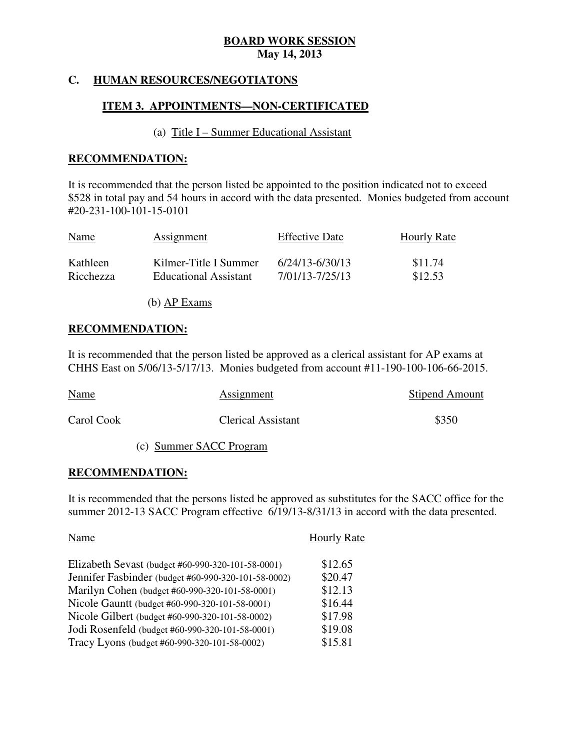**BOARD WORK SESSION**
**May 14, 2013**

## C. HUMAN RESOURCES/NEGOTIATONS

### ITEM 3. APPOINTMENTS—NON-CERTIFICATED

(a) Title I – Summer Educational Assistant

**RECOMMENDATION:**

It is recommended that the person listed be appointed to the position indicated not to exceed $528 in total pay and 54 hours in accord with the data presented. Monies budgeted from account #20-231-100-101-15-0101

| Name | Assignment | Effective Date | Hourly Rate |
|---|---|---|---|
| Kathleen Ricchezza | Kilmer-Title I Summer Educational Assistant | 6/24/13-6/30/13<br>7/01/13-7/25/13 | $11.74<br>$12.53 |

(b) AP Exams

**RECOMMENDATION:**

It is recommended that the person listed be approved as a clerical assistant for AP exams at CHHS East on 5/06/13-5/17/13. Monies budgeted from account #11-190-100-106-66-2015.

| Name | Assignment | Stipend Amount |
|---|---|---|
| Carol Cook | Clerical Assistant | $350 |

(c) Summer SACC Program

**RECOMMENDATION:**

It is recommended that the persons listed be approved as substitutes for the SACC office for the summer 2012-13 SACC Program effective 6/19/13-8/31/13 in accord with the data presented.

| Name | Hourly Rate |
|---|---|
| Elizabeth Sevast (budget #60-990-320-101-58-0001) | $12.65 |
| Jennifer Fasbinder (budget #60-990-320-101-58-0002) | $20.47 |
| Marilyn Cohen (budget #60-990-320-101-58-0001) | $12.13 |
| Nicole Gauntt (budget #60-990-320-101-58-0001) | $16.44 |
| Nicole Gilbert (budget #60-990-320-101-58-0002) | $17.98 |
| Jodi Rosenfeld (budget #60-990-320-101-58-0001) | $19.08 |
| Tracy Lyons (budget #60-990-320-101-58-0002) | $15.81 |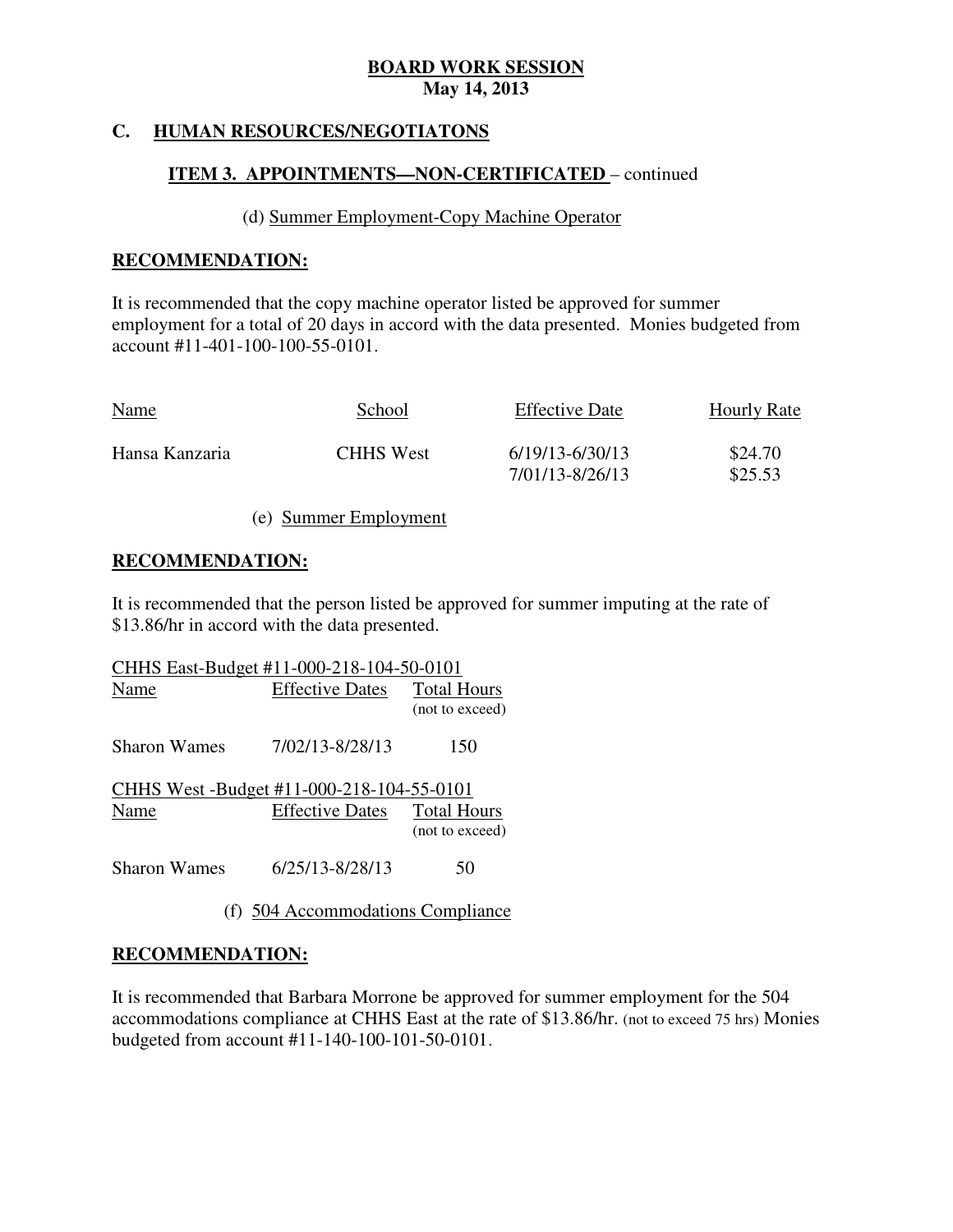**BOARD WORK SESSION**
**May 14, 2013**

## C. HUMAN RESOURCES/NEGOTIATONS

### ITEM 3. APPOINTMENTS—NON-CERTIFICATED – continued

(d) Summer Employment-Copy Machine Operator

**RECOMMENDATION:**

It is recommended that the copy machine operator listed be approved for summer employment for a total of 20 days in accord with the data presented. Monies budgeted from account #11-401-100-100-55-0101.

| Name | School | Effective Date | Hourly Rate |
|---|---|---|---|
| Hansa Kanzaria | CHHS West | 6/19/13-6/30/13 | $24.70 |
| | | 7/01/13-8/26/13 | $25.53 |

(e) Summer Employment

**RECOMMENDATION:**

It is recommended that the person listed be approved for summer imputing at the rate of $13.86/hr in accord with the data presented.

CHHS East-Budget #11-000-218-104-50-0101

| Name | Effective Dates | Total Hours (not to exceed) |
|---|---|---|
| Sharon Wames | 7/02/13-8/28/13 | 150 |

CHHS West -Budget #11-000-218-104-55-0101

| Name | Effective Dates | Total Hours (not to exceed) |
|---|---|---|
| Sharon Wames | 6/25/13-8/28/13 | 50 |

(f) 504 Accommodations Compliance

**RECOMMENDATION:**

It is recommended that Barbara Morrone be approved for summer employment for the 504 accommodations compliance at CHHS East at the rate of $13.86/hr. (not to exceed 75 hrs) Monies budgeted from account #11-140-100-101-50-0101.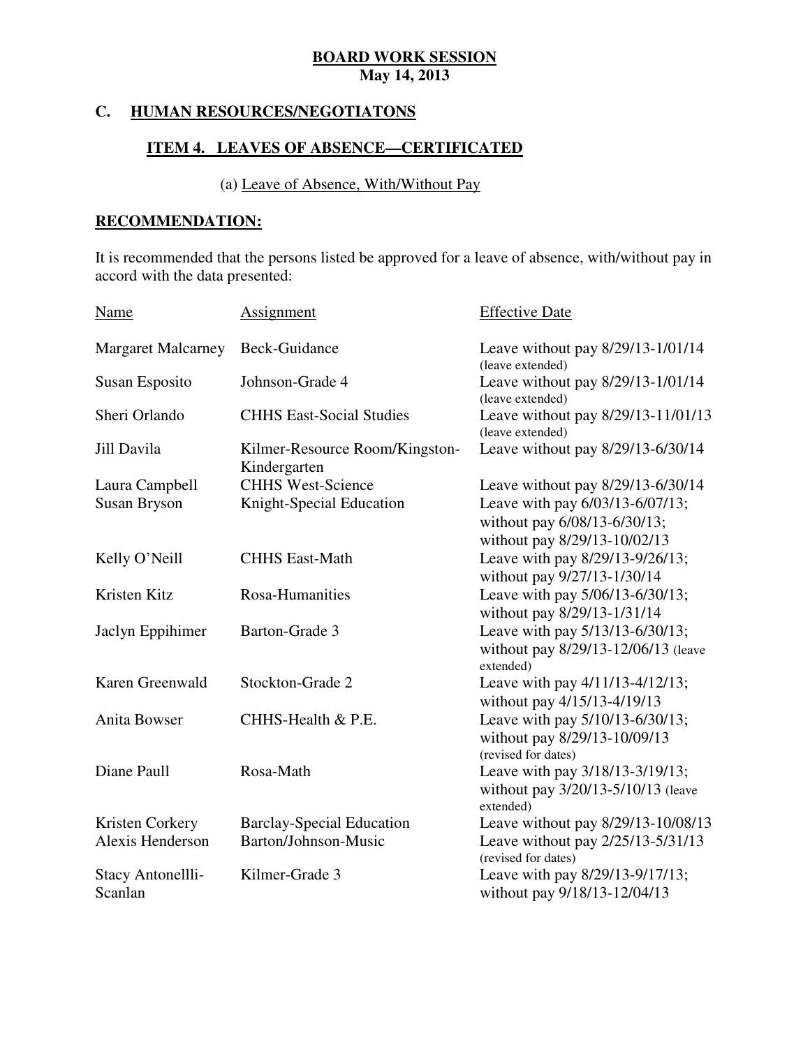**BOARD WORK SESSION**
**May 14, 2013**

## C. HUMAN RESOURCES/NEGOTIATONS

### ITEM 4. LEAVES OF ABSENCE—CERTIFICATED

(a) Leave of Absence, With/Without Pay

**RECOMMENDATION:**

It is recommended that the persons listed be approved for a leave of absence, with/without pay in accord with the data presented:

| Name | Assignment | Effective Date |
|---|---|---|
| Margaret Malcarney | Beck-Guidance | Leave without pay 8/29/13-1/01/14 (leave extended) |
| Susan Esposito | Johnson-Grade 4 | Leave without pay 8/29/13-1/01/14 (leave extended) |
| Sheri Orlando | CHHS East-Social Studies | Leave without pay 8/29/13-11/01/13 (leave extended) |
| Jill Davila | Kilmer-Resource Room/Kingston-Kindergarten | Leave without pay 8/29/13-6/30/14 |
| Laura Campbell | CHHS West-Science | Leave without pay 8/29/13-6/30/14 |
| Susan Bryson | Knight-Special Education | Leave with pay 6/03/13-6/07/13; without pay 6/08/13-6/30/13; without pay 8/29/13-10/02/13 |
| Kelly O'Neill | CHHS East-Math | Leave with pay 8/29/13-9/26/13; without pay 9/27/13-1/30/14 |
| Kristen Kitz | Rosa-Humanities | Leave with pay 5/06/13-6/30/13; without pay 8/29/13-1/31/14 |
| Jaclyn Eppihimer | Barton-Grade 3 | Leave with pay 5/13/13-6/30/13; without pay 8/29/13-12/06/13 (leave extended) |
| Karen Greenwald | Stockton-Grade 2 | Leave with pay 4/11/13-4/12/13; without pay 4/15/13-4/19/13 |
| Anita Bowser | CHHS-Health & P.E. | Leave with pay 5/10/13-6/30/13; without pay 8/29/13-10/09/13 (revised for dates) |
| Diane Paull | Rosa-Math | Leave with pay 3/18/13-3/19/13; without pay 3/20/13-5/10/13 (leave extended) |
| Kristen Corkery | Barclay-Special Education | Leave without pay 8/29/13-10/08/13 |
| Alexis Henderson | Barton/Johnson-Music | Leave without pay 2/25/13-5/31/13 (revised for dates) |
| Stacy Antonellli-Scanlan | Kilmer-Grade 3 | Leave with pay 8/29/13-9/17/13; without pay 9/18/13-12/04/13 |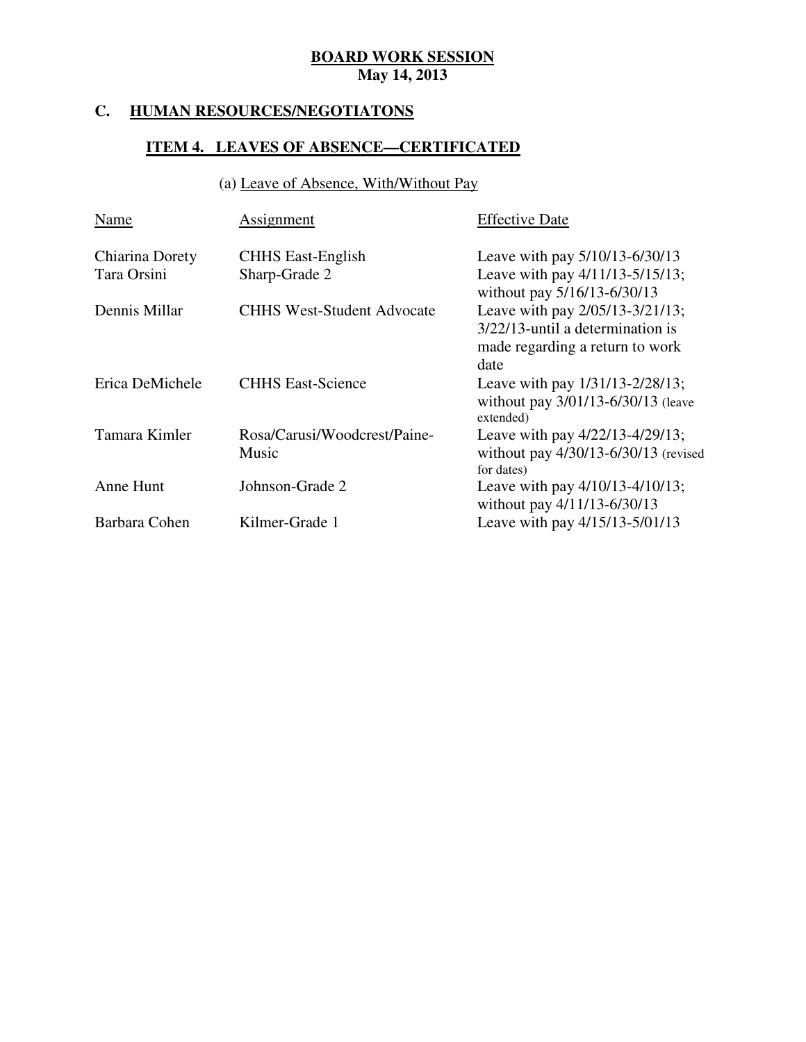# BOARD WORK SESSION
**May 14, 2013**

## C. HUMAN RESOURCES/NEGOTIATONS

### ITEM 4. LEAVES OF ABSENCE—CERTIFICATED

(a) Leave of Absence, With/Without Pay

| Name | Assignment | Effective Date |
|---|---|---|
| Chiarina Dorety | CHHS East-English | Leave with pay 5/10/13-6/30/13 |
| Tara Orsini | Sharp-Grade 2 | Leave with pay 4/11/13-5/15/13; without pay 5/16/13-6/30/13 |
| Dennis Millar | CHHS West-Student Advocate | Leave with pay 2/05/13-3/21/13; 3/22/13-until a determination is made regarding a return to work date |
| Erica DeMichele | CHHS East-Science | Leave with pay 1/31/13-2/28/13; without pay 3/01/13-6/30/13 (leave extended) |
| Tamara Kimler | Rosa/Carusi/Woodcrest/Paine-Music | Leave with pay 4/22/13-4/29/13; without pay 4/30/13-6/30/13 (revised for dates) |
| Anne Hunt | Johnson-Grade 2 | Leave with pay 4/10/13-4/10/13; without pay 4/11/13-6/30/13 |
| Barbara Cohen | Kilmer-Grade 1 | Leave with pay 4/15/13-5/01/13 |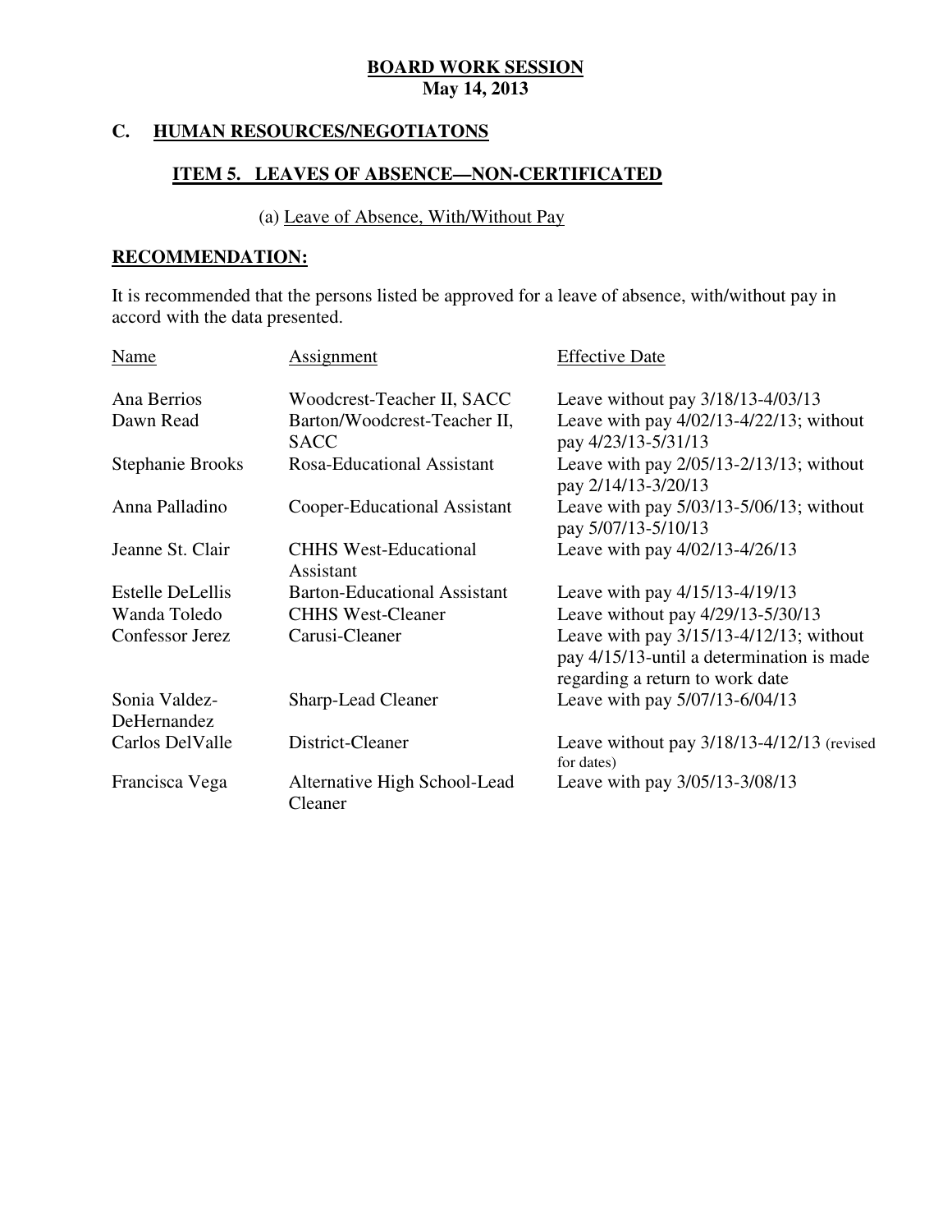**BOARD WORK SESSION**
**May 14, 2013**

## C. HUMAN RESOURCES/NEGOTIATONS

### ITEM 5. LEAVES OF ABSENCE—NON-CERTIFICATED

(a) Leave of Absence, With/Without Pay

**RECOMMENDATION:**

It is recommended that the persons listed be approved for a leave of absence, with/without pay in accord with the data presented.

| Name | Assignment | Effective Date |
|---|---|---|
| Ana Berrios | Woodcrest-Teacher II, SACC | Leave without pay 3/18/13-4/03/13 |
| Dawn Read | Barton/Woodcrest-Teacher II, SACC | Leave with pay 4/02/13-4/22/13; without pay 4/23/13-5/31/13 |
| Stephanie Brooks | Rosa-Educational Assistant | Leave with pay 2/05/13-2/13/13; without pay 2/14/13-3/20/13 |
| Anna Palladino | Cooper-Educational Assistant | Leave with pay 5/03/13-5/06/13; without pay 5/07/13-5/10/13 |
| Jeanne St. Clair | CHHS West-Educational Assistant | Leave with pay 4/02/13-4/26/13 |
| Estelle DeLellis | Barton-Educational Assistant | Leave with pay 4/15/13-4/19/13 |
| Wanda Toledo | CHHS West-Cleaner | Leave without pay 4/29/13-5/30/13 |
| Confessor Jerez | Carusi-Cleaner | Leave with pay 3/15/13-4/12/13; without pay 4/15/13-until a determination is made regarding a return to work date |
| Sonia Valdez-DeHernandez | Sharp-Lead Cleaner | Leave with pay 5/07/13-6/04/13 |
| Carlos DelValle | District-Cleaner | Leave without pay 3/18/13-4/12/13 (revised for dates) |
| Francisca Vega | Alternative High School-Lead Cleaner | Leave with pay 3/05/13-3/08/13 |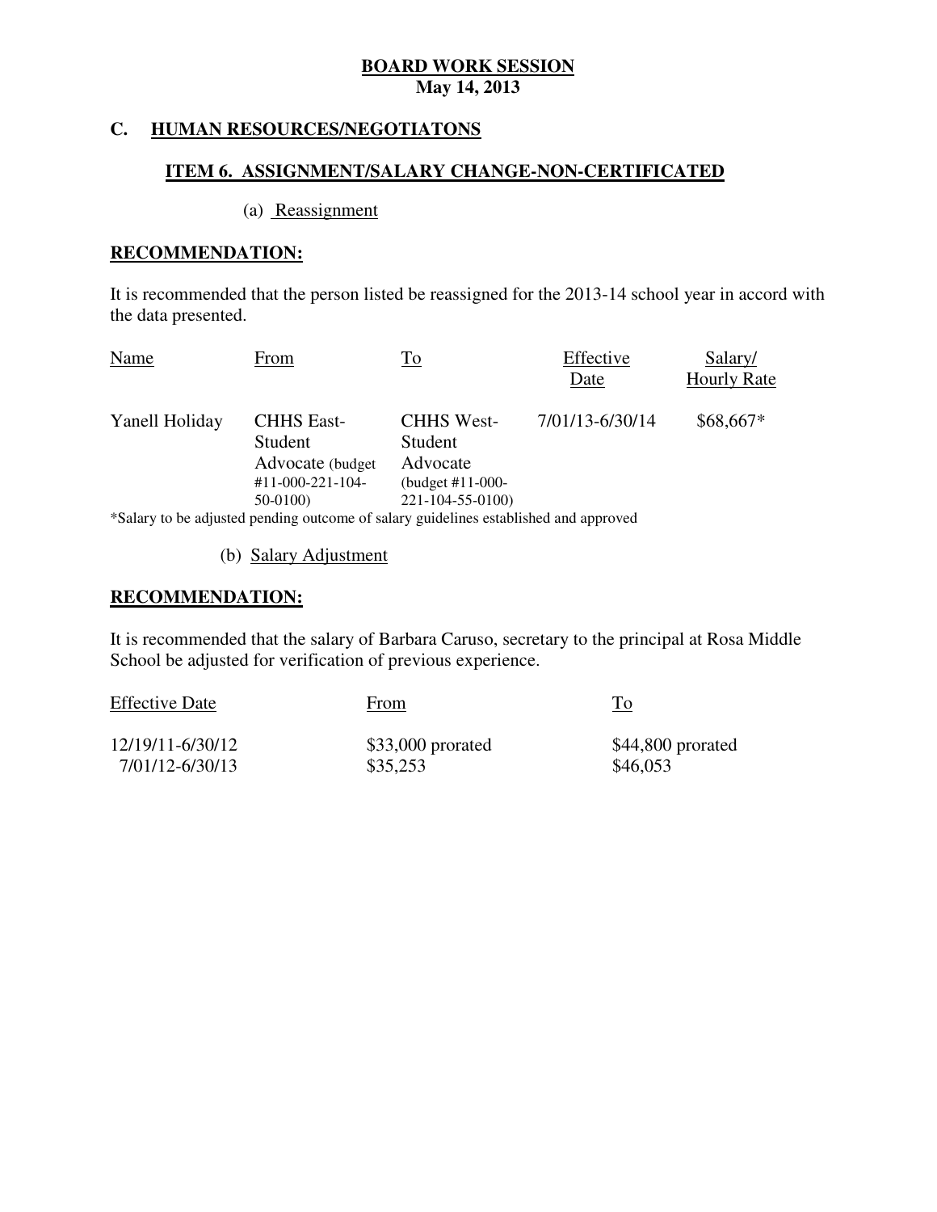# BOARD WORK SESSION
## May 14, 2013

## C. HUMAN RESOURCES/NEGOTIATONS

### ITEM 6. ASSIGNMENT/SALARY CHANGE-NON-CERTIFICATED

(a) Reassignment

**RECOMMENDATION:**

It is recommended that the person listed be reassigned for the 2013-14 school year in accord with the data presented.

| Name | From | To | Effective Date | Salary/ Hourly Rate |
|---|---|---|---|---|
| Yanell Holiday | CHHS East-Student Advocate (budget #11-000-221-104-50-0100) | CHHS West-Student Advocate (budget #11-000-221-104-55-0100) | 7/01/13-6/30/14 | $68,667* |

*Salary to be adjusted pending outcome of salary guidelines established and approved

(b) Salary Adjustment

**RECOMMENDATION:**

It is recommended that the salary of Barbara Caruso, secretary to the principal at Rosa Middle School be adjusted for verification of previous experience.

| Effective Date | From | To |
|---|---|---|
| 12/19/11-6/30/12 | $33,000 prorated | $44,800 prorated |
| 7/01/12-6/30/13 | $35,253 | $46,053 |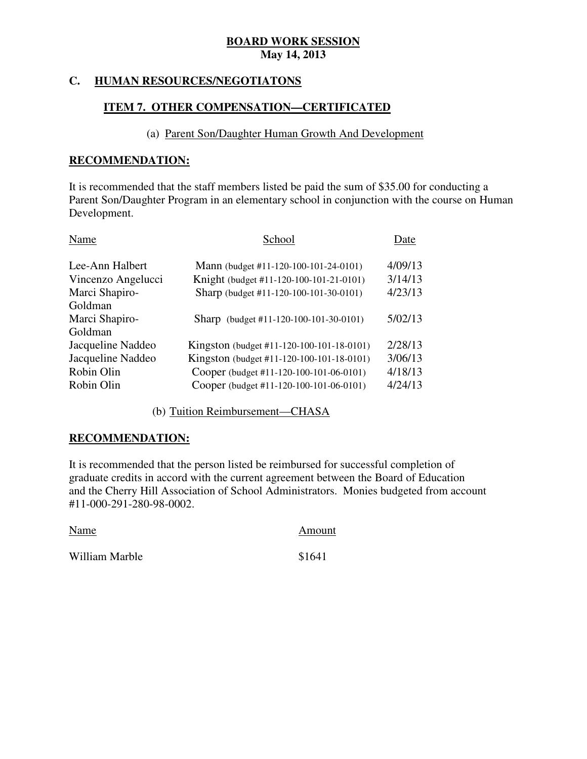**BOARD WORK SESSION**
**May 14, 2013**

## C. HUMAN RESOURCES/NEGOTIATONS

### ITEM 7. OTHER COMPENSATION—CERTIFICATED

(a) Parent Son/Daughter Human Growth And Development

**RECOMMENDATION:**

It is recommended that the staff members listed be paid the sum of $35.00 for conducting a Parent Son/Daughter Program in an elementary school in conjunction with the course on Human Development.

| Name | School | Date |
|---|---|---|
| Lee-Ann Halbert | Mann (budget #11-120-100-101-24-0101) | 4/09/13 |
| Vincenzo Angelucci | Knight (budget #11-120-100-101-21-0101) | 3/14/13 |
| Marci Shapiro-Goldman | Sharp (budget #11-120-100-101-30-0101) | 4/23/13 |
| Marci Shapiro-Goldman | Sharp (budget #11-120-100-101-30-0101) | 5/02/13 |
| Jacqueline Naddeo | Kingston (budget #11-120-100-101-18-0101) | 2/28/13 |
| Jacqueline Naddeo | Kingston (budget #11-120-100-101-18-0101) | 3/06/13 |
| Robin Olin | Cooper (budget #11-120-100-101-06-0101) | 4/18/13 |
| Robin Olin | Cooper (budget #11-120-100-101-06-0101) | 4/24/13 |

(b) Tuition Reimbursement—CHASA

**RECOMMENDATION:**

It is recommended that the person listed be reimbursed for successful completion of graduate credits in accord with the current agreement between the Board of Education and the Cherry Hill Association of School Administrators. Monies budgeted from account #11-000-291-280-98-0002.

| Name | Amount |
|---|---|
| William Marble | $1641 |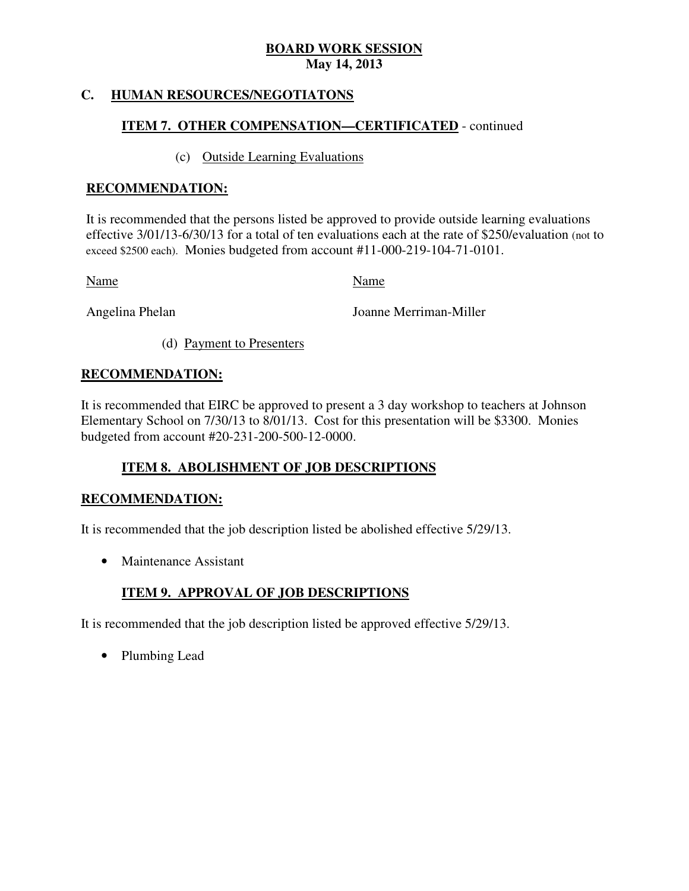**BOARD WORK SESSION**
**May 14, 2013**

## C. HUMAN RESOURCES/NEGOTIATONS

### ITEM 7. OTHER COMPENSATION—CERTIFICATED - continued

(c) Outside Learning Evaluations

**RECOMMENDATION:**

It is recommended that the persons listed be approved to provide outside learning evaluations effective 3/01/13-6/30/13 for a total of ten evaluations each at the rate of $250/evaluation (not to exceed $2500 each). Monies budgeted from account #11-000-219-104-71-0101.

| Name | Name |
|---|---|
| Angelina Phelan | Joanne Merriman-Miller |

(d) Payment to Presenters

**RECOMMENDATION:**

It is recommended that EIRC be approved to present a 3 day workshop to teachers at Johnson Elementary School on 7/30/13 to 8/01/13. Cost for this presentation will be $3300. Monies budgeted from account #20-231-200-500-12-0000.

### ITEM 8. ABOLISHMENT OF JOB DESCRIPTIONS

**RECOMMENDATION:**

It is recommended that the job description listed be abolished effective 5/29/13.

- Maintenance Assistant

### ITEM 9. APPROVAL OF JOB DESCRIPTIONS

It is recommended that the job description listed be approved effective 5/29/13.

- Plumbing Lead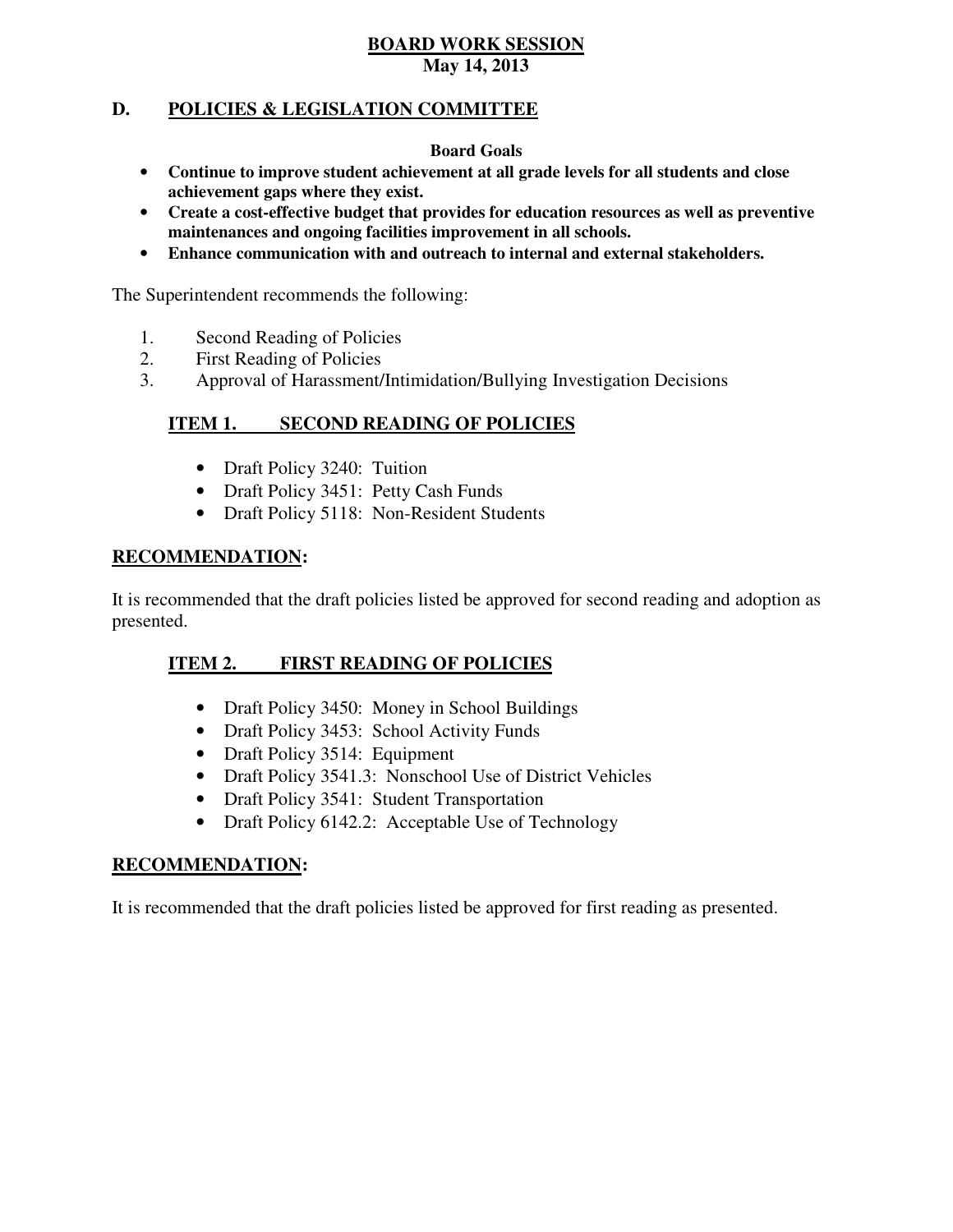**BOARD WORK SESSION**
**May 14, 2013**

## D. POLICIES & LEGISLATION COMMITTEE

**Board Goals**

- **Continue to improve student achievement at all grade levels for all students and close achievement gaps where they exist.**
- **Create a cost-effective budget that provides for education resources as well as preventive maintenances and ongoing facilities improvement in all schools.**
- **Enhance communication with and outreach to internal and external stakeholders.**

The Superintendent recommends the following:

1. Second Reading of Policies
2. First Reading of Policies
3. Approval of Harassment/Intimidation/Bullying Investigation Decisions

### ITEM 1. SECOND READING OF POLICIES

- Draft Policy 3240: Tuition
- Draft Policy 3451: Petty Cash Funds
- Draft Policy 5118: Non-Resident Students

**RECOMMENDATION:**

It is recommended that the draft policies listed be approved for second reading and adoption as presented.

### ITEM 2. FIRST READING OF POLICIES

- Draft Policy 3450: Money in School Buildings
- Draft Policy 3453: School Activity Funds
- Draft Policy 3514: Equipment
- Draft Policy 3541.3: Nonschool Use of District Vehicles
- Draft Policy 3541: Student Transportation
- Draft Policy 6142.2: Acceptable Use of Technology

**RECOMMENDATION:**

It is recommended that the draft policies listed be approved for first reading as presented.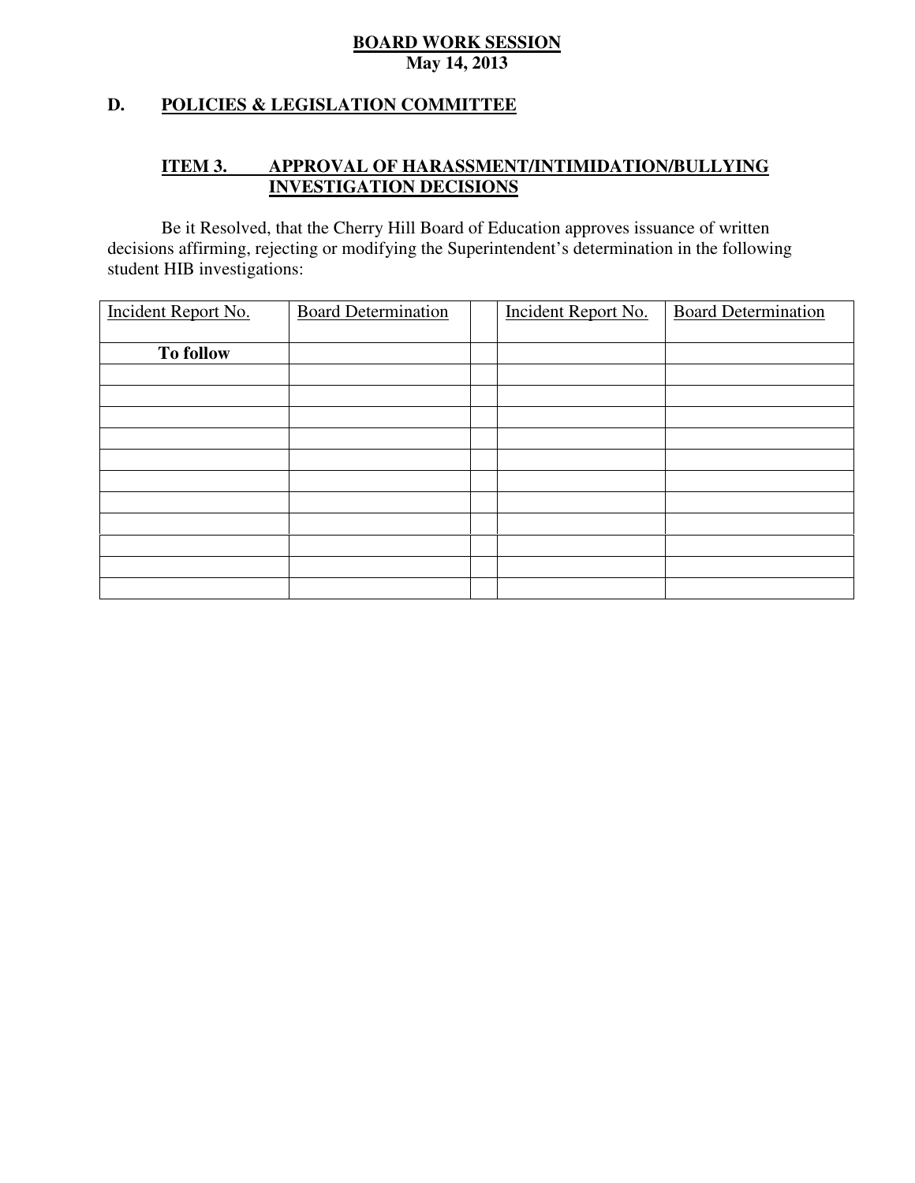**BOARD WORK SESSION**
**May 14, 2013**

## D. POLICIES & LEGISLATION COMMITTEE

### ITEM 3. APPROVAL OF HARASSMENT/INTIMIDATION/BULLYING INVESTIGATION DECISIONS

Be it Resolved, that the Cherry Hill Board of Education approves issuance of written decisions affirming, rejecting or modifying the Superintendent's determination in the following student HIB investigations:

| Incident Report No. | Board Determination | | Incident Report No. | Board Determination |
|---|---|---|---|---|
| **To follow** | | | | |
| | | | | |
| | | | | |
| | | | | |
| | | | | |
| | | | | |
| | | | | |
| | | | | |
| | | | | |
| | | | | |
| | | | | |
| | | | | |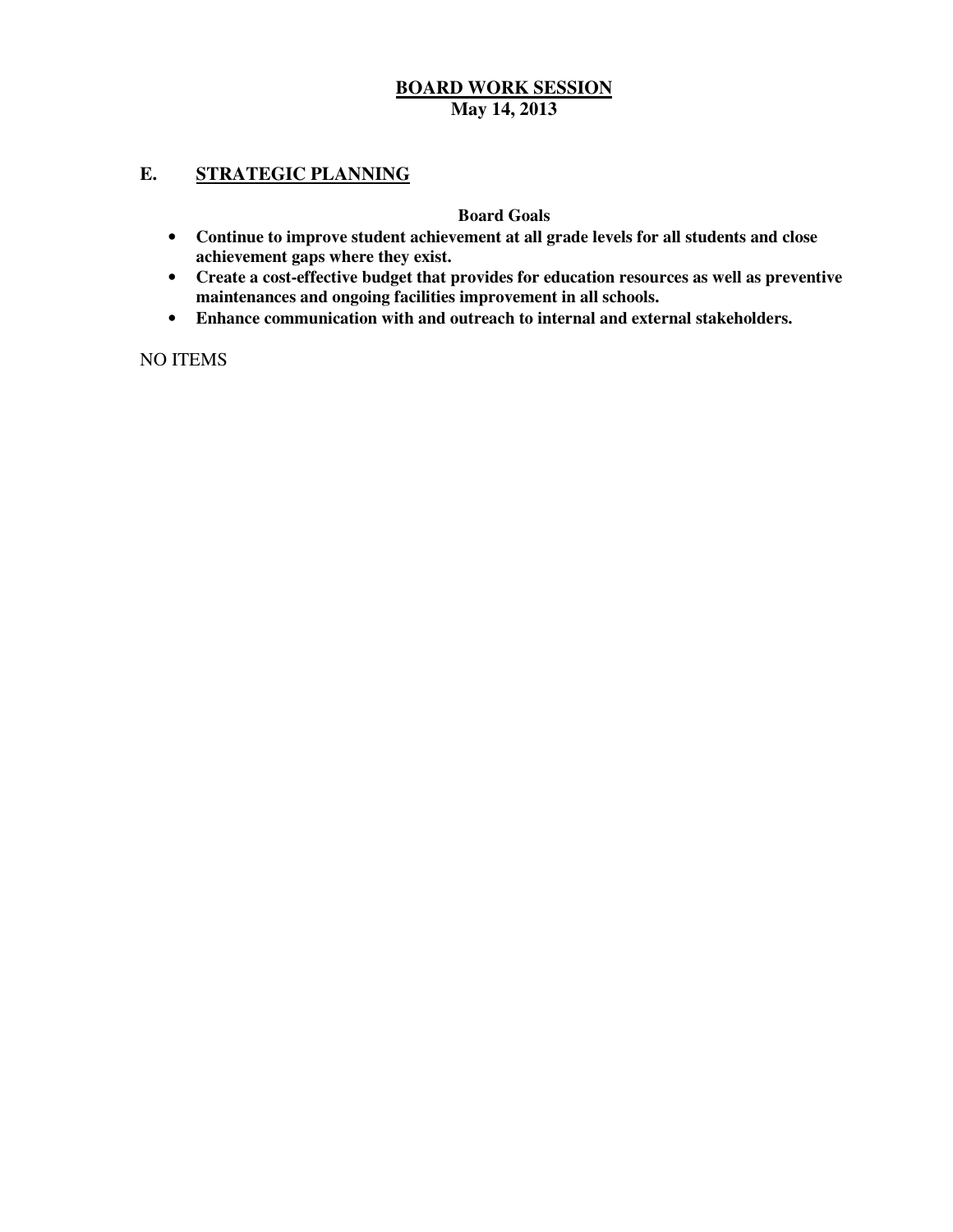**BOARD WORK SESSION**
**May 14, 2013**

## E. STRATEGIC PLANNING

**Board Goals**

- **Continue to improve student achievement at all grade levels for all students and close achievement gaps where they exist.**
- **Create a cost-effective budget that provides for education resources as well as preventive maintenances and ongoing facilities improvement in all schools.**
- **Enhance communication with and outreach to internal and external stakeholders.**

NO ITEMS